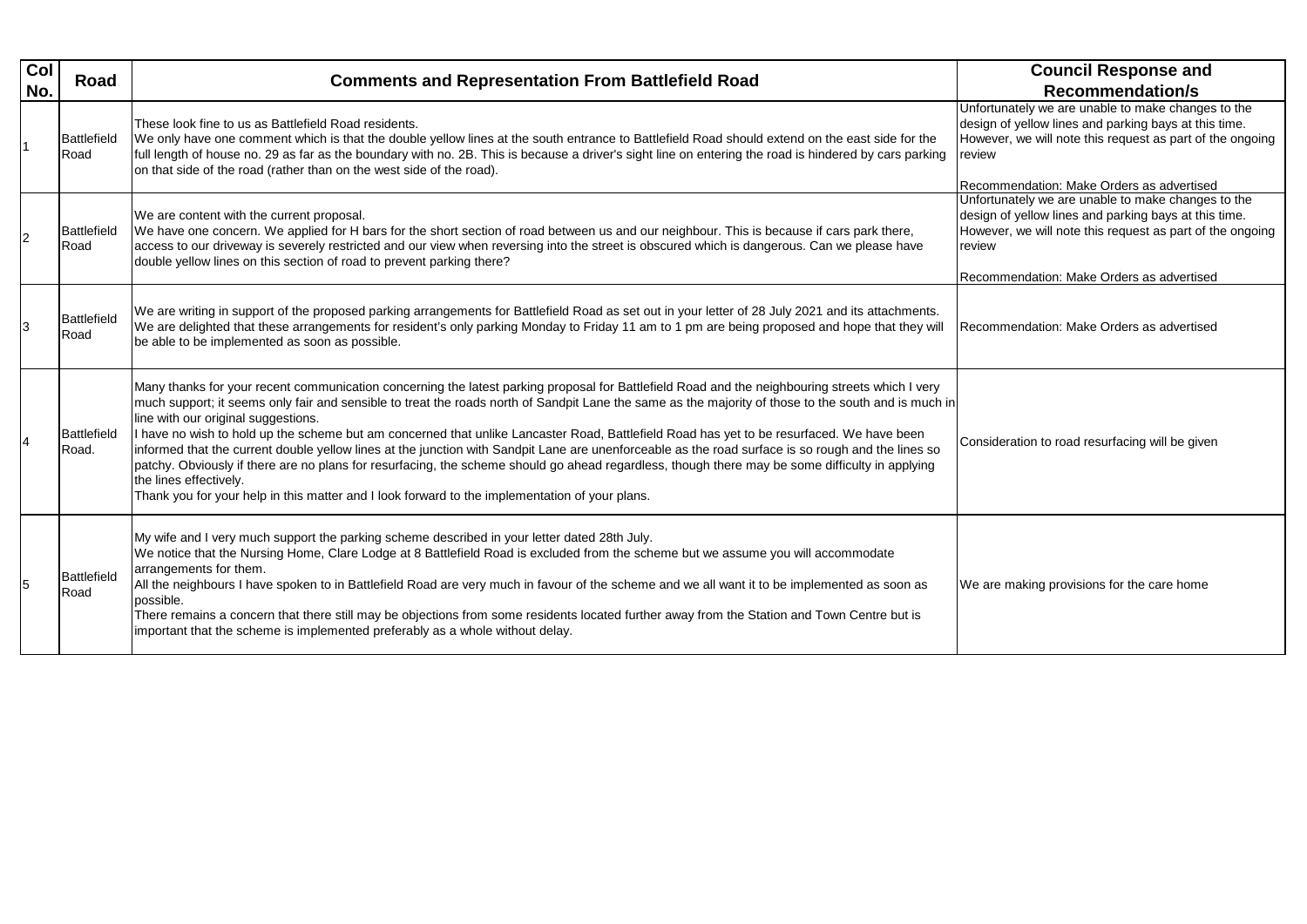| Col No. | Road | Comments and Representation From Battlefield Road | Council Response and Recommendation/s |
| --- | --- | --- | --- |
| 1 | Battlefield Road | These look fine to us as Battlefield Road residents.<br>We only have one comment which is that the double yellow lines at the south entrance to Battlefield Road should extend on the east side for the full length of house no. 29 as far as the boundary with no. 2B. This is because a driver's sight line on entering the road is hindered by cars parking on that side of the road (rather than on the west side of the road). | Unfortunately we are unable to make changes to the design of yellow lines and parking bays at this time. However, we will note this request as part of the ongoing review<br><br>Recommendation: Make Orders as advertised |
| 2 | Battlefield Road | We are content with the current proposal.<br>We have one concern. We applied for H bars for the short section of road between us and our neighbour. This is because if cars park there, access to our driveway is severely restricted and our view when reversing into the street is obscured which is dangerous. Can we please have double yellow lines on this section of road to prevent parking there? | Unfortunately we are unable to make changes to the design of yellow lines and parking bays at this time. However, we will note this request as part of the ongoing review<br><br>Recommendation: Make Orders as advertised |
| 3 | Battlefield Road | We are writing in support of the proposed parking arrangements for Battlefield Road as set out in your letter of 28 July 2021 and its attachments. We are delighted that these arrangements for resident's only parking Monday to Friday 11 am to 1 pm are being proposed and hope that they will be able to be implemented as soon as possible. | Recommendation: Make Orders as advertised |
| 4 | Battlefield Road. | Many thanks for your recent communication concerning the latest parking proposal for Battlefield Road and the neighbouring streets which I very much support; it seems only fair and sensible to treat the roads north of Sandpit Lane the same as the majority of those to the south and is much in line with our original suggestions.<br>I have no wish to hold up the scheme but am concerned that unlike Lancaster Road, Battlefield Road has yet to be resurfaced. We have been informed that the current double yellow lines at the junction with Sandpit Lane are unenforceable as the road surface is so rough and the lines so patchy. Obviously if there are no plans for resurfacing, the scheme should go ahead regardless, though there may be some difficulty in applying the lines effectively.<br>Thank you for your help in this matter and I look forward to the implementation of your plans. | Consideration to road resurfacing will be given |
| 5 | Battlefield Road | My wife and I very much support the parking scheme described in your letter dated 28th July.<br>We notice that the Nursing Home, Clare Lodge at 8 Battlefield Road is excluded from the scheme but we assume you will accommodate arrangements for them.<br>All the neighbours I have spoken to in Battlefield Road are very much in favour of the scheme and we all want it to be implemented as soon as possible.<br>There remains a concern that there still may be objections from some residents located further away from the Station and Town Centre but is important that the scheme is implemented preferably as a whole without delay. | We are making provisions for the care home |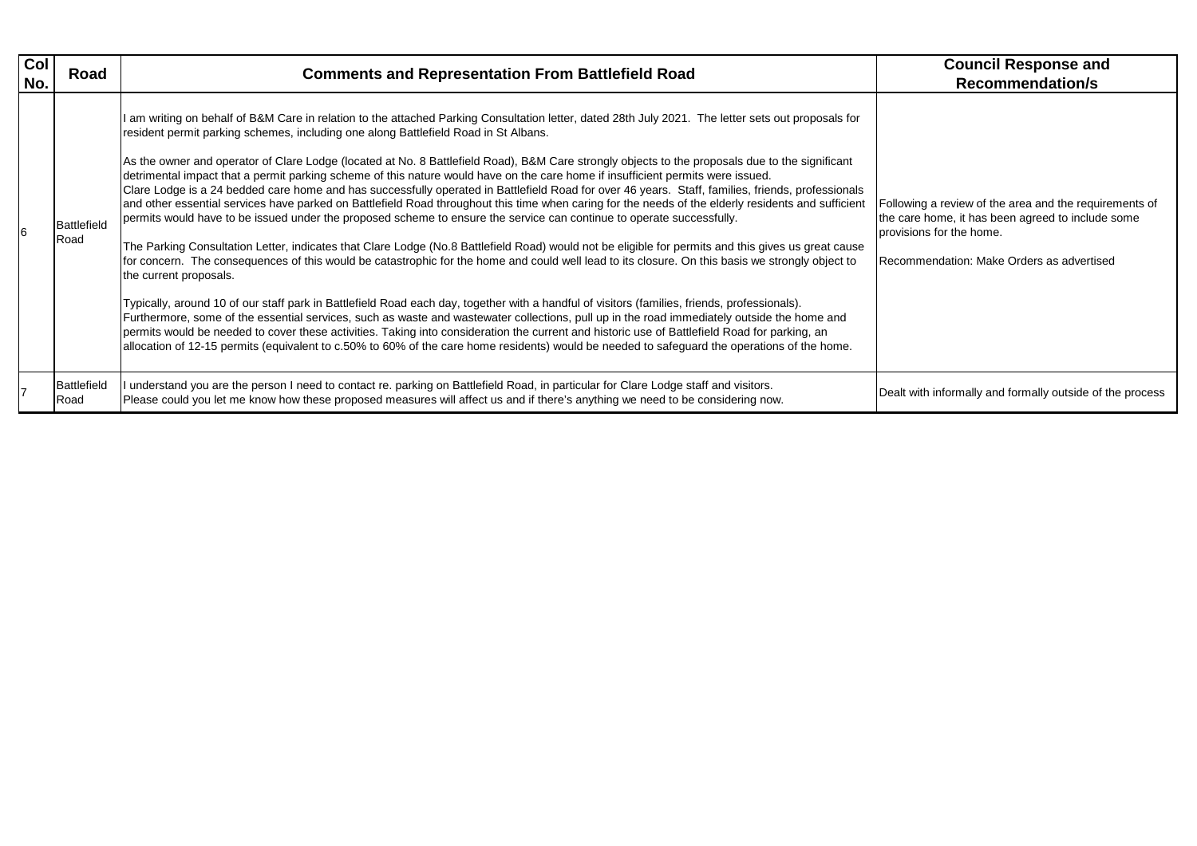| Col No. | Road | Comments and Representation From Battlefield Road | Council Response and Recommendation/s |
|---|---|---|---|
| 6 | Battlefield Road | I am writing on behalf of B&M Care in relation to the attached Parking Consultation letter, dated 28th July 2021. The letter sets out proposals for resident permit parking schemes, including one along Battlefield Road in St Albans.<br><br>As the owner and operator of Clare Lodge (located at No. 8 Battlefield Road), B&M Care strongly objects to the proposals due to the significant detrimental impact that a permit parking scheme of this nature would have on the care home if insufficient permits were issued.<br>Clare Lodge is a 24 bedded care home and has successfully operated in Battlefield Road for over 46 years. Staff, families, friends, professionals and other essential services have parked on Battlefield Road throughout this time when caring for the needs of the elderly residents and sufficient permits would have to be issued under the proposed scheme to ensure the service can continue to operate successfully.<br><br>The Parking Consultation Letter, indicates that Clare Lodge (No.8 Battlefield Road) would not be eligible for permits and this gives us great cause for concern. The consequences of this would be catastrophic for the home and could well lead to its closure. On this basis we strongly object to the current proposals.<br><br>Typically, around 10 of our staff park in Battlefield Road each day, together with a handful of visitors (families, friends, professionals).<br>Furthermore, some of the essential services, such as waste and wastewater collections, pull up in the road immediately outside the home and permits would be needed to cover these activities. Taking into consideration the current and historic use of Battlefield Road for parking, an allocation of 12-15 permits (equivalent to c.50% to 60% of the care home residents) would be needed to safeguard the operations of the home. | Following a review of the area and the requirements of the care home, it has been agreed to include some provisions for the home.<br><br>Recommendation: Make Orders as advertised |
| 7 | Battlefield Road | I understand you are the person I need to contact re. parking on Battlefield Road, in particular for Clare Lodge staff and visitors.<br>Please could you let me know how these proposed measures will affect us and if there's anything we need to be considering now. | Dealt with informally and formally outside of the process |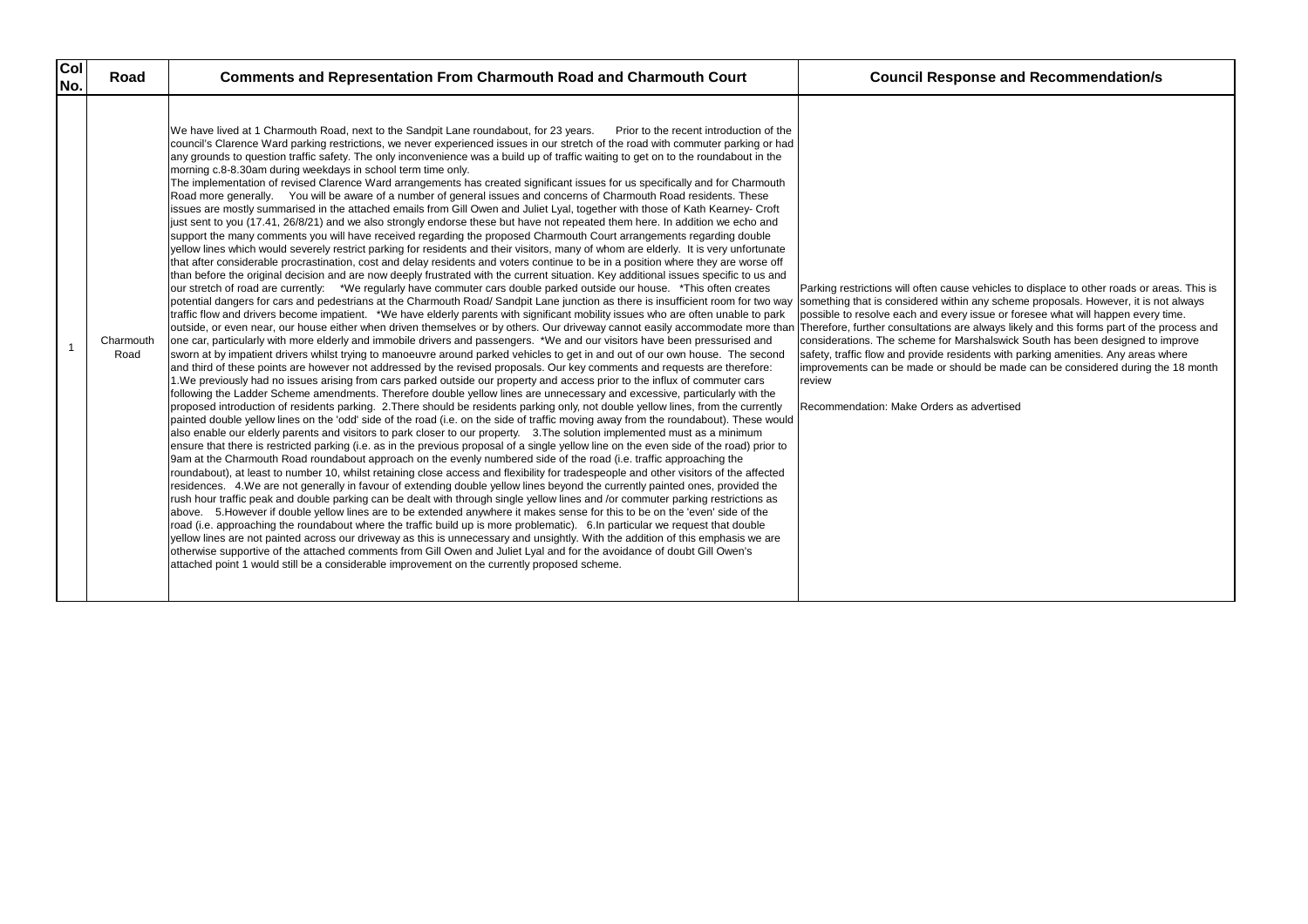| Col No. | Road | Comments and Representation From Charmouth Road and Charmouth Court | Council Response and Recommendation/s |
|---|---|---|---|
| 1 | Charmouth Road | We have lived at 1 Charmouth Road, next to the Sandpit Lane roundabout, for 23 years. Prior to the recent introduction of the council's Clarence Ward parking restrictions, we never experienced issues in our stretch of the road with commuter parking or had any grounds to question traffic safety. The only inconvenience was a build up of traffic waiting to get on to the roundabout in the morning c.8-8.30am during weekdays in school term time only.<br>The implementation of revised Clarence Ward arrangements has created significant issues for us specifically and for Charmouth Road more generally. You will be aware of a number of general issues and concerns of Charmouth Road residents. These issues are mostly summarised in the attached emails from Gill Owen and Juliet Lyal, together with those of Kath Kearney- Croft just sent to you (17.41, 26/8/21) and we also strongly endorse these but have not repeated them here. In addition we echo and support the many comments you will have received regarding the proposed Charmouth Court arrangements regarding double yellow lines which would severely restrict parking for residents and their visitors, many of whom are elderly. It is very unfortunate that after considerable procrastination, cost and delay residents and voters continue to be in a position where they are worse off than before the original decision and are now deeply frustrated with the current situation. Key additional issues specific to us and our stretch of road are currently: *We regularly have commuter cars double parked outside our house. *This often creates potential dangers for cars and pedestrians at the Charmouth Road/ Sandpit Lane junction as there is insufficient room for two way traffic flow and drivers become impatient. *We have elderly parents with significant mobility issues who are often unable to park outside, or even near, our house either when driven themselves or by others. Our driveway cannot easily accommodate more than one car, particularly with more elderly and immobile drivers and passengers. *We and our visitors have been pressurised and sworn at by impatient drivers whilst trying to manoeuvre around parked vehicles to get in and out of our own house. The second and third of these points are however not addressed by the revised proposals. Our key comments and requests are therefore:<br>1.We previously had no issues arising from cars parked outside our property and access prior to the influx of commuter cars following the Ladder Scheme amendments. Therefore double yellow lines are unnecessary and excessive, particularly with the proposed introduction of residents parking. 2.There should be residents parking only, not double yellow lines, from the currently painted double yellow lines on the 'odd' side of the road (i.e. on the side of traffic moving away from the roundabout). These would also enable our elderly parents and visitors to park closer to our property. 3.The solution implemented must as a minimum ensure that there is restricted parking (i.e. as in the previous proposal of a single yellow line on the even side of the road) prior to 9am at the Charmouth Road roundabout approach on the evenly numbered side of the road (i.e. traffic approaching the roundabout), at least to number 10, whilst retaining close access and flexibility for tradespeople and other visitors of the affected residences. 4.We are not generally in favour of extending double yellow lines beyond the currently painted ones, provided the rush hour traffic peak and double parking can be dealt with through single yellow lines and /or commuter parking restrictions as above. 5.However if double yellow lines are to be extended anywhere it makes sense for this to be on the 'even' side of the road (i.e. approaching the roundabout where the traffic build up is more problematic). 6.In particular we request that double yellow lines are not painted across our driveway as this is unnecessary and unsightly. With the addition of this emphasis we are otherwise supportive of the attached comments from Gill Owen and Juliet Lyal and for the avoidance of doubt Gill Owen's attached point 1 would still be a considerable improvement on the currently proposed scheme. | Parking restrictions will often cause vehicles to displace to other roads or areas. This is something that is considered within any scheme proposals. However, it is not always possible to resolve each and every issue or foresee what will happen every time. Therefore, further consultations are always likely and this forms part of the process and considerations. The scheme for Marshalswick South has been designed to improve safety, traffic flow and provide residents with parking amenities. Any areas where improvements can be made or should be made can be considered during the 18 month review<br><br>Recommendation: Make Orders as advertised |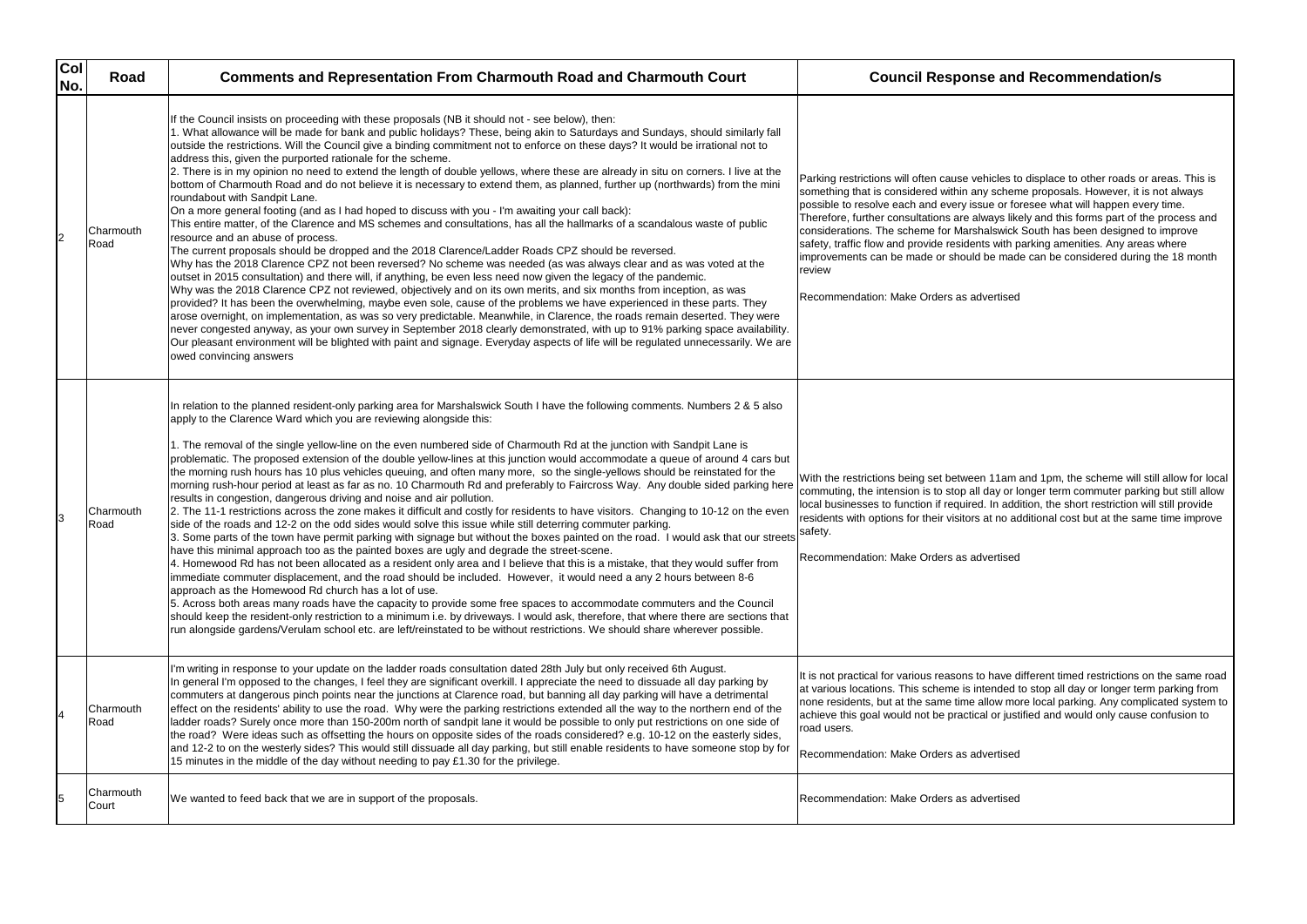| Col No. | Road | Comments and Representation From Charmouth Road and Charmouth Court | Council Response and Recommendation/s |
|---|---|---|---|
| 2 | Charmouth Road | If the Council insists on proceeding with these proposals (NB it should not - see below), then:<br>1. What allowance will be made for bank and public holidays? These, being akin to Saturdays and Sundays, should similarly fall outside the restrictions. Will the Council give a binding commitment not to enforce on these days? It would be irrational not to address this, given the purported rationale for the scheme.<br>2. There is in my opinion no need to extend the length of double yellows, where these are already in situ on corners. I live at the bottom of Charmouth Road and do not believe it is necessary to extend them, as planned, further up (northwards) from the mini roundabout with Sandpit Lane.<br>On a more general footing (and as I had hoped to discuss with you - I'm awaiting your call back):<br>This entire matter, of the Clarence and MS schemes and consultations, has all the hallmarks of a scandalous waste of public resource and an abuse of process.<br>The current proposals should be dropped and the 2018 Clarence/Ladder Roads CPZ should be reversed.<br>Why has the 2018 Clarence CPZ not been reversed? No scheme was needed (as was always clear and as was voted at the outset in 2015 consultation) and there will, if anything, be even less need now given the legacy of the pandemic.<br>Why was the 2018 Clarence CPZ not reviewed, objectively and on its own merits, and six months from inception, as was provided? It has been the overwhelming, maybe even sole, cause of the problems we have experienced in these parts. They arose overnight, on implementation, as was so very predictable. Meanwhile, in Clarence, the roads remain deserted. They were never congested anyway, as your own survey in September 2018 clearly demonstrated, with up to 91% parking space availability. Our pleasant environment will be blighted with paint and signage. Everyday aspects of life will be regulated unnecessarily. We are owed convincing answers | Parking restrictions will often cause vehicles to displace to other roads or areas. This is something that is considered within any scheme proposals. However, it is not always possible to resolve each and every issue or foresee what will happen every time. Therefore, further consultations are always likely and this forms part of the process and considerations. The scheme for Marshalswick South has been designed to improve safety, traffic flow and provide residents with parking amenities. Any areas where improvements can be made or should be made can be considered during the 18 month review<br><br>Recommendation: Make Orders as advertised |
| 3 | Charmouth Road | In relation to the planned resident-only parking area for Marshalswick South I have the following comments. Numbers 2 & 5 also apply to the Clarence Ward which you are reviewing alongside this:<br><br>1. The removal of the single yellow-line on the even numbered side of Charmouth Rd at the junction with Sandpit Lane is problematic. The proposed extension of the double yellow-lines at this junction would accommodate a queue of around 4 cars but the morning rush hours has 10 plus vehicles queuing, and often many more, so the single-yellows should be reinstated for the morning rush-hour period at least as far as no. 10 Charmouth Rd and preferably to Faircross Way. Any double sided parking here results in congestion, dangerous driving and noise and air pollution.<br>2. The 11-1 restrictions across the zone makes it difficult and costly for residents to have visitors. Changing to 10-12 on the even side of the roads and 12-2 on the odd sides would solve this issue while still deterring commuter parking.<br>3. Some parts of the town have permit parking with signage but without the boxes painted on the road. I would ask that our streets have this minimal approach too as the painted boxes are ugly and degrade the street-scene.<br>4. Homewood Rd has not been allocated as a resident only area and I believe that this is a mistake, that they would suffer from immediate commuter displacement, and the road should be included. However, it would need a any 2 hours between 8-6 approach as the Homewood Rd church has a lot of use.<br>5. Across both areas many roads have the capacity to provide some free spaces to accommodate commuters and the Council should keep the resident-only restriction to a minimum i.e. by driveways. I would ask, therefore, that where there are sections that run alongside gardens/Verulam school etc. are left/reinstated to be without restrictions. We should share wherever possible. | With the restrictions being set between 11am and 1pm, the scheme will still allow for local commuting, the intension is to stop all day or longer term commuter parking but still allow local businesses to function if required. In addition, the short restriction will still provide residents with options for their visitors at no additional cost but at the same time improve safety.<br><br>Recommendation: Make Orders as advertised |
| 4 | Charmouth Road | I'm writing in response to your update on the ladder roads consultation dated 28th July but only received 6th August.<br>In general I'm opposed to the changes, I feel they are significant overkill. I appreciate the need to dissuade all day parking by commuters at dangerous pinch points near the junctions at Clarence road, but banning all day parking will have a detrimental effect on the residents' ability to use the road. Why were the parking restrictions extended all the way to the northern end of the ladder roads? Surely once more than 150-200m north of sandpit lane it would be possible to only put restrictions on one side of the road? Were ideas such as offsetting the hours on opposite sides of the roads considered? e.g. 10-12 on the easterly sides, and 12-2 to on the westerly sides? This would still dissuade all day parking, but still enable residents to have someone stop by for 15 minutes in the middle of the day without needing to pay £1.30 for the privilege. | It is not practical for various reasons to have different timed restrictions on the same road at various locations. This scheme is intended to stop all day or longer term parking from none residents, but at the same time allow more local parking. Any complicated system to achieve this goal would not be practical or justified and would only cause confusion to road users.<br><br>Recommendation: Make Orders as advertised |
| 5 | Charmouth Court | We wanted to feed back that we are in support of the proposals. | Recommendation: Make Orders as advertised |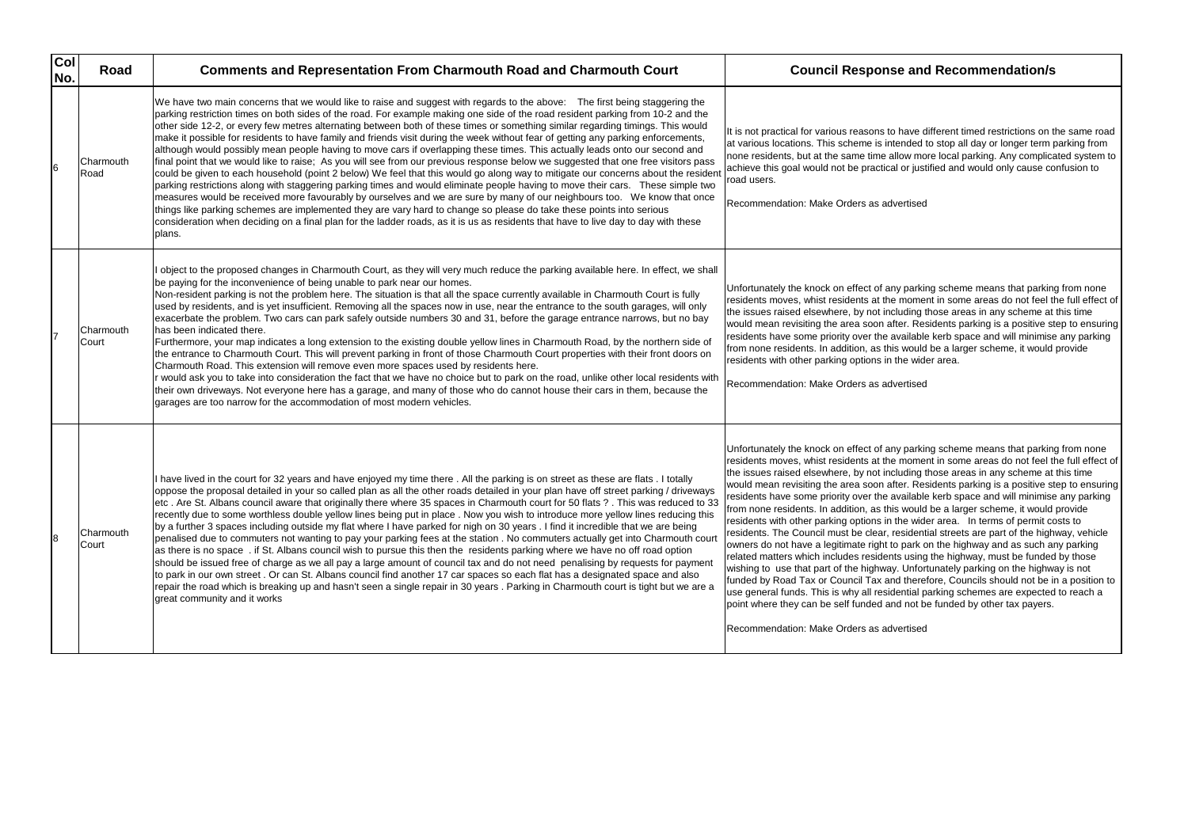| Col No. | Road | Comments and Representation From Charmouth Road and Charmouth Court | Council Response and Recommendation/s |
|---|---|---|---|
| 6 | Charmouth Road | We have two main concerns that we would like to raise and suggest with regards to the above: The first being staggering the parking restriction times on both sides of the road. For example making one side of the road resident parking from 10-2 and the other side 12-2, or every few metres alternating between both of these times or something similar regarding timings. This would make it possible for residents to have family and friends visit during the week without fear of getting any parking enforcements, although would possibly mean people having to move cars if overlapping these times. This actually leads onto our second and final point that we would like to raise; As you will see from our previous response below we suggested that one free visitors pass could be given to each household (point 2 below) We feel that this would go along way to mitigate our concerns about the resident parking restrictions along with staggering parking times and would eliminate people having to move their cars. These simple two measures would be received more favourably by ourselves and we are sure by many of our neighbours too. We know that once things like parking schemes are implemented they are vary hard to change so please do take these points into serious consideration when deciding on a final plan for the ladder roads, as it is us as residents that have to live day to day with these plans. | It is not practical for various reasons to have different timed restrictions on the same road at various locations. This scheme is intended to stop all day or longer term parking from none residents, but at the same time allow more local parking. Any complicated system to achieve this goal would not be practical or justified and would only cause confusion to road users.<br><br>Recommendation: Make Orders as advertised |
| 7 | Charmouth Court | I object to the proposed changes in Charmouth Court, as they will very much reduce the parking available here. In effect, we shall be paying for the inconvenience of being unable to park near our homes.<br>Non-resident parking is not the problem here. The situation is that all the space currently available in Charmouth Court is fully used by residents, and is yet insufficient. Removing all the spaces now in use, near the entrance to the south garages, will only exacerbate the problem. Two cars can park safely outside numbers 30 and 31, before the garage entrance narrows, but no bay has been indicated there.<br>Furthermore, your map indicates a long extension to the existing double yellow lines in Charmouth Road, by the northern side of the entrance to Charmouth Court. This will prevent parking in front of those Charmouth Court properties with their front doors on Charmouth Road. This extension will remove even more spaces used by residents here.<br>I would ask you to take into consideration the fact that we have no choice but to park on the road, unlike other local residents with their own driveways. Not everyone here has a garage, and many of those who do cannot house their cars in them, because the garages are too narrow for the accommodation of most modern vehicles. | Unfortunately the knock on effect of any parking scheme means that parking from none residents moves, whist residents at the moment in some areas do not feel the full effect of the issues raised elsewhere, by not including those areas in any scheme at this time would mean revisiting the area soon after. Residents parking is a positive step to ensuring residents have some priority over the available kerb space and will minimise any parking from none residents. In addition, as this would be a larger scheme, it would provide residents with other parking options in the wider area.<br><br>Recommendation: Make Orders as advertised |
| 8 | Charmouth Court | I have lived in the court for 32 years and have enjoyed my time there . All the parking is on street as these are flats . I totally oppose the proposal detailed in your so called plan as all the other roads detailed in your plan have off street parking / driveways etc . Are St. Albans council aware that originally there where 35 spaces in Charmouth court for 50 flats ? . This was reduced to 33 recently due to some worthless double yellow lines being put in place . Now you wish to introduce more yellow lines reducing this by a further 3 spaces including outside my flat where I have parked for nigh on 30 years . I find it incredible that we are being penalised due to commuters not wanting to pay your parking fees at the station . No commuters actually get into Charmouth court as there is no space . if St. Albans council wish to pursue this then the residents parking where we have no off road option should be issued free of charge as we all pay a large amount of council tax and do not need penalising by requests for payment to park in our own street . Or can St. Albans council find another 17 car spaces so each flat has a designated space and also repair the road which is breaking up and hasn't seen a single repair in 30 years . Parking in Charmouth court is tight but we are a great community and it works | Unfortunately the knock on effect of any parking scheme means that parking from none residents moves, whist residents at the moment in some areas do not feel the full effect of the issues raised elsewhere, by not including those areas in any scheme at this time would mean revisiting the area soon after. Residents parking is a positive step to ensuring residents have some priority over the available kerb space and will minimise any parking from none residents. In addition, as this would be a larger scheme, it would provide residents with other parking options in the wider area. In terms of permit costs to residents. The Council must be clear, residential streets are part of the highway, vehicle owners do not have a legitimate right to park on the highway and as such any parking related matters which includes residents using the highway, must be funded by those wishing to use that part of the highway. Unfortunately parking on the highway is not funded by Road Tax or Council Tax and therefore, Councils should not be in a position to use general funds. This is why all residential parking schemes are expected to reach a point where they can be self funded and not be funded by other tax payers.<br><br>Recommendation: Make Orders as advertised |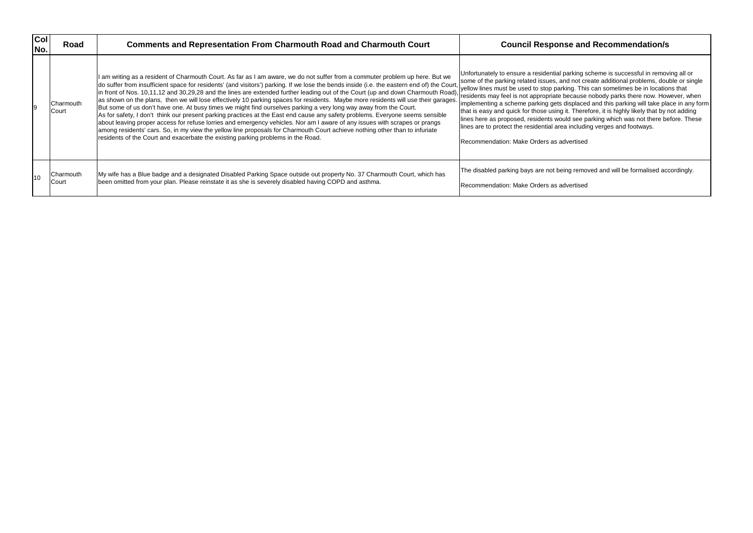| Col No. | Road | Comments and Representation From Charmouth Road and Charmouth Court | Council Response and Recommendation/s |
| --- | --- | --- | --- |
| 9 | Charmouth Court | I am writing as a resident of Charmouth Court. As far as I am aware, we do not suffer from a commuter problem up here. But we do suffer from insufficient space for residents' (and visitors') parking. If we lose the bends inside (i.e. the eastern end of) the Court, in front of Nos. 10,11,12 and 30,29,28 and the lines are extended further leading out of the Court (up and down Charmouth Road), as shown on the plans, then we will lose effectively 10 parking spaces for residents. Maybe more residents will use their garages. But some of us don't have one. At busy times we might find ourselves parking a very long way away from the Court.<br>As for safety, I don't think our present parking practices at the East end cause any safety problems. Everyone seems sensible about leaving proper access for refuse lorries and emergency vehicles. Nor am I aware of any issues with scrapes or prangs among residents' cars. So, in my view the yellow line proposals for Charmouth Court achieve nothing other than to infuriate residents of the Court and exacerbate the existing parking problems in the Road. | Unfortunately to ensure a residential parking scheme is successful in removing all or some of the parking related issues, and not create additional problems, double or single yellow lines must be used to stop parking. This can sometimes be in locations that residents may feel is not appropriate because nobody parks there now. However, when implementing a scheme parking gets displaced and this parking will take place in any form that is easy and quick for those using it. Therefore, it is highly likely that by not adding lines here as proposed, residents would see parking which was not there before. These lines are to protect the residential area including verges and footways.<br><br>Recommendation: Make Orders as advertised |
| 10 | Charmouth Court | My wife has a Blue badge and a designated Disabled Parking Space outside out property No. 37 Charmouth Court, which has been omitted from your plan. Please reinstate it as she is severely disabled having COPD and asthma. | The disabled parking bays are not being removed and will be formalised accordingly.<br><br>Recommendation: Make Orders as advertised |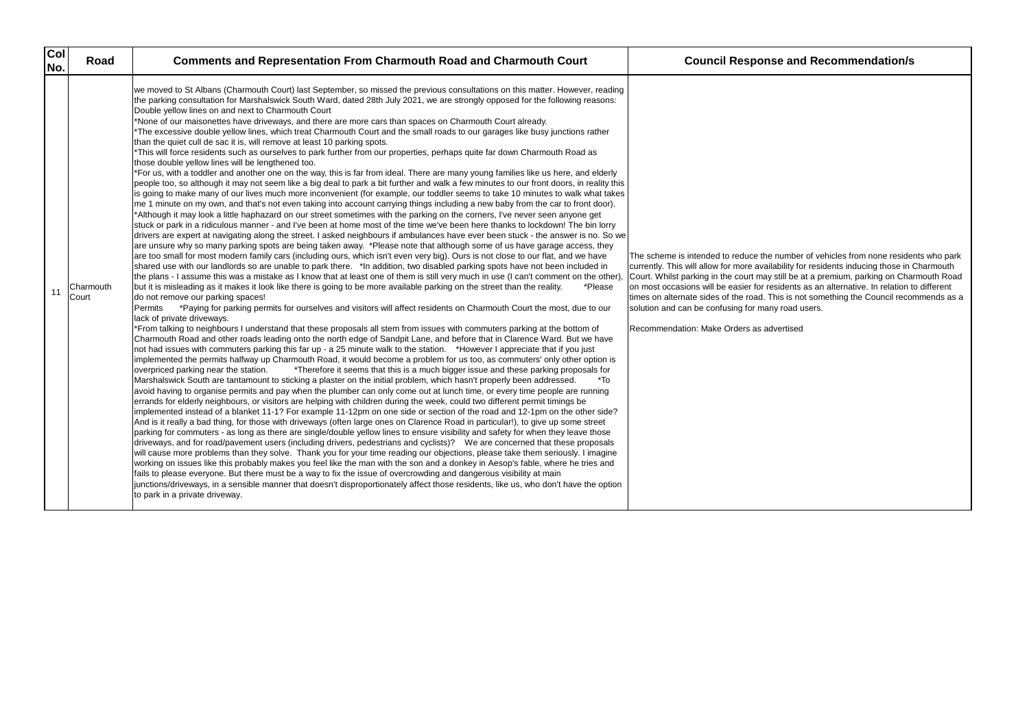| Col No. | Road | Comments and Representation From Charmouth Road and Charmouth Court | Council Response and Recommendation/s |
|---|---|---|---|
| 11 | Charmouth Court | we moved to St Albans (Charmouth Court) last September, so missed the previous consultations on this matter. However, reading the parking consultation for Marshalswick South Ward, dated 28th July 2021, we are strongly opposed for the following reasons: Double yellow lines on and next to Charmouth Court<br>*None of our maisonettes have driveways, and there are more cars than spaces on Charmouth Court already.<br>*The excessive double yellow lines, which treat Charmouth Court and the small roads to our garages like busy junctions rather than the quiet cull de sac it is, will remove at least 10 parking spots.<br>*This will force residents such as ourselves to park further from our properties, perhaps quite far down Charmouth Road as those double yellow lines will be lengthened too.<br>*For us, with a toddler and another one on the way, this is far from ideal. There are many young families like us here, and elderly people too, so although it may not seem like a big deal to park a bit further and walk a few minutes to our front doors, in reality this is going to make many of our lives much more inconvenient (for example, our toddler seems to take 10 minutes to walk what takes me 1 minute on my own, and that's not even taking into account carrying things including a new baby from the car to front door).<br>*Although it may look a little haphazard on our street sometimes with the parking on the corners, I've never seen anyone get stuck or park in a ridiculous manner - and I've been at home most of the time we've been here thanks to lockdown! The bin lorry drivers are expert at navigating along the street. I asked neighbours if ambulances have ever been stuck - the answer is no. So we are unsure why so many parking spots are being taken away. *Please note that although some of us have garage access, they are too small for most modern family cars (including ours, which isn't even very big). Ours is not close to our flat, and we have shared use with our landlords so are unable to park there. *In addition, two disabled parking spots have not been included in the plans - I assume this was a mistake as I know that at least one of them is still very much in use (I can't comment on the other), but it is misleading as it makes it look like there is going to be more available parking on the street than the reality. *Please do not remove our parking spaces!<br>Permits *Paying for parking permits for ourselves and visitors will affect residents on Charmouth Court the most, due to our lack of private driveways.<br>*From talking to neighbours I understand that these proposals all stem from issues with commuters parking at the bottom of Charmouth Road and other roads leading onto the north edge of Sandpit Lane, and before that in Clarence Ward. But we have not had issues with commuters parking this far up - a 25 minute walk to the station. *However I appreciate that if you just implemented the permits halfway up Charmouth Road, it would become a problem for us too, as commuters' only other option is overpriced parking near the station. *Therefore it seems that this is a much bigger issue and these parking proposals for Marshalswick South are tantamount to sticking a plaster on the initial problem, which hasn't properly been addressed. *To avoid having to organise permits and pay when the plumber can only come out at lunch time, or every time people are running errands for elderly neighbours, or visitors are helping with children during the week, could two different permit timings be implemented instead of a blanket 11-1? For example 11-12pm on one side or section of the road and 12-1pm on the other side? And is it really a bad thing, for those with driveways (often large ones on Clarence Road in particular!), to give up some street parking for commuters - as long as there are single/double yellow lines to ensure visibility and safety for when they leave those driveways, and for road/pavement users (including drivers, pedestrians and cyclists)? We are concerned that these proposals will cause more problems than they solve. Thank you for your time reading our objections, please take them seriously. I imagine working on issues like this probably makes you feel like the man with the son and a donkey in Aesop's fable, where he tries and fails to please everyone. But there must be a way to fix the issue of overcrowding and dangerous visibility at main junctions/driveways, in a sensible manner that doesn't disproportionately affect those residents, like us, who don't have the option to park in a private driveway. | The scheme is intended to reduce the number of vehicles from none residents who park currently. This will allow for more availability for residents inducing those in Charmouth Court. Whilst parking in the court may still be at a premium, parking on Charmouth Road on most occasions will be easier for residents as an alternative. In relation to different times on alternate sides of the road. This is not something the Council recommends as a solution and can be confusing for many road users.<br><br>Recommendation: Make Orders as advertised |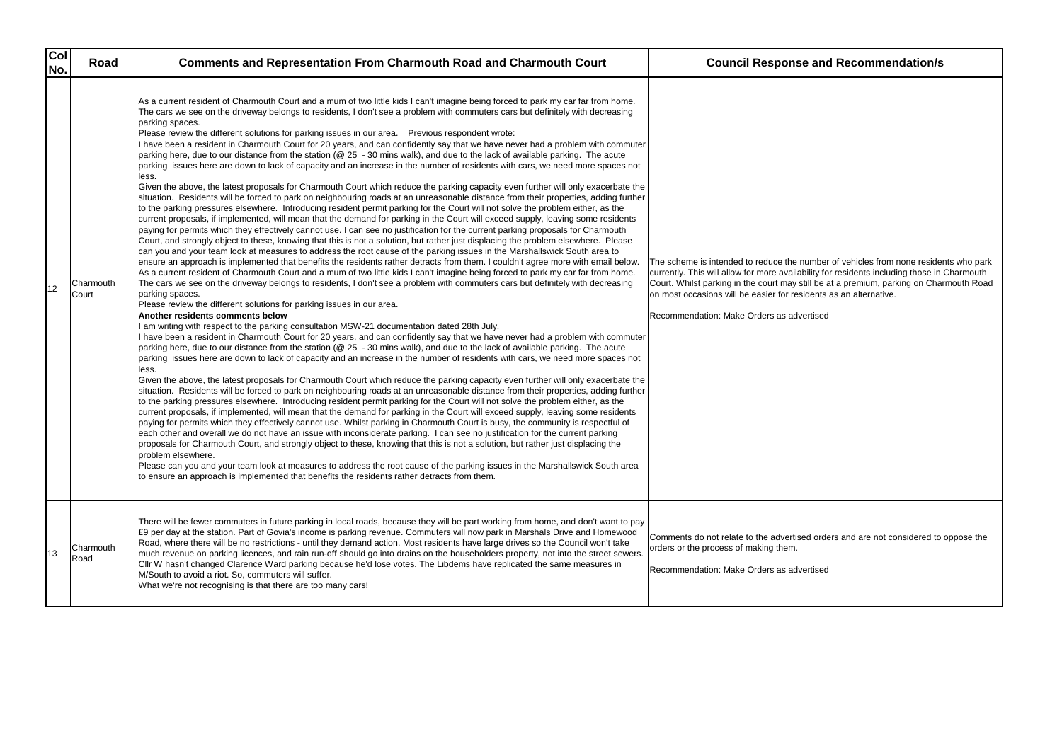| Col No. | Road | Comments and Representation From Charmouth Road and Charmouth Court | Council Response and Recommendation/s |
|---|---|---|---|
| 12 | Charmouth Court | As a current resident of Charmouth Court and a mum of two little kids I can't imagine being forced to park my car far from home. The cars we see on the driveway belongs to residents, I don't see a problem with commuters cars but definitely with decreasing parking spaces.<br>Please review the different solutions for parking issues in our area. Previous respondent wrote:<br>I have been a resident in Charmouth Court for 20 years, and can confidently say that we have never had a problem with commuter parking here, due to our distance from the station (@ 25 - 30 mins walk), and due to the lack of available parking. The acute parking issues here are down to lack of capacity and an increase in the number of residents with cars, we need more spaces not less.<br>Given the above, the latest proposals for Charmouth Court which reduce the parking capacity even further will only exacerbate the situation. Residents will be forced to park on neighbouring roads at an unreasonable distance from their properties, adding further to the parking pressures elsewhere. Introducing resident permit parking for the Court will not solve the problem either, as the current proposals, if implemented, will mean that the demand for parking in the Court will exceed supply, leaving some residents paying for permits which they effectively cannot use. I can see no justification for the current parking proposals for Charmouth Court, and strongly object to these, knowing that this is not a solution, but rather just displacing the problem elsewhere. Please can you and your team look at measures to address the root cause of the parking issues in the Marshallswick South area to ensure an approach is implemented that benefits the residents rather detracts from them. I couldn't agree more with email below.<br>As a current resident of Charmouth Court and a mum of two little kids I can't imagine being forced to park my car far from home. The cars we see on the driveway belongs to residents, I don't see a problem with commuters cars but definitely with decreasing parking spaces.<br>Please review the different solutions for parking issues in our area.<br>**Another residents comments below**<br>I am writing with respect to the parking consultation MSW-21 documentation dated 28th July.<br>I have been a resident in Charmouth Court for 20 years, and can confidently say that we have never had a problem with commuter parking here, due to our distance from the station (@ 25 - 30 mins walk), and due to the lack of available parking. The acute parking issues here are down to lack of capacity and an increase in the number of residents with cars, we need more spaces not less.<br>Given the above, the latest proposals for Charmouth Court which reduce the parking capacity even further will only exacerbate the situation. Residents will be forced to park on neighbouring roads at an unreasonable distance from their properties, adding further to the parking pressures elsewhere. Introducing resident permit parking for the Court will not solve the problem either, as the current proposals, if implemented, will mean that the demand for parking in the Court will exceed supply, leaving some residents paying for permits which they effectively cannot use. Whilst parking in Charmouth Court is busy, the community is respectful of each other and overall we do not have an issue with inconsiderate parking. I can see no justification for the current parking proposals for Charmouth Court, and strongly object to these, knowing that this is not a solution, but rather just displacing the problem elsewhere.<br>Please can you and your team look at measures to address the root cause of the parking issues in the Marshallswick South area to ensure an approach is implemented that benefits the residents rather detracts from them. | The scheme is intended to reduce the number of vehicles from none residents who park currently. This will allow for more availability for residents including those in Charmouth Court. Whilst parking in the court may still be at a premium, parking on Charmouth Road on most occasions will be easier for residents as an alternative.<br><br>Recommendation: Make Orders as advertised |
| 13 | Charmouth Road | There will be fewer commuters in future parking in local roads, because they will be part working from home, and don't want to pay £9 per day at the station. Part of Govia's income is parking revenue. Commuters will now park in Marshals Drive and Homewood Road, where there will be no restrictions - until they demand action. Most residents have large drives so the Council won't take much revenue on parking licences, and rain run-off should go into drains on the householders property, not into the street sewers. Cllr W hasn't changed Clarence Ward parking because he'd lose votes. The Libdems have replicated the same measures in M/South to avoid a riot. So, commuters will suffer.<br>What we're not recognising is that there are too many cars! | Comments do not relate to the advertised orders and are not considered to oppose the orders or the process of making them.<br><br>Recommendation: Make Orders as advertised |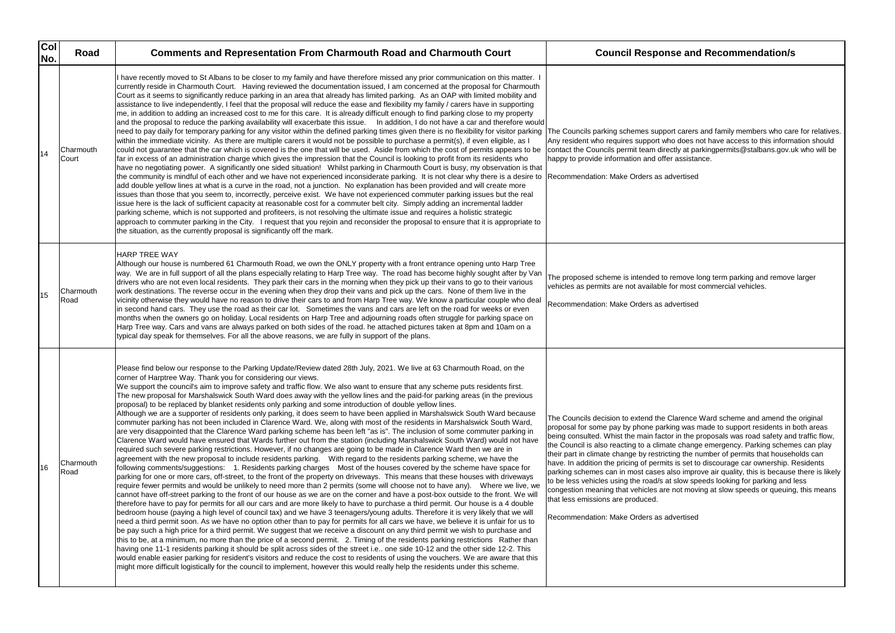| Col No. | Road | Comments and Representation From Charmouth Road and Charmouth Court | Council Response and Recommendation/s |
|---|---|---|---|
| 14 | Charmouth Court | I have recently moved to St Albans to be closer to my family and have therefore missed any prior communication on this matter. I currently reside in Charmouth Court. Having reviewed the documentation issued, I am concerned at the proposal for Charmouth Court as it seems to significantly reduce parking in an area that already has limited parking. As an OAP with limited mobility and assistance to live independently, I feel that the proposal will reduce the ease and flexibility my family / carers have in supporting me, in addition to adding an increased cost to me for this care. It is already difficult enough to find parking close to my property and the proposal to reduce the parking availability will exacerbate this issue. In addition, I do not have a car and therefore would need to pay daily for temporary parking for any visitor within the defined parking times given there is no flexibility for visitor parking within the immediate vicinity. As there are multiple carers it would not be possible to purchase a permit(s), if even eligible, as I could not guarantee that the car which is covered is the one that will be used. Aside from which the cost of permits appears to be far in excess of an administration charge which gives the impression that the Council is looking to profit from its residents who have no negotiating power. A significantly one sided situation! Whilst parking in Charmouth Court is busy, my observation is that the community is mindful of each other and we have not experienced inconsiderate parking. It is not clear why there is a desire to add double yellow lines at what is a curve in the road, not a junction. No explanation has been provided and will create more issues than those that you seem to, incorrectly, perceive exist. We have not experienced commuter parking issues but the real issue here is the lack of sufficient capacity at reasonable cost for a commuter belt city. Simply adding an incremental ladder parking scheme, which is not supported and profiteers, is not resolving the ultimate issue and requires a holistic strategic approach to commuter parking in the City. I request that you rejoin and reconsider the proposal to ensure that it is appropriate to the situation, as the currently proposal is significantly off the mark. | The Councils parking schemes support carers and family members who care for relatives. Any resident who requires support who does not have access to this information should contact the Councils permit team directly at parkingpermits@stalbans.gov.uk who will be happy to provide information and offer assistance.<br><br>Recommendation: Make Orders as advertised |
| 15 | Charmouth Road | HARP TREE WAY<br>Although our house is numbered 61 Charmouth Road, we own the ONLY property with a front entrance opening unto Harp Tree way. We are in full support of all the plans especially relating to Harp Tree way. The road has become highly sought after by Van drivers who are not even local residents. They park their cars in the morning when they pick up their vans to go to their various work destinations. The reverse occur in the evening when they drop their vans and pick up the cars. None of them live in the vicinity otherwise they would have no reason to drive their cars to and from Harp Tree way. We know a particular couple who deal in second hand cars. They use the road as their car lot. Sometimes the vans and cars are left on the road for weeks or even months when the owners go on holiday. Local residents on Harp Tree and adjourning roads often struggle for parking space on Harp Tree way. Cars and vans are always parked on both sides of the road. he attached pictures taken at 8pm and 10am on a typical day speak for themselves. For all the above reasons, we are fully in support of the plans. | The proposed scheme is intended to remove long term parking and remove larger vehicles as permits are not available for most commercial vehicles.<br><br>Recommendation: Make Orders as advertised |
| 16 | Charmouth Road | Please find below our response to the Parking Update/Review dated 28th July, 2021. We live at 63 Charmouth Road, on the corner of Harptree Way. Thank you for considering our views.<br>We support the council's aim to improve safety and traffic flow. We also want to ensure that any scheme puts residents first.<br>The new proposal for Marshalswick South Ward does away with the yellow lines and the paid-for parking areas (in the previous proposal) to be replaced by blanket residents only parking and some introduction of double yellow lines.<br>Although we are a supporter of residents only parking, it does seem to have been applied in Marshalswick South Ward because commuter parking has not been included in Clarence Ward. We, along with most of the residents in Marshalswick South Ward, are very disappointed that the Clarence Ward parking scheme has been left "as is". The inclusion of some commuter parking in Clarence Ward would have ensured that Wards further out from the station (including Marshalswick South Ward) would not have required such severe parking restrictions. However, if no changes are going to be made in Clarence Ward then we are in agreement with the new proposal to include residents parking. With regard to the residents parking scheme, we have the following comments/suggestions: 1. Residents parking charges Most of the houses covered by the scheme have space for parking for one or more cars, off-street, to the front of the property on driveways. This means that these houses with driveways require fewer permits and would be unlikely to need more than 2 permits (some will choose not to have any). Where we live, we cannot have off-street parking to the front of our house as we are on the corner and have a post-box outside to the front. We will therefore have to pay for permits for all our cars and are more likely to have to purchase a third permit. Our house is a 4 double bedroom house (paying a high level of council tax) and we have 3 teenagers/young adults. Therefore it is very likely that we will need a third permit soon. As we have no option other than to pay for permits for all cars we have, we believe it is unfair for us to be pay such a high price for a third permit. We suggest that we receive a discount on any third permit we wish to purchase and this to be, at a minimum, no more than the price of a second permit. 2. Timing of the residents parking restrictions Rather than having one 11-1 residents parking it should be split across sides of the street i.e.. one side 10-12 and the other side 12-2. This would enable easier parking for resident's visitors and reduce the cost to residents of using the vouchers. We are aware that this might more difficult logistically for the council to implement, however this would really help the residents under this scheme. | The Councils decision to extend the Clarence Ward scheme and amend the original proposal for some pay by phone parking was made to support residents in both areas being consulted. Whist the main factor in the proposals was road safety and traffic flow, the Council is also reacting to a climate change emergency. Parking schemes can play their part in climate change by restricting the number of permits that households can have. In addition the pricing of permits is set to discourage car ownership. Residents parking schemes can in most cases also improve air quality, this is because there is likely to be less vehicles using the road/s at slow speeds looking for parking and less congestion meaning that vehicles are not moving at slow speeds or queuing, this means that less emissions are produced.<br><br>Recommendation: Make Orders as advertised |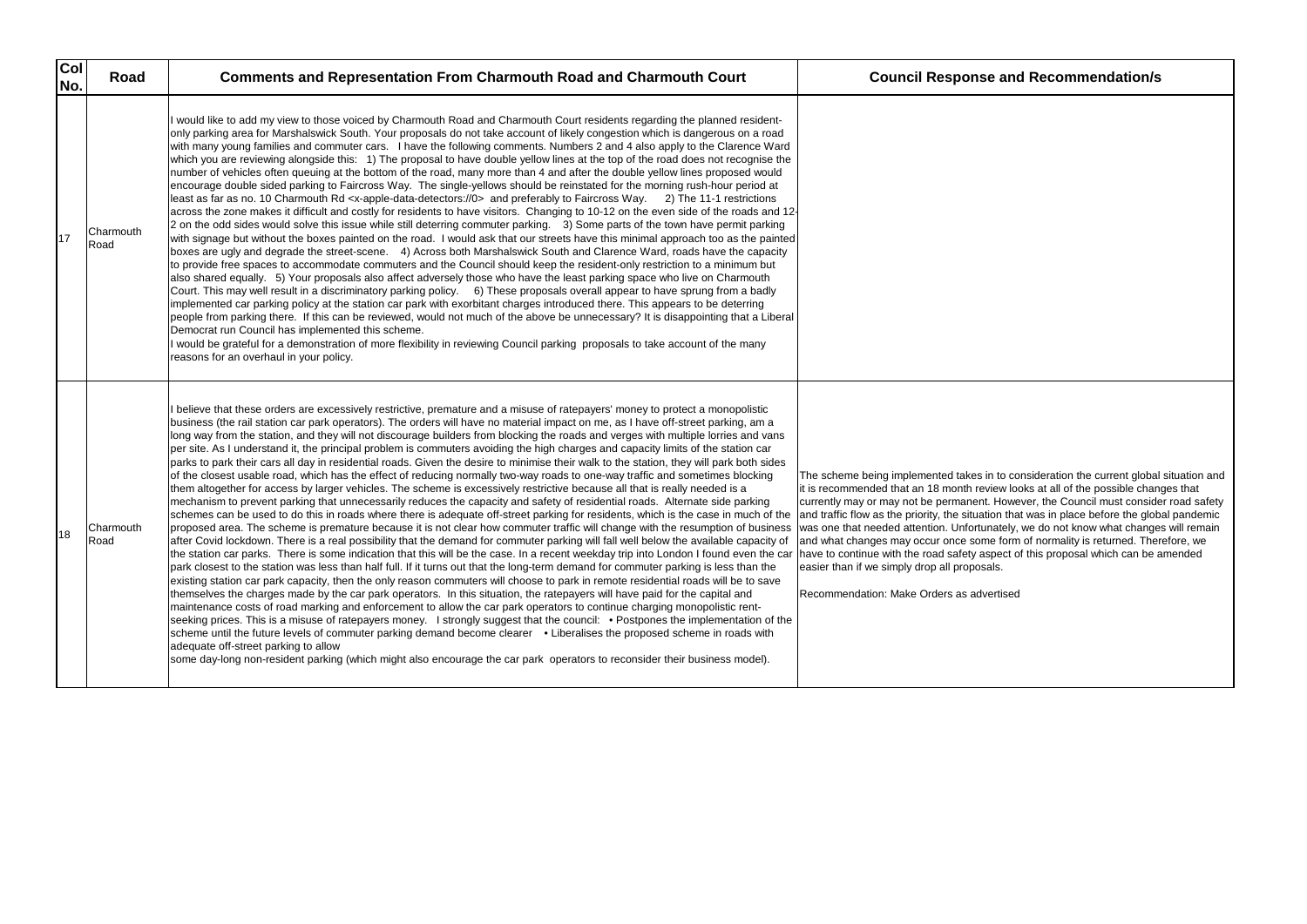| Col No. | Road | Comments and Representation From Charmouth Road and Charmouth Court | Council Response and Recommendation/s |
|---|---|---|---|
| 17 | Charmouth Road | I would like to add my view to those voiced by Charmouth Road and Charmouth Court residents regarding the planned resident-only parking area for Marshalswick South. Your proposals do not take account of likely congestion which is dangerous on a road with many young families and commuter cars. I have the following comments. Numbers 2 and 4 also apply to the Clarence Ward which you are reviewing alongside this: 1) The proposal to have double yellow lines at the top of the road does not recognise the number of vehicles often queuing at the bottom of the road, many more than 4 and after the double yellow lines proposed would encourage double sided parking to Faircross Way. The single-yellows should be reinstated for the morning rush-hour period at least as far as no. 10 Charmouth Rd <x-apple-data-detectors://0> and preferably to Faircross Way. 2) The 11-1 restrictions across the zone makes it difficult and costly for residents to have visitors. Changing to 10-12 on the even side of the roads and 12-2 on the odd sides would solve this issue while still deterring commuter parking. 3) Some parts of the town have permit parking with signage but without the boxes painted on the road. I would ask that our streets have this minimal approach too as the painted boxes are ugly and degrade the street-scene. 4) Across both Marshalswick South and Clarence Ward, roads have the capacity to provide free spaces to accommodate commuters and the Council should keep the resident-only restriction to a minimum but also shared equally. 5) Your proposals also affect adversely those who have the least parking space who live on Charmouth Court. This may well result in a discriminatory parking policy. 6) These proposals overall appear to have sprung from a badly implemented car parking policy at the station car park with exorbitant charges introduced there. This appears to be deterring people from parking there. If this can be reviewed, would not much of the above be unnecessary? It is disappointing that a Liberal Democrat run Council has implemented this scheme.<br>I would be grateful for a demonstration of more flexibility in reviewing Council parking proposals to take account of the many reasons for an overhaul in your policy. | |
| 18 | Charmouth Road | I believe that these orders are excessively restrictive, premature and a misuse of ratepayers' money to protect a monopolistic business (the rail station car park operators). The orders will have no material impact on me, as I have off-street parking, am a long way from the station, and they will not discourage builders from blocking the roads and verges with multiple lorries and vans per site. As I understand it, the principal problem is commuters avoiding the high charges and capacity limits of the station car parks to park their cars all day in residential roads. Given the desire to minimise their walk to the station, they will park both sides of the closest usable road, which has the effect of reducing normally two-way roads to one-way traffic and sometimes blocking them altogether for access by larger vehicles. The scheme is excessively restrictive because all that is really needed is a mechanism to prevent parking that unnecessarily reduces the capacity and safety of residential roads. Alternate side parking schemes can be used to do this in roads where there is adequate off-street parking for residents, which is the case in much of the proposed area. The scheme is premature because it is not clear how commuter traffic will change with the resumption of business after Covid lockdown. There is a real possibility that the demand for commuter parking will fall well below the available capacity of the station car parks. There is some indication that this will be the case. In a recent weekday trip into London I found even the car park closest to the station was less than half full. If it turns out that the long-term demand for commuter parking is less than the existing station car park capacity, then the only reason commuters will choose to park in remote residential roads will be to save themselves the charges made by the car park operators. In this situation, the ratepayers will have paid for the capital and maintenance costs of road marking and enforcement to allow the car park operators to continue charging monopolistic rent-seeking prices. This is a misuse of ratepayers money. I strongly suggest that the council: • Postpones the implementation of the scheme until the future levels of commuter parking demand become clearer • Liberalises the proposed scheme in roads with adequate off-street parking to allow<br>some day-long non-resident parking (which might also encourage the car park operators to reconsider their business model). | The scheme being implemented takes in to consideration the current global situation and it is recommended that an 18 month review looks at all of the possible changes that currently may or may not be permanent. However, the Council must consider road safety and traffic flow as the priority, the situation that was in place before the global pandemic was one that needed attention. Unfortunately, we do not know what changes will remain and what changes may occur once some form of normality is returned. Therefore, we have to continue with the road safety aspect of this proposal which can be amended easier than if we simply drop all proposals.<br><br>Recommendation: Make Orders as advertised |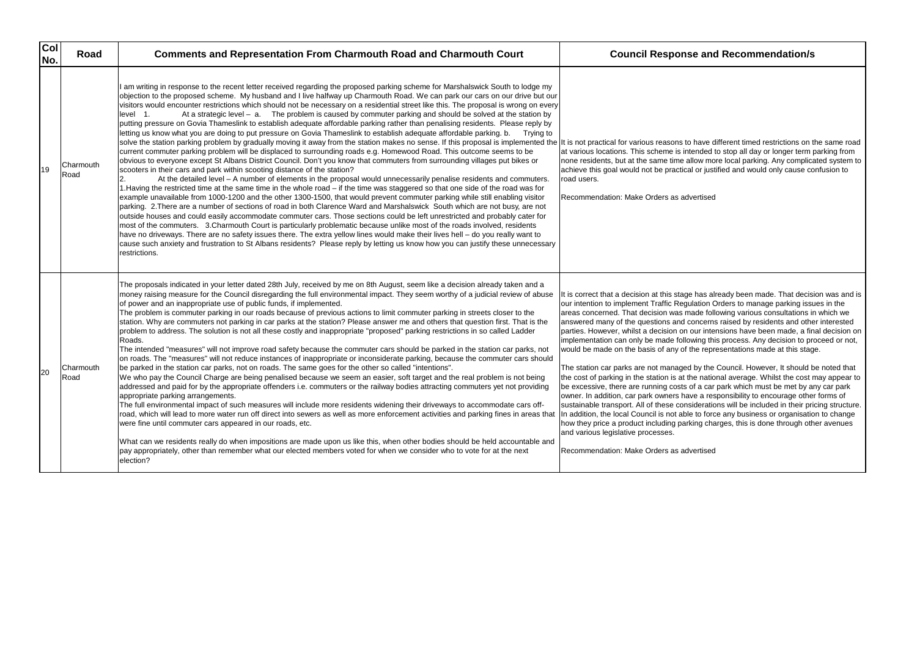| Col No. | Road | Comments and Representation From Charmouth Road and Charmouth Court | Council Response and Recommendation/s |
|---|---|---|---|
| 19 | Charmouth Road | I am writing in response to the recent letter received regarding the proposed parking scheme for Marshalswick South to lodge my objection to the proposed scheme. My husband and I live halfway up Charmouth Road. We can park our cars on our drive but our visitors would encounter restrictions which should not be necessary on a residential street like this. The proposal is wrong on every level 1. At a strategic level – a. The problem is caused by commuter parking and should be solved at the station by putting pressure on Govia Thameslink to establish adequate affordable parking rather than penalising residents. Please reply by letting us know what you are doing to put pressure on Govia Thameslink to establish adequate affordable parking. b. Trying to solve the station parking problem by gradually moving it away from the station makes no sense. If this proposal is implemented the current commuter parking problem will be displaced to surrounding roads e.g. Homewood Road. This outcome seems to be obvious to everyone except St Albans District Council. Don't you know that commuters from surrounding villages put bikes or scooters in their cars and park within scooting distance of the station?<br>2. At the detailed level – A number of elements in the proposal would unnecessarily penalise residents and commuters. 1.Having the restricted time at the same time in the whole road – if the time was staggered so that one side of the road was for example unavailable from 1000-1200 and the other 1300-1500, that would prevent commuter parking while still enabling visitor parking. 2.There are a number of sections of road in both Clarence Ward and Marshalswick South which are not busy, are not outside houses and could easily accommodate commuter cars. Those sections could be left unrestricted and probably cater for most of the commuters. 3.Charmouth Court is particularly problematic because unlike most of the roads involved, residents have no driveways. There are no safety issues there. The extra yellow lines would make their lives hell – do you really want to cause such anxiety and frustration to St Albans residents? Please reply by letting us know how you can justify these unnecessary restrictions. | It is not practical for various reasons to have different timed restrictions on the same road at various locations. This scheme is intended to stop all day or longer term parking from none residents, but at the same time allow more local parking. Any complicated system to achieve this goal would not be practical or justified and would only cause confusion to road users.<br><br>Recommendation: Make Orders as advertised |
| 20 | Charmouth Road | The proposals indicated in your letter dated 28th July, received by me on 8th August, seem like a decision already taken and a money raising measure for the Council disregarding the full environmental impact. They seem worthy of a judicial review of abuse of power and an inappropriate use of public funds, if implemented.<br>The problem is commuter parking in our roads because of previous actions to limit commuter parking in streets closer to the station. Why are commuters not parking in car parks at the station? Please answer me and others that question first. That is the problem to address. The solution is not all these costly and inappropriate "proposed" parking restrictions in so called Ladder Roads.<br>The intended "measures" will not improve road safety because the commuter cars should be parked in the station car parks, not on roads. The "measures" will not reduce instances of inappropriate or inconsiderate parking, because the commuter cars should be parked in the station car parks, not on roads. The same goes for the other so called "intentions".<br>We who pay the Council Charge are being penalised because we seem an easier, soft target and the real problem is not being addressed and paid for by the appropriate offenders i.e. commuters or the railway bodies attracting commuters yet not providing appropriate parking arrangements.<br>The full environmental impact of such measures will include more residents widening their driveways to accommodate cars off-road, which will lead to more water run off direct into sewers as well as more enforcement activities and parking fines in areas that were fine until commuter cars appeared in our roads, etc.<br><br>What can we residents really do when impositions are made upon us like this, when other bodies should be held accountable and pay appropriately, other than remember what our elected members voted for when we consider who to vote for at the next election? | It is correct that a decision at this stage has already been made. That decision was and is our intention to implement Traffic Regulation Orders to manage parking issues in the areas concerned. That decision was made following various consultations in which we answered many of the questions and concerns raised by residents and other interested parties. However, whilst a decision on our intensions have been made, a final decision on implementation can only be made following this process. Any decision to proceed or not, would be made on the basis of any of the representations made at this stage.<br><br>The station car parks are not managed by the Council. However, It should be noted that the cost of parking in the station is at the national average. Whilst the cost may appear to be excessive, there are running costs of a car park which must be met by any car park owner. In addition, car park owners have a responsibility to encourage other forms of sustainable transport. All of these considerations will be included in their pricing structure. In addition, the local Council is not able to force any business or organisation to change how they price a product including parking charges, this is done through other avenues and various legislative processes.<br><br>Recommendation: Make Orders as advertised |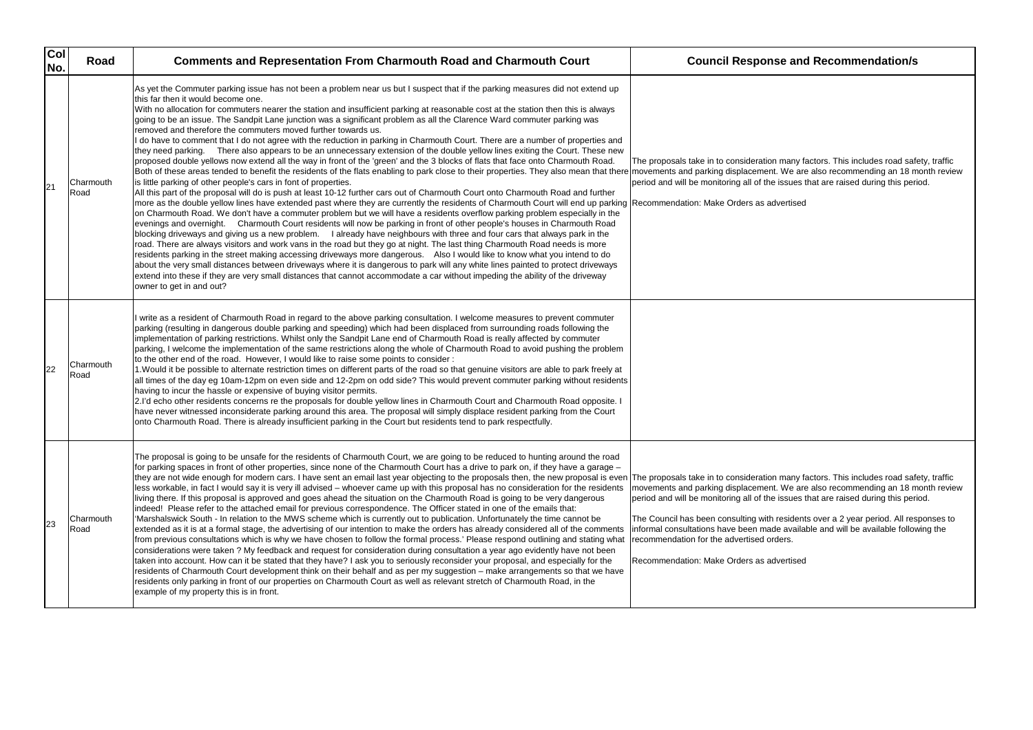| Col No. | Road | Comments and Representation From Charmouth Road and Charmouth Court | Council Response and Recommendation/s |
|---|---|---|---|
| 21 | Charmouth Road | As yet the Commuter parking issue has not been a problem near us but I suspect that if the parking measures did not extend up this far then it would become one.<br>With no allocation for commuters nearer the station and insufficient parking at reasonable cost at the station then this is always going to be an issue. The Sandpit Lane junction was a significant problem as all the Clarence Ward commuter parking was removed and therefore the commuters moved further towards us.<br>I do have to comment that I do not agree with the reduction in parking in Charmouth Court. There are a number of properties and they need parking. There also appears to be an unnecessary extension of the double yellow lines exiting the Court. These new proposed double yellows now extend all the way in front of the 'green' and the 3 blocks of flats that face onto Charmouth Road. Both of these areas tended to benefit the residents of the flats enabling to park close to their properties. They also mean that there is little parking of other people's cars in font of properties.<br>All this part of the proposal will do is push at least 10-12 further cars out of Charmouth Court onto Charmouth Road and further more as the double yellow lines have extended past where they are currently the residents of Charmouth Court will end up parking on Charmouth Road. We don't have a commuter problem but we will have a residents overflow parking problem especially in the evenings and overnight. Charmouth Court residents will now be parking in front of other people's houses in Charmouth Road blocking driveways and giving us a new problem. I already have neighbours with three and four cars that always park in the road. There are always visitors and work vans in the road but they go at night. The last thing Charmouth Road needs is more residents parking in the street making accessing driveways more dangerous. Also I would like to know what you intend to do about the very small distances between driveways where it is dangerous to park will any white lines painted to protect driveways extend into these if they are very small distances that cannot accommodate a car without impeding the ability of the driveway owner to get in and out? | The proposals take in to consideration many factors. This includes road safety, traffic movements and parking displacement. We are also recommending an 18 month review period and will be monitoring all of the issues that are raised during this period.<br><br>Recommendation: Make Orders as advertised |
| 22 | Charmouth Road | I write as a resident of Charmouth Road in regard to the above parking consultation. I welcome measures to prevent commuter parking (resulting in dangerous double parking and speeding) which had been displaced from surrounding roads following the implementation of parking restrictions. Whilst only the Sandpit Lane end of Charmouth Road is really affected by commuter parking, I welcome the implementation of the same restrictions along the whole of Charmouth Road to avoid pushing the problem to the other end of the road. However, I would like to raise some points to consider :<br>1.Would it be possible to alternate restriction times on different parts of the road so that genuine visitors are able to park freely at all times of the day eg 10am-12pm on even side and 12-2pm on odd side? This would prevent commuter parking without residents having to incur the hassle or expensive of buying visitor permits.<br>2.I'd echo other residents concerns re the proposals for double yellow lines in Charmouth Court and Charmouth Road opposite. I have never witnessed inconsiderate parking around this area. The proposal will simply displace resident parking from the Court onto Charmouth Road. There is already insufficient parking in the Court but residents tend to park respectfully. | |
| 23 | Charmouth Road | The proposal is going to be unsafe for the residents of Charmouth Court, we are going to be reduced to hunting around the road for parking spaces in front of other properties, since none of the Charmouth Court has a drive to park on, if they have a garage – they are not wide enough for modern cars. I have sent an email last year objecting to the proposals then, the new proposal is even less workable, in fact I would say it is very ill advised – whoever came up with this proposal has no consideration for the residents living there. If this proposal is approved and goes ahead the situation on the Charmouth Road is going to be very dangerous indeed! Please refer to the attached email for previous correspondence. The Officer stated in one of the emails that:<br>'Marshalswick South - In relation to the MWS scheme which is currently out to publication. Unfortunately the time cannot be extended as it is at a formal stage, the advertising of our intention to make the orders has already considered all of the comments from previous consultations which is why we have chosen to follow the formal process.' Please respond outlining and stating what considerations were taken ? My feedback and request for consideration during consultation a year ago evidently have not been taken into account. How can it be stated that they have? I ask you to seriously reconsider your proposal, and especially for the residents of Charmouth Court development think on their behalf and as per my suggestion – make arrangements so that we have residents only parking in front of our properties on Charmouth Court as well as relevant stretch of Charmouth Road, in the example of my property this is in front. | The proposals take in to consideration many factors. This includes road safety, traffic movements and parking displacement. We are also recommending an 18 month review period and will be monitoring all of the issues that are raised during this period.<br><br>The Council has been consulting with residents over a 2 year period. All responses to informal consultations have been made available and will be available following the recommendation for the advertised orders.<br><br>Recommendation: Make Orders as advertised |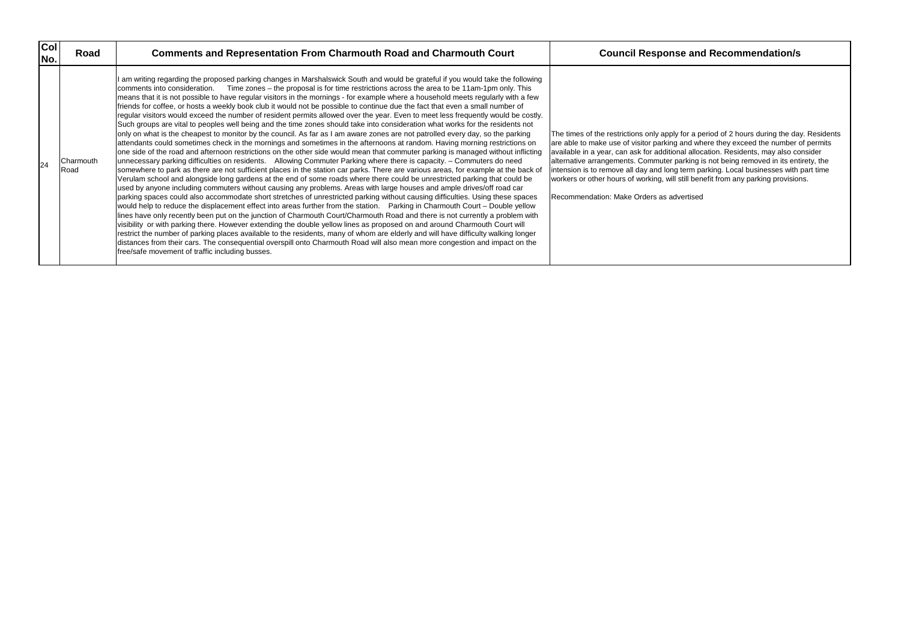| Col No. | Road | Comments and Representation From Charmouth Road and Charmouth Court | Council Response and Recommendation/s |
|---|---|---|---|
| 24 | Charmouth Road | I am writing regarding the proposed parking changes in Marshalswick South and would be grateful if you would take the following comments into consideration. Time zones – the proposal is for time restrictions across the area to be 11am-1pm only. This means that it is not possible to have regular visitors in the mornings - for example where a household meets regularly with a few friends for coffee, or hosts a weekly book club it would not be possible to continue due the fact that even a small number of regular visitors would exceed the number of resident permits allowed over the year. Even to meet less frequently would be costly. Such groups are vital to peoples well being and the time zones should take into consideration what works for the residents not only on what is the cheapest to monitor by the council. As far as I am aware zones are not patrolled every day, so the parking attendants could sometimes check in the mornings and sometimes in the afternoons at random. Having morning restrictions on one side of the road and afternoon restrictions on the other side would mean that commuter parking is managed without inflicting unnecessary parking difficulties on residents. Allowing Commuter Parking where there is capacity. – Commuters do need somewhere to park as there are not sufficient places in the station car parks. There are various areas, for example at the back of Verulam school and alongside long gardens at the end of some roads where there could be unrestricted parking that could be used by anyone including commuters without causing any problems. Areas with large houses and ample drives/off road car parking spaces could also accommodate short stretches of unrestricted parking without causing difficulties. Using these spaces would help to reduce the displacement effect into areas further from the station. Parking in Charmouth Court – Double yellow lines have only recently been put on the junction of Charmouth Court/Charmouth Road and there is not currently a problem with visibility or with parking there. However extending the double yellow lines as proposed on and around Charmouth Court will restrict the number of parking places available to the residents, many of whom are elderly and will have difficulty walking longer distances from their cars. The consequential overspill onto Charmouth Road will also mean more congestion and impact on the free/safe movement of traffic including busses. | The times of the restrictions only apply for a period of 2 hours during the day. Residents are able to make use of visitor parking and where they exceed the number of permits available in a year, can ask for additional allocation. Residents, may also consider alternative arrangements. Commuter parking is not being removed in its entirety, the intension is to remove all day and long term parking. Local businesses with part time workers or other hours of working, will still benefit from any parking provisions.<br><br>Recommendation: Make Orders as advertised |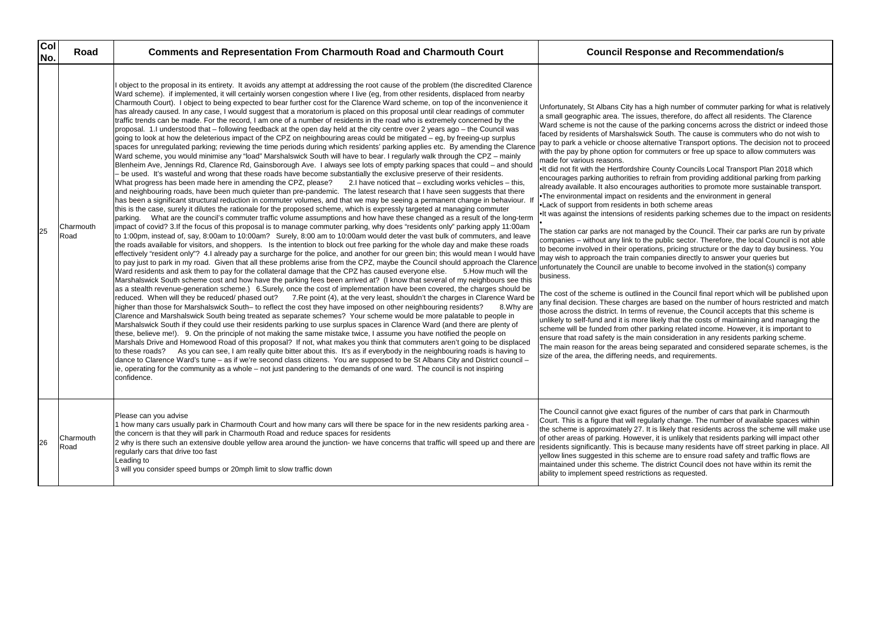| Col No. | Road | Comments and Representation From Charmouth Road and Charmouth Court | Council Response and Recommendation/s |
|---|---|---|---|
| 25 | Charmouth Road | I object to the proposal in its entirety. It avoids any attempt at addressing the root cause of the problem (the discredited Clarence Ward scheme). if implemented, it will certainly worsen congestion where I live (eg, from other residents, displaced from nearby Charmouth Court). I object to being expected to bear further cost for the Clarence Ward scheme, on top of the inconvenience it has already caused. In any case, I would suggest that a moratorium is placed on this proposal until clear readings of commuter traffic trends can be made. For the record, I am one of a number of residents in the road who is extremely concerned by the proposal. 1.I understood that – following feedback at the open day held at the city centre over 2 years ago – the Council was going to look at how the deleterious impact of the CPZ on neighbouring areas could be mitigated – eg, by freeing-up surplus spaces for unregulated parking; reviewing the time periods during which residents' parking applies etc. By amending the Clarence Ward scheme, you would minimise any "load" Marshalswick South will have to bear. I regularly walk through the CPZ – mainly Blenheim Ave, Jennings Rd, Clarence Rd, Gainsborough Ave. I always see lots of empty parking spaces that could – and should – be used. It's wasteful and wrong that these roads have become substantially the exclusive preserve of their residents. What progress has been made here in amending the CPZ, please? 2.I have noticed that – excluding works vehicles – this, and neighbouring roads, have been much quieter than pre-pandemic. The latest research that I have seen suggests that there has been a significant structural reduction in commuter volumes, and that we may be seeing a permanent change in behaviour. If this is the case, surely it dilutes the rationale for the proposed scheme, which is expressly targeted at managing commuter parking. What are the council's commuter traffic volume assumptions and how have these changed as a result of the long-term impact of covid? 3.If the focus of this proposal is to manage commuter parking, why does "residents only" parking apply 11:00am to 1:00pm, instead of, say, 8:00am to 10:00am? Surely, 8:00 am to 10:00am would deter the vast bulk of commuters, and leave the roads available for visitors, and shoppers. Is the intention to block out free parking for the whole day and make these roads effectively "resident only"? 4.I already pay a surcharge for the police, and another for our green bin; this would mean I would have to pay just to park in my road. Given that all these problems arise from the CPZ, maybe the Council should approach the Clarence Ward residents and ask them to pay for the collateral damage that the CPZ has caused everyone else. 5.How much will the Marshalswick South scheme cost and how have the parking fees been arrived at? (I know that several of my neighbours see this as a stealth revenue-generation scheme.) 6.Surely, once the cost of implementation have been covered, the charges should be reduced. When will they be reduced/ phased out? 7.Re point (4), at the very least, shouldn't the charges in Clarence Ward be higher than those for Marshalswick South– to reflect the cost they have imposed on other neighbouring residents? 8.Why are Clarence and Marshalswick South being treated as separate schemes? Your scheme would be more palatable to people in Marshalswick South if they could use their residents parking to use surplus spaces in Clarence Ward (and there are plenty of these, believe me!). 9. On the principle of not making the same mistake twice, I assume you have notified the people on Marshals Drive and Homewood Road of this proposal? If not, what makes you think that commuters aren't going to be displaced to these roads? As you can see, I am really quite bitter about this. It's as if everybody in the neighbouring roads is having to dance to Clarence Ward's tune – as if we're second class citizens. You are supposed to be St Albans City and District council – ie, operating for the community as a whole – not just pandering to the demands of one ward. The council is not inspiring confidence. | Unfortunately, St Albans City has a high number of commuter parking for what is relatively a small geographic area. The issues, therefore, do affect all residents. The Clarence Ward scheme is not the cause of the parking concerns across the district or indeed those faced by residents of Marshalswick South. The cause is commuters who do not wish to pay to park a vehicle or choose alternative Transport options. The decision not to proceed with the pay by phone option for commuters or free up space to allow commuters was made for various reasons.<br>•It did not fit with the Hertfordshire County Councils Local Transport Plan 2018 which encourages parking authorities to refrain from providing additional parking from parking already available. It also encourages authorities to promote more sustainable transport.<br>•The environmental impact on residents and the environment in general<br>•Lack of support from residents in both scheme areas<br>•It was against the intensions of residents parking schemes due to the impact on residents<br>•<br>The station car parks are not managed by the Council. Their car parks are run by private companies – without any link to the public sector. Therefore, the local Council is not able to become involved in their operations, pricing structure or the day to day business. You may wish to approach the train companies directly to answer your queries but unfortunately the Council are unable to become involved in the station(s) company business.<br><br>The cost of the scheme is outlined in the Council final report which will be published upon any final decision. These charges are based on the number of hours restricted and match those across the district. In terms of revenue, the Council accepts that this scheme is unlikely to self-fund and it is more likely that the costs of maintaining and managing the scheme will be funded from other parking related income. However, it is important to ensure that road safety is the main consideration in any residents parking scheme.<br>The main reason for the areas being separated and considered separate schemes, is the size of the area, the differing needs, and requirements. |
| 26 | Charmouth Road | Please can you advise<br>1 how many cars usually park in Charmouth Court and how many cars will there be space for in the new residents parking area - the concern is that they will park in Charmouth Road and reduce spaces for residents<br>2 why is there such an extensive double yellow area around the junction- we have concerns that traffic will speed up and there are regularly cars that drive too fast<br>Leading to<br>3 will you consider speed bumps or 20mph limit to slow traffic down | The Council cannot give exact figures of the number of cars that park in Charmouth Court. This is a figure that will regularly change. The number of available spaces within the scheme is approximately 27. It is likely that residents across the scheme will make use of other areas of parking. However, it is unlikely that residents parking will impact other residents significantly. This is because many residents have off street parking in place. All yellow lines suggested in this scheme are to ensure road safety and traffic flows are maintained under this scheme. The district Council does not have within its remit the ability to implement speed restrictions as requested. |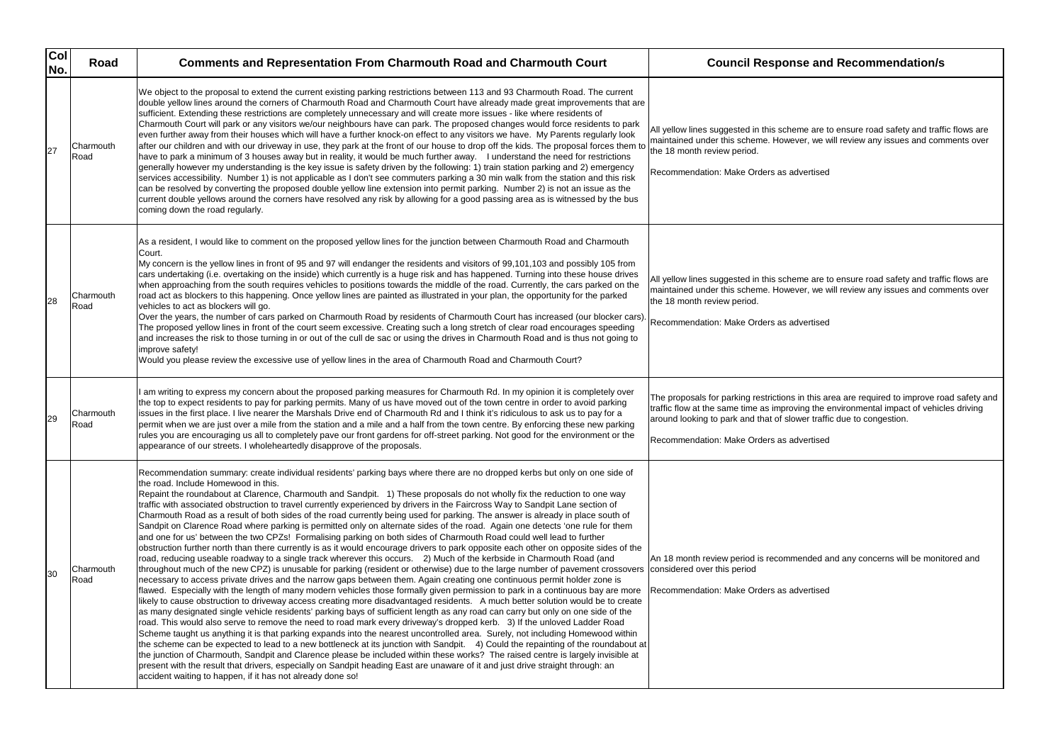| Col No. | Road | Comments and Representation From Charmouth Road and Charmouth Court | Council Response and Recommendation/s |
|---|---|---|---|
| 27 | Charmouth Road | We object to the proposal to extend the current existing parking restrictions between 113 and 93 Charmouth Road. The current double yellow lines around the corners of Charmouth Road and Charmouth Court have already made great improvements that are sufficient. Extending these restrictions are completely unnecessary and will create more issues - like where residents of Charmouth Court will park or any visitors we/our neighbours have can park. The proposed changes would force residents to park even further away from their houses which will have a further knock-on effect to any visitors we have. My Parents regularly look after our children and with our driveway in use, they park at the front of our house to drop off the kids. The proposal forces them to have to park a minimum of 3 houses away but in reality, it would be much further away. I understand the need for restrictions generally however my understanding is the key issue is safety driven by the following: 1) train station parking and 2) emergency services accessibility. Number 1) is not applicable as I don't see commuters parking a 30 min walk from the station and this risk can be resolved by converting the proposed double yellow line extension into permit parking. Number 2) is not an issue as the current double yellows around the corners have resolved any risk by allowing for a good passing area as is witnessed by the bus coming down the road regularly. | All yellow lines suggested in this scheme are to ensure road safety and traffic flows are maintained under this scheme. However, we will review any issues and comments over the 18 month review period.<br><br>Recommendation: Make Orders as advertised |
| 28 | Charmouth Road | As a resident, I would like to comment on the proposed yellow lines for the junction between Charmouth Road and Charmouth Court.<br>My concern is the yellow lines in front of 95 and 97 will endanger the residents and visitors of 99,101,103 and possibly 105 from cars undertaking (i.e. overtaking on the inside) which currently is a huge risk and has happened. Turning into these house drives when approaching from the south requires vehicles to positions towards the middle of the road. Currently, the cars parked on the road act as blockers to this happening. Once yellow lines are painted as illustrated in your plan, the opportunity for the parked vehicles to act as blockers will go.<br>Over the years, the number of cars parked on Charmouth Road by residents of Charmouth Court has increased (our blocker cars). The proposed yellow lines in front of the court seem excessive. Creating such a long stretch of clear road encourages speeding and increases the risk to those turning in or out of the cull de sac or using the drives in Charmouth Road and is thus not going to improve safety!<br>Would you please review the excessive use of yellow lines in the area of Charmouth Road and Charmouth Court? | All yellow lines suggested in this scheme are to ensure road safety and traffic flows are maintained under this scheme. However, we will review any issues and comments over the 18 month review period.<br><br>Recommendation: Make Orders as advertised |
| 29 | Charmouth Road | I am writing to express my concern about the proposed parking measures for Charmouth Rd. In my opinion it is completely over the top to expect residents to pay for parking permits. Many of us have moved out of the town centre in order to avoid parking issues in the first place. I live nearer the Marshals Drive end of Charmouth Rd and I think it's ridiculous to ask us to pay for a permit when we are just over a mile from the station and a mile and a half from the town centre. By enforcing these new parking rules you are encouraging us all to completely pave our front gardens for off-street parking. Not good for the environment or the appearance of our streets. I wholeheartedly disapprove of the proposals. | The proposals for parking restrictions in this area are required to improve road safety and traffic flow at the same time as improving the environmental impact of vehicles driving around looking to park and that of slower traffic due to congestion.<br><br>Recommendation: Make Orders as advertised |
| 30 | Charmouth Road | Recommendation summary: create individual residents' parking bays where there are no dropped kerbs but only on one side of the road. Include Homewood in this.<br>Repaint the roundabout at Clarence, Charmouth and Sandpit. 1) These proposals do not wholly fix the reduction to one way traffic with associated obstruction to travel currently experienced by drivers in the Faircross Way to Sandpit Lane section of Charmouth Road as a result of both sides of the road currently being used for parking. The answer is already in place south of Sandpit on Clarence Road where parking is permitted only on alternate sides of the road. Again one detects 'one rule for them and one for us' between the two CPZs! Formalising parking on both sides of Charmouth Road could well lead to further obstruction further north than there currently is as it would encourage drivers to park opposite each other on opposite sides of the road, reducing useable roadway to a single track wherever this occurs. 2) Much of the kerbside in Charmouth Road (and throughout much of the new CPZ) is unusable for parking (resident or otherwise) due to the large number of pavement crossovers necessary to access private drives and the narrow gaps between them. Again creating one continuous permit holder zone is flawed. Especially with the length of many modern vehicles those formally given permission to park in a continuous bay are more likely to cause obstruction to driveway access creating more disadvantaged residents. A much better solution would be to create as many designated single vehicle residents' parking bays of sufficient length as any road can carry but only on one side of the road. This would also serve to remove the need to road mark every driveway's dropped kerb. 3) If the unloved Ladder Road Scheme taught us anything it is that parking expands into the nearest uncontrolled area. Surely, not including Homewood within the scheme can be expected to lead to a new bottleneck at its junction with Sandpit. 4) Could the repainting of the roundabout at the junction of Charmouth, Sandpit and Clarence please be included within these works? The raised centre is largely invisible at present with the result that drivers, especially on Sandpit heading East are unaware of it and just drive straight through: an accident waiting to happen, if it has not already done so! | An 18 month review period is recommended and any concerns will be monitored and considered over this period<br><br>Recommendation: Make Orders as advertised |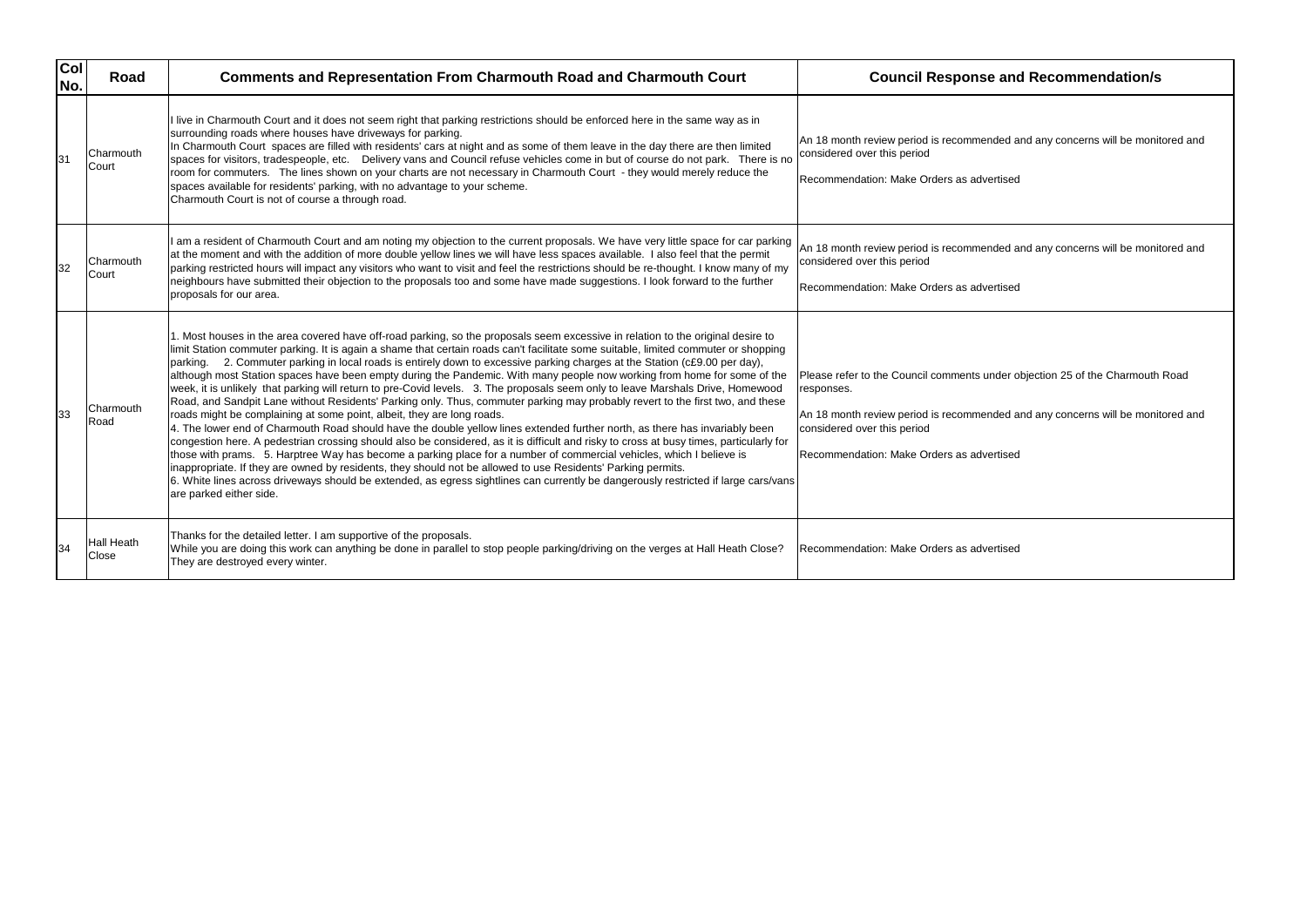| Col No. | Road | Comments and Representation From Charmouth Road and Charmouth Court | Council Response and Recommendation/s |
|---|---|---|---|
| 31 | Charmouth Court | I live in Charmouth Court and it does not seem right that parking restrictions should be enforced here in the same way as in surrounding roads where houses have driveways for parking.<br>In Charmouth Court spaces are filled with residents' cars at night and as some of them leave in the day there are then limited spaces for visitors, tradespeople, etc. Delivery vans and Council refuse vehicles come in but of course do not park. There is no room for commuters. The lines shown on your charts are not necessary in Charmouth Court - they would merely reduce the spaces available for residents' parking, with no advantage to your scheme.<br>Charmouth Court is not of course a through road. | An 18 month review period is recommended and any concerns will be monitored and considered over this period<br><br>Recommendation: Make Orders as advertised |
| 32 | Charmouth Court | I am a resident of Charmouth Court and am noting my objection to the current proposals. We have very little space for car parking at the moment and with the addition of more double yellow lines we will have less spaces available. I also feel that the permit parking restricted hours will impact any visitors who want to visit and feel the restrictions should be re-thought. I know many of my neighbours have submitted their objection to the proposals too and some have made suggestions. I look forward to the further proposals for our area. | An 18 month review period is recommended and any concerns will be monitored and considered over this period<br><br>Recommendation: Make Orders as advertised |
| 33 | Charmouth Road | 1. Most houses in the area covered have off-road parking, so the proposals seem excessive in relation to the original desire to limit Station commuter parking. It is again a shame that certain roads can't facilitate some suitable, limited commuter or shopping parking. 2. Commuter parking in local roads is entirely down to excessive parking charges at the Station (c£9.00 per day), although most Station spaces have been empty during the Pandemic. With many people now working from home for some of the week, it is unlikely that parking will return to pre-Covid levels. 3. The proposals seem only to leave Marshals Drive, Homewood Road, and Sandpit Lane without Residents' Parking only. Thus, commuter parking may probably revert to the first two, and these roads might be complaining at some point, albeit, they are long roads.<br>4. The lower end of Charmouth Road should have the double yellow lines extended further north, as there has invariably been congestion here. A pedestrian crossing should also be considered, as it is difficult and risky to cross at busy times, particularly for those with prams. 5. Harptree Way has become a parking place for a number of commercial vehicles, which I believe is inappropriate. If they are owned by residents, they should not be allowed to use Residents' Parking permits.<br>6. White lines across driveways should be extended, as egress sightlines can currently be dangerously restricted if large cars/vans are parked either side. | Please refer to the Council comments under objection 25 of the Charmouth Road responses.<br><br>An 18 month review period is recommended and any concerns will be monitored and considered over this period<br><br>Recommendation: Make Orders as advertised |
| 34 | Hall Heath Close | Thanks for the detailed letter. I am supportive of the proposals.<br>While you are doing this work can anything be done in parallel to stop people parking/driving on the verges at Hall Heath Close? They are destroyed every winter. | Recommendation: Make Orders as advertised |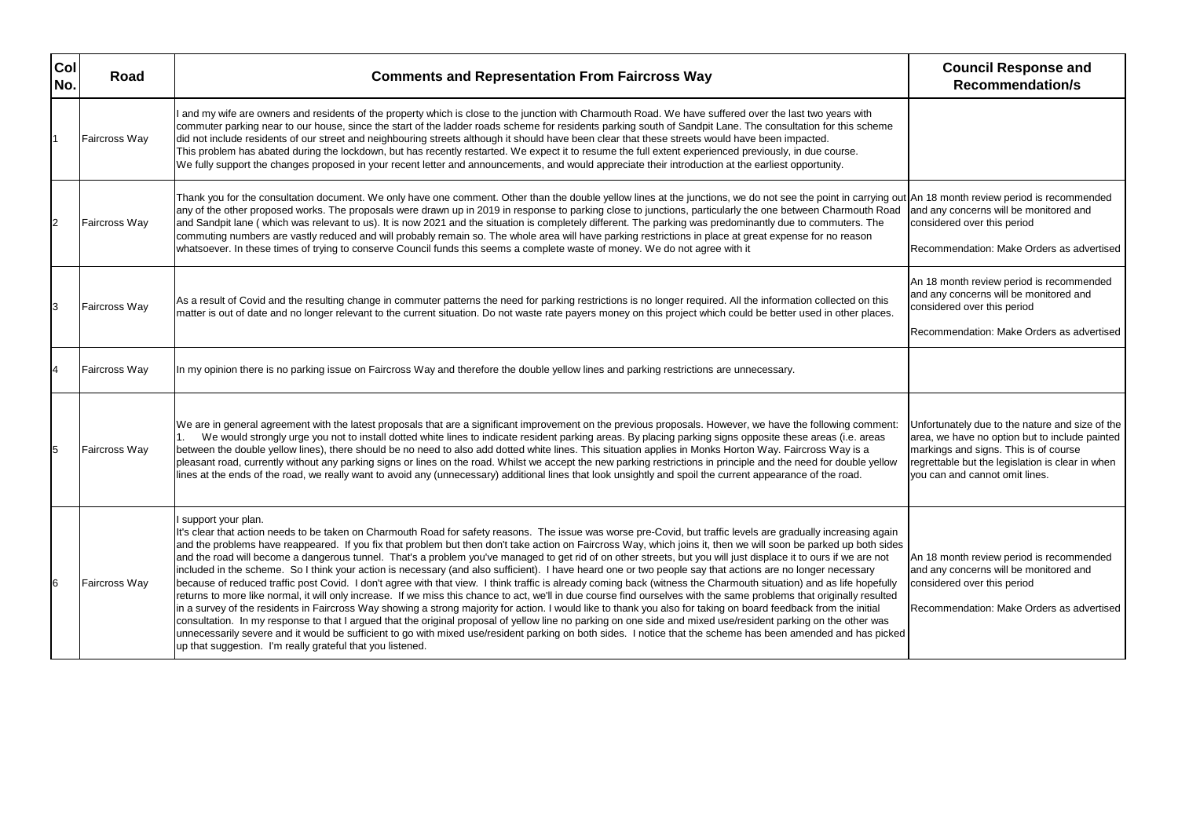| Col No. | Road | Comments and Representation From Faircross Way | Council Response and Recommendation/s |
|---|---|---|---|
| 1 | Faircross Way | I and my wife are owners and residents of the property which is close to the junction with Charmouth Road. We have suffered over the last two years with commuter parking near to our house, since the start of the ladder roads scheme for residents parking south of Sandpit Lane. The consultation for this scheme did not include residents of our street and neighbouring streets although it should have been clear that these streets would have been impacted. This problem has abated during the lockdown, but has recently restarted. We expect it to resume the full extent experienced previously, in due course. We fully support the changes proposed in your recent letter and announcements, and would appreciate their introduction at the earliest opportunity. | |
| 2 | Faircross Way | Thank you for the consultation document. We only have one comment. Other than the double yellow lines at the junctions, we do not see the point in carrying out any of the other proposed works. The proposals were drawn up in 2019 in response to parking close to junctions, particularly the one between Charmouth Road and Sandpit lane ( which was relevant to us). It is now 2021 and the situation is completely different. The parking was predominantly due to commuters. The commuting numbers are vastly reduced and will probably remain so. The whole area will have parking restrictions in place at great expense for no reason whatsoever. In these times of trying to conserve Council funds this seems a complete waste of money. We do not agree with it | An 18 month review period is recommended and any concerns will be monitored and considered over this period<br><br>Recommendation: Make Orders as advertised |
| 3 | Faircross Way | As a result of Covid and the resulting change in commuter patterns the need for parking restrictions is no longer required. All the information collected on this matter is out of date and no longer relevant to the current situation. Do not waste rate payers money on this project which could be better used in other places. | An 18 month review period is recommended and any concerns will be monitored and considered over this period<br><br>Recommendation: Make Orders as advertised |
| 4 | Faircross Way | In my opinion there is no parking issue on Faircross Way and therefore the double yellow lines and parking restrictions are unnecessary. | |
| 5 | Faircross Way | We are in general agreement with the latest proposals that are a significant improvement on the previous proposals. However, we have the following comment:<br>1. We would strongly urge you not to install dotted white lines to indicate resident parking areas. By placing parking signs opposite these areas (i.e. areas between the double yellow lines), there should be no need to also add dotted white lines. This situation applies in Monks Horton Way. Faircross Way is a pleasant road, currently without any parking signs or lines on the road. Whilst we accept the new parking restrictions in principle and the need for double yellow lines at the ends of the road, we really want to avoid any (unnecessary) additional lines that look unsightly and spoil the current appearance of the road. | Unfortunately due to the nature and size of the area, we have no option but to include painted markings and signs. This is of course regrettable but the legislation is clear in when you can and cannot omit lines. |
| 6 | Faircross Way | I support your plan.<br>It's clear that action needs to be taken on Charmouth Road for safety reasons. The issue was worse pre-Covid, but traffic levels are gradually increasing again and the problems have reappeared. If you fix that problem but then don't take action on Faircross Way, which joins it, then we will soon be parked up both sides and the road will become a dangerous tunnel. That's a problem you've managed to get rid of on other streets, but you will just displace it to ours if we are not included in the scheme. So I think your action is necessary (and also sufficient). I have heard one or two people say that actions are no longer necessary because of reduced traffic post Covid. I don't agree with that view. I think traffic is already coming back (witness the Charmouth situation) and as life hopefully returns to more like normal, it will only increase. If we miss this chance to act, we'll in due course find ourselves with the same problems that originally resulted in a survey of the residents in Faircross Way showing a strong majority for action. I would like to thank you also for taking on board feedback from the initial consultation. In my response to that I argued that the original proposal of yellow line no parking on one side and mixed use/resident parking on the other was unnecessarily severe and it would be sufficient to go with mixed use/resident parking on both sides. I notice that the scheme has been amended and has picked up that suggestion. I'm really grateful that you listened. | An 18 month review period is recommended and any concerns will be monitored and considered over this period<br><br>Recommendation: Make Orders as advertised |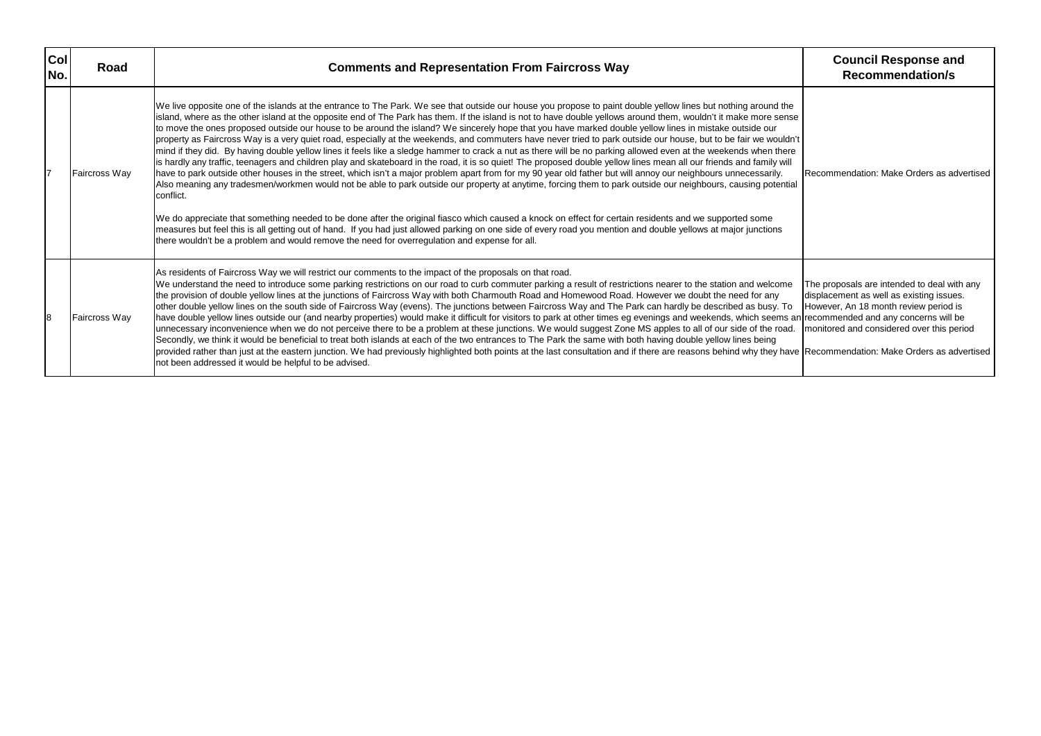| Col No. | Road | Comments and Representation From Faircross Way | Council Response and Recommendation/s |
|---|---|---|---|
| 7 | Faircross Way | We live opposite one of the islands at the entrance to The Park. We see that outside our house you propose to paint double yellow lines but nothing around the island, where as the other island at the opposite end of The Park has them. If the island is not to have double yellows around them, wouldn't it make more sense to move the ones proposed outside our house to be around the island? We sincerely hope that you have marked double yellow lines in mistake outside our property as Faircross Way is a very quiet road, especially at the weekends, and commuters have never tried to park outside our house, but to be fair we wouldn't mind if they did. By having double yellow lines it feels like a sledge hammer to crack a nut as there will be no parking allowed even at the weekends when there is hardly any traffic, teenagers and children play and skateboard in the road, it is so quiet! The proposed double yellow lines mean all our friends and family will have to park outside other houses in the street, which isn't a major problem apart from for my 90 year old father but will annoy our neighbours unnecessarily. Also meaning any tradesmen/workmen would not be able to park outside our property at anytime, forcing them to park outside our neighbours, causing potential conflict.<br><br>We do appreciate that something needed to be done after the original fiasco which caused a knock on effect for certain residents and we supported some measures but feel this is all getting out of hand. If you had just allowed parking on one side of every road you mention and double yellows at major junctions there wouldn't be a problem and would remove the need for overregulation and expense for all. | Recommendation: Make Orders as advertised |
| 8 | Faircross Way | As residents of Faircross Way we will restrict our comments to the impact of the proposals on that road.<br>We understand the need to introduce some parking restrictions on our road to curb commuter parking a result of restrictions nearer to the station and welcome the provision of double yellow lines at the junctions of Faircross Way with both Charmouth Road and Homewood Road. However we doubt the need for any other double yellow lines on the south side of Faircross Way (evens). The junctions between Faircross Way and The Park can hardly be described as busy. To have double yellow lines outside our (and nearby properties) would make it difficult for visitors to park at other times eg evenings and weekends, which seems an unnecessary inconvenience when we do not perceive there to be a problem at these junctions. We would suggest Zone MS apples to all of our side of the road. Secondly, we think it would be beneficial to treat both islands at each of the two entrances to The Park the same with both having double yellow lines being provided rather than just at the eastern junction. We had previously highlighted both points at the last consultation and if there are reasons behind why they have not been addressed it would be helpful to be advised. | The proposals are intended to deal with any displacement as well as existing issues. However, An 18 month review period is recommended and any concerns will be monitored and considered over this period<br><br>Recommendation: Make Orders as advertised |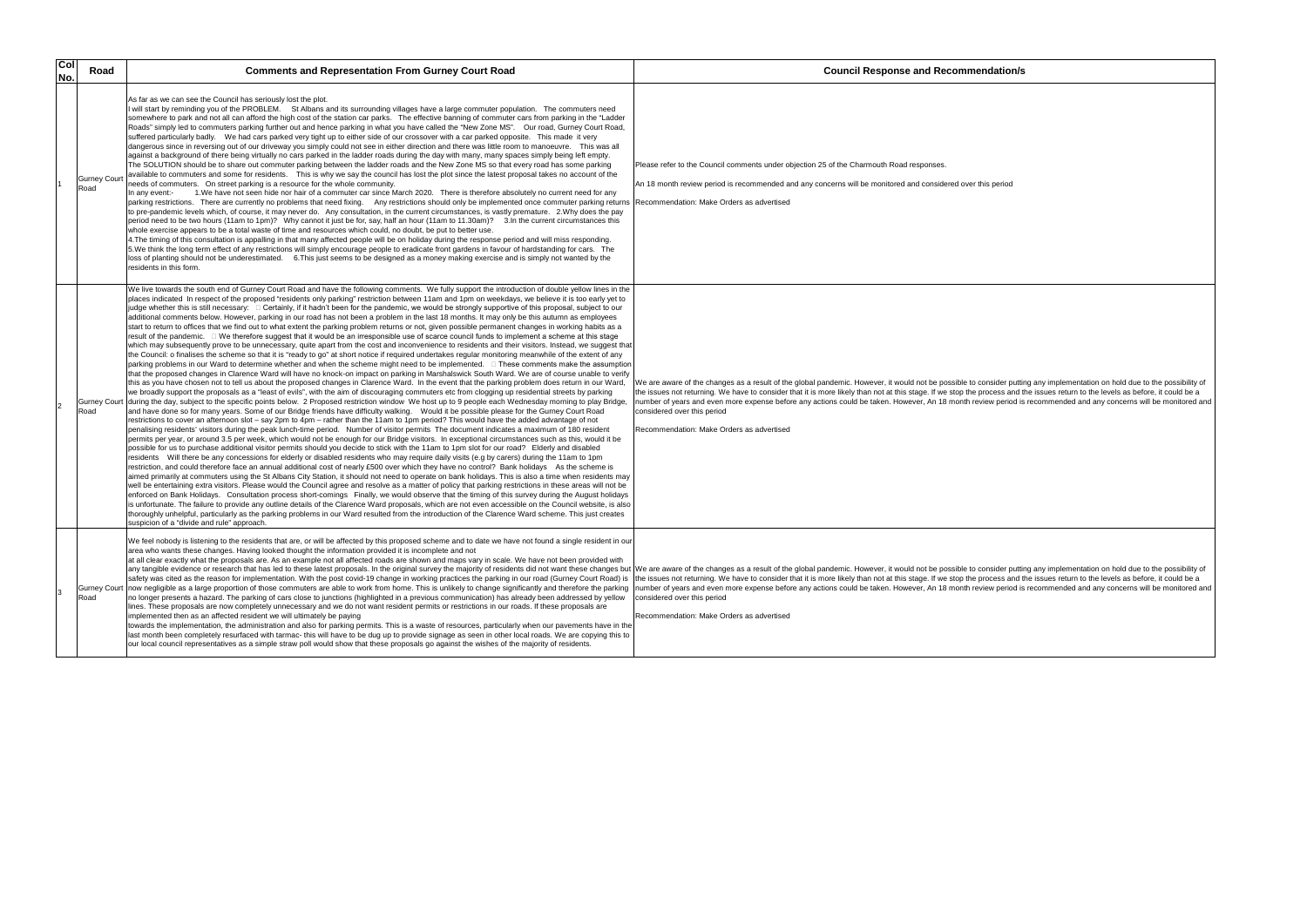| Col No. | Road | Comments and Representation From Gurney Court Road | Council Response and Recommendation/s |
|---|---|---|---|
| 1 | Gurney Court Road | As far as we can see the Council has seriously lost the plot.<br>I will start by reminding you of the PROBLEM. St Albans and its surrounding villages have a large commuter population. The commuters need somewhere to park and not all can afford the high cost of the station car parks. The effective banning of commuter cars from parking in the "Ladder Roads" simply led to commuters parking further out and hence parking in what you have called the "New Zone MS". Our road, Gurney Court Road, suffered particularly badly. We had cars parked very tight up to either side of our crossover with a car parked opposite. This made it very dangerous since in reversing out of our driveway you simply could not see in either direction and there was little room to manoeuvre. This was all against a background of there being virtually no cars parked in the ladder roads during the day with many, many spaces simply being left empty.<br>The SOLUTION should be to share out commuter parking between the ladder roads and the New Zone MS so that every road has some parking available to commuters and some for residents. This is why we say the council has lost the plot since the latest proposal takes no account of the needs of commuters. On street parking is a resource for the whole community.<br>In any event:- 1.We have not seen hide nor hair of a commuter car since March 2020. There is therefore absolutely no current need for any parking restrictions. There are currently no problems that need fixing. Any restrictions should only be implemented once commuter parking returns to pre-pandemic levels which, of course, it may never do. Any consultation, in the current circumstances, is vastly premature. 2.Why does the pay period need to be two hours (11am to 1pm)? Why cannot it just be for, say, half an hour (11am to 11.30am)? 3.In the current circumstances this whole exercise appears to be a total waste of time and resources which could, no doubt, be put to better use.<br>4.The timing of this consultation is appalling in that many affected people will be on holiday during the response period and will miss responding.<br>5.We think the long term effect of any restrictions will simply encourage people to eradicate front gardens in favour of hardstanding for cars. The loss of planting should not be underestimated. 6.This just seems to be designed as a money making exercise and is simply not wanted by the residents in this form. | Please refer to the Council comments under objection 25 of the Charmouth Road responses.<br><br>An 18 month review period is recommended and any concerns will be monitored and considered over this period<br><br>Recommendation: Make Orders as advertised |
| 2 | Gurney Court Road | We live towards the south end of Gurney Court Road and have the following comments. We fully support the introduction of double yellow lines in the places indicated In respect of the proposed "residents only parking" restriction between 11am and 1pm on weekdays, we believe it is too early yet to judge whether this is still necessary: □ Certainly, if it hadn't been for the pandemic, we would be strongly supportive of this proposal, subject to our additional comments below. However, parking in our road has not been a problem in the last 18 months. It may only be this autumn as employees start to return to offices that we find out to what extent the parking problem returns or not, given possible permanent changes in working habits as a result of the pandemic. □ We therefore suggest that it would be an irresponsible use of scarce council funds to implement a scheme at this stage which may subsequently prove to be unnecessary, quite apart from the cost and inconvenience to residents and their visitors. Instead, we suggest that the Council: o finalises the scheme so that it is "ready to go" at short notice if required undertakes regular monitoring meanwhile of the extent of any parking problems in our Ward to determine whether and when the scheme might need to be implemented. □ These comments make the assumption that the proposed changes in Clarence Ward will have no knock-on impact on parking in Marshalswick South Ward. We are of course unable to verify this as you have chosen not to tell us about the proposed changes in Clarence Ward. In the event that the parking problem does return in our Ward, we broadly support the proposals as a "least of evils", with the aim of discouraging commuters etc from clogging up residential streets by parking during the day, subject to the specific points below. 2 Proposed restriction window We host up to 9 people each Wednesday morning to play Bridge, and have done so for many years. Some of our Bridge friends have difficulty walking. Would it be possible please for the Gurney Court Road restrictions to cover an afternoon slot – say 2pm to 4pm – rather than the 11am to 1pm period? This would have the added advantage of not penalising residents' visitors during the peak lunch-time period. Number of visitor permits The document indicates a maximum of 180 resident permits per year, or around 3.5 per week, which would not be enough for our Bridge visitors. In exceptional circumstances such as this, would it be possible for us to purchase additional visitor permits should you decide to stick with the 11am to 1pm slot for our road? Elderly and disabled residents Will there be any concessions for elderly or disabled residents who may require daily visits (e.g by carers) during the 11am to 1pm restriction, and could therefore face an annual additional cost of nearly £500 over which they have no control? Bank holidays As the scheme is aimed primarily at commuters using the St Albans City Station, it should not need to operate on bank holidays. This is also a time when residents may well be entertaining extra visitors. Please would the Council agree and resolve as a matter of policy that parking restrictions in these areas will not be enforced on Bank Holidays. Consultation process short-comings Finally, we would observe that the timing of this survey during the August holidays is unfortunate. The failure to provide any outline details of the Clarence Ward proposals, which are not even accessible on the Council website, is also thoroughly unhelpful, particularly as the parking problems in our Ward resulted from the introduction of the Clarence Ward scheme. This just creates suspicion of a "divide and rule" approach. | We are aware of the changes as a result of the global pandemic. However, it would not be possible to consider putting any implementation on hold due to the possibility of the issues not returning. We have to consider that it is more likely than not at this stage. If we stop the process and the issues return to the levels as before, it could be a number of years and even more expense before any actions could be taken. However, An 18 month review period is recommended and any concerns will be monitored and considered over this period<br><br>Recommendation: Make Orders as advertised |
| 3 | Gurney Court Road | We feel nobody is listening to the residents that are, or will be affected by this proposed scheme and to date we have not found a single resident in our area who wants these changes. Having looked thought the information provided it is incomplete and not<br>at all clear exactly what the proposals are. As an example not all affected roads are shown and maps vary in scale. We have not been provided with any tangible evidence or research that has led to these latest proposals. In the original survey the majority of residents did not want these changes but safety was cited as the reason for implementation. With the post covid-19 change in working practices the parking in our road (Gurney Court Road) is now negligible as a large proportion of those commuters are able to work from home. This is unlikely to change significantly and therefore the parking no longer presents a hazard. The parking of cars close to junctions (highlighted in a previous communication) has already been addressed by yellow lines. These proposals are now completely unnecessary and we do not want resident permits or restrictions in our roads. If these proposals are implemented then as an affected resident we will ultimately be paying<br>towards the implementation, the administration and also for parking permits. This is a waste of resources, particularly when our pavements have in the last month been completely resurfaced with tarmac- this will have to be dug up to provide signage as seen in other local roads. We are copying this to our local council representatives as a simple straw poll would show that these proposals go against the wishes of the majority of residents. | We are aware of the changes as a result of the global pandemic. However, it would not be possible to consider putting any implementation on hold due to the possibility of the issues not returning. We have to consider that it is more likely than not at this stage. If we stop the process and the issues return to the levels as before, it could be a number of years and even more expense before any actions could be taken. However, An 18 month review period is recommended and any concerns will be monitored and considered over this period<br><br>Recommendation: Make Orders as advertised |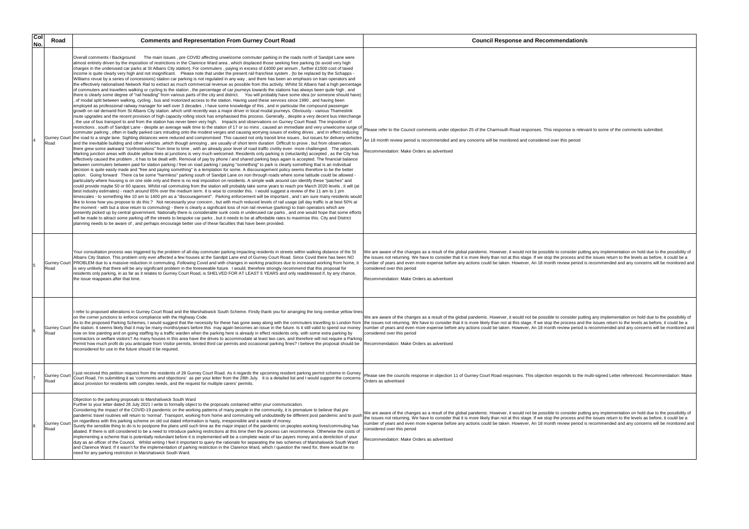| Col No. | Road | Comments and Representation From Gurney Court Road | Council Response and Recommendation/s |
|---|---|---|---|
| 4 | Gurney Court Road | Overall comments / Background The main issues , pre COVID affecting unwelcome commuter parking in the roads north of Sandpit Lane were almost entirely driven by the imposition of restrictions in the Clarence Ward area , which displaced those seeking free parking (to avoid very high charges in the underused car parks at St Albans City station). For commuters , paying in excess of £4000 per annum , further £1500 cost of taxed income is quite clearly very high and not insignificant. Please note that under the present rail franchise system , (to be replaced by the Schapps - Williams revue by a series of concessions) station car parking is not regulated in any way , and there has been an emphasis on train operators and the effectively nationalised Network Rail to extract as much commercial revenue as possible from this activity. Whilst St Albans had a high percentage of commuters and travellers walking or cycling to the station , the percentage of car journeys towards the stations has always been quite high , and there is clearly some degree of "rail heading" from various parts of the city and district. You will probably have some idea (or someone should have) , of modal split between walking, cycling , bus and motorized access to the station. Having used these services since 1990 , and having been employed as professional railway manager for well over 3 decades , I have some knowledge of this , and in particular the compound passenger growth on rail demand from St Albans City station. which until recently was a major driver in local modal journeys. Obviously - various Thameslink route upgrades and the recent provision of high capacity rolling stock has emphasised this process. Generally , despite a very decent bus interchange , the use of bus transport to and from the station has never been very high. Impacts and observations on Gurney Court Road. The imposition of restrictions , south of Sandpit Lane - despite an average walk time to the station of 17 or so mins , caused an immediate and very unwelcome surge of commuter parking , often in badly parked cars intruding onto the modest verges and causing worrying issues of exiting drives , and in effect reducing the road to a single lane. Sighting distances were reduced and compromised .This caused not only transit time issues , but issues for delivery vehicles and the inevitable building and other vehicles ,which though annoying , are usually of short term duration Difficult to prove , but from observation, there grew some awkward "confrontations" from time to time , with an already poor level of road traffic civility even more challenged. The proposals Marking junction areas with double yellow lines at junctions is very much welcomed. Residents only parking is (reluctantly) accepted , as the City has effectively caused the problem , it has to be dealt with. Removal of pay by phone / and shared parking bays again is accepted. The financial balance between commuters between paid for station parking / free on road parking / paying "something" to park is clearly something that is an individual decision is quite easily made and "free and paying something" is a temptation for some. A discouragement policy seems therefore to be the better option. Going forward There ca be some "harmless" parking south of Sandpit Lane on non through roads where some latitude could be allowed - particularly where housing is on one side only and there is no real imposition on residents. A simple walk around can identify these "patches" and could provide maybe 50 or 60 spaces. Whilst rail commuting from the station will probably take some years to reach pre March 2020 levels , it will (at best industry estimates) - reach around 65% over the medium term. It is wise to consider this. I would suggest a review of the 11 am to 1 pm timescales - to something like 10 am to 1400 pm as a "discouragement". Parking enforcement will be important , and I am sure many residents would like to know how you propose to do this.? Not necessarily your concern , but with much reduced levels of rail usage (all day traffic is at best 50% at the moment - with but a slow return to commuting) - there is clearly a significant loss of non rail revenue (parking) to train operators which are presently picked up by central government. Nationally there is considerable sunk costs in underused car parks , and one would hope that some efforts will be made to attract some parking off the streets to bespoke car parks , but it needs to be at affordable rates to maximise this. City and District planning needs to be aware of , and perhaps encourage better use of these faculties that have been provided. | Please refer to the Council comments under objection 25 of the Charmouth Road responses. This response is relevant to some of the comments submitted.<br><br>An 18 month review period is recommended and any concerns will be monitored and considered over this period<br><br>Recommendation: Make Orders as advertised |
| 5 | Gurney Court Road | Your consultation process was triggered by the problem of all-day commuter parking impacting residents in streets within walking distance of the St Albans City Station. This problem only ever affected a few houses at the Sandpit Lane end of Gurney Court Road. Since Covid there has been NO PROBLEM due to a massive reduction in commuting. Following Covid and with changes in working practices due to increased working from home, it is very unlikely that there will be any significant problem in the foreseeable future. I would, therefore strongly recommend that this proposal for residents only parking, in as far as it relates to Gurney Court Road, is SHELVED FOR AT LEAST 5 YEARS and only readdressed if, by any chance, the issue reappears after that time. | We are aware of the changes as a result of the global pandemic. However, it would not be possible to consider putting any implementation on hold due to the possibility of the issues not returning. We have to consider that it is more likely than not at this stage. If we stop the process and the issues return to the levels as before, it could be a number of years and even more expense before any actions could be taken. However, An 18 month review period is recommended and any concerns will be monitored and considered over this period<br><br>Recommendation: Make Orders as advertised |
| 6 | Gurney Court Road | I refer to proposed alterations in Gurney Court Road and the Marshalswick South Scheme. Firstly thank you for arranging the long overdue yellow lines on the corner junctions to enforce compliance with the Highway Code.<br>As to the proposed Parking Schemes, I would suggest that the necessity for these has gone away along with the commuters travelling to London from the station. It seems likely that it may be many months/years before this may again becomes an issue in the future. Is it still valid to spend our money now on line painting and on going staffing by a traffic warden when the parking here is already in effect residents only, with some extra parking by contractors or welfare visitors? As many houses in this area have the drives to accommodate at least two cars, and therefore will not require a Parking Permit how much profit do you anticipate from Visitor permits, limited third car permits and occasional parking fines? I believe the proposal should be reconsidered for use in the future should it be required. | We are aware of the changes as a result of the global pandemic. However, it would not be possible to consider putting any implementation on hold due to the possibility of the issues not returning. We have to consider that it is more likely than not at this stage. If we stop the process and the issues return to the levels as before, it could be a number of years and even more expense before any actions could be taken. However, An 18 month review period is recommended and any concerns will be monitored and considered over this period<br><br>Recommendation: Make Orders as advertised |
| 7 | Gurney Court Road | I just received this petition request from the residents of 28 Gurney Court Road. As it regards the upcoming resident parking permit scheme in Gurney Court Road, I'm submitting it as 'comments and objections' as per your letter from the 28th July. It is a detailed list and I would support the concerns about provision for residents with complex needs, and the request for multiple carers' permits. | Please see the councils response in objection 11 of Gurney Court Road responses. This objection responds to the multi-signed Letter referenced. Recommendation: Make Orders as advertised |
| 8 | Gurney Court Road | Objection to the parking proposals to Marshalswick South Ward<br>Further to your letter dated 28 July 2021 I write to formally object to the proposals contained within your communication.<br>Considering the impact of the COVID-19 pandemic on the working patterns of many people in the community, it is premature to believe that pre pandemic travel routines will return to 'normal'. Transport, working from home and commuting will undoubtedly be different post pandemic and to push on regardless with this parking scheme on old out dated information is hasty, irresponsible and a waste of money.<br>Surely the sensible thing to do is to postpone the plans until such time as the major impact of the pandemic on peoples working lives/commuting has abated. If there is still considered to be a need to introduce parking restrictions at this time then the process can recommence. Otherwise the costs of implementing a scheme that is potentially redundant before it is implemented will be a complete waste of tax payers money and a dereliction of your duty as an officer of the Council. Whilst writing I feel it important to query the rationale for separating the two schemes of Marshalswick South Ward and Clarence Ward. If it wasn't for the implementation of parking restriction in the Clarence Ward, which I question the need for, there would be no need for any parking restriction in Marshalswick South Ward. | We are aware of the changes as a result of the global pandemic. However, it would not be possible to consider putting any implementation on hold due to the possibility of the issues not returning. We have to consider that it is more likely than not at this stage. If we stop the process and the issues return to the levels as before, it could be a number of years and even more expense before any actions could be taken. However, An 18 month review period is recommended and any concerns will be monitored and considered over this period<br><br>Recommendation: Make Orders as advertised |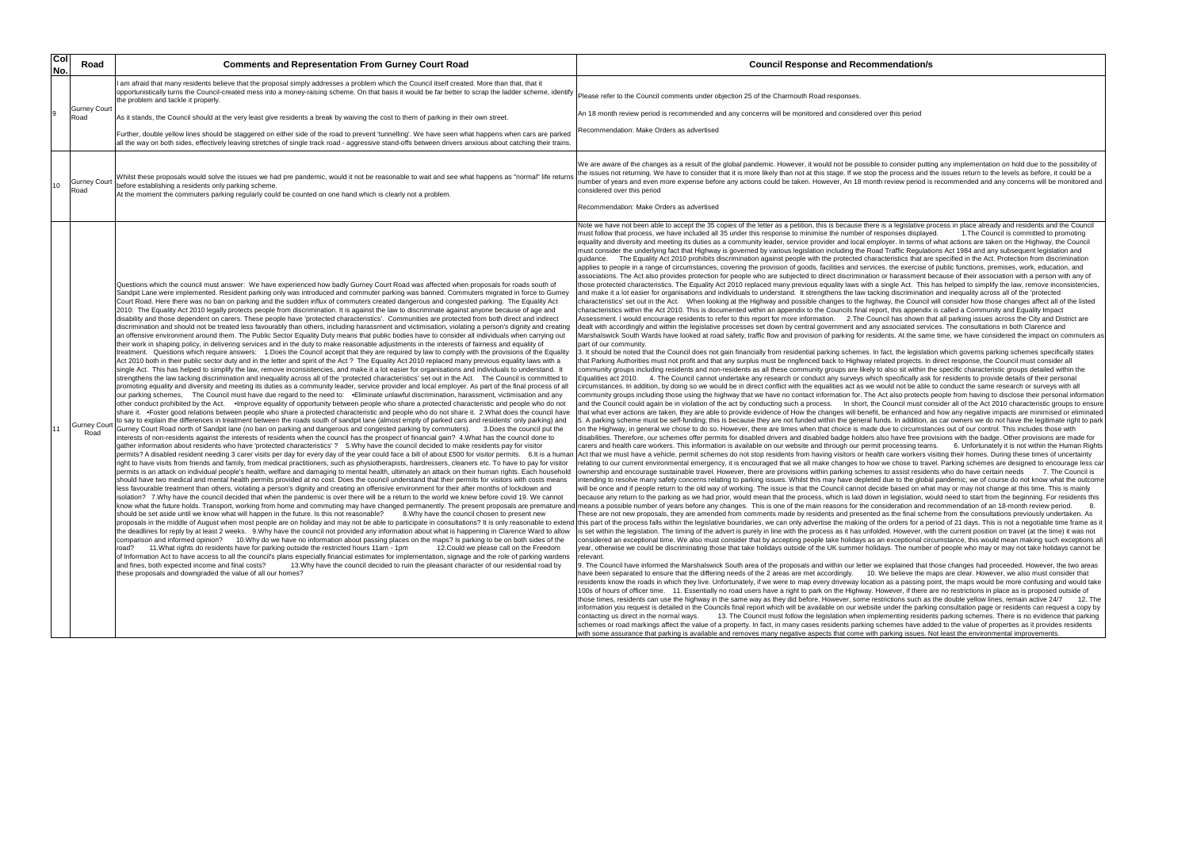| Col No. | Road | Comments and Representation From Gurney Court Road | Council Response and Recommendation/s |
|---|---|---|---|
| 9 | Gurney Court Road | I am afraid that many residents believe that the proposal simply addresses a problem which the Council itself created. More than that, that it opportunistically turns the Council-created mess into a money-raising scheme. On that basis it would be far better to scrap the ladder scheme, identify the problem and tackle it properly.<br><br>As it stands, the Council should at the very least give residents a break by waiving the cost to them of parking in their own street.<br><br>Further, double yellow lines should be staggered on either side of the road to prevent 'tunnelling'. We have seen what happens when cars are parked all the way on both sides, effectively leaving stretches of single track road - aggressive stand-offs between drivers anxious about catching their trains. | Please refer to the Council comments under objection 25 of the Charmouth Road responses.<br><br>An 18 month review period is recommended and any concerns will be monitored and considered over this period<br><br>Recommendation: Make Orders as advertised |
| 10 | Gurney Court Road | Whilst these proposals would solve the issues we had pre pandemic, would it not be reasonable to wait and see what happens as "normal" life returns before establishing a residents only parking scheme.<br>At the moment the commuters parking regularly could be counted on one hand which is clearly not a problem. | We are aware of the changes as a result of the global pandemic. However, it would not be possible to consider putting any implementation on hold due to the possibility of the issues not returning. We have to consider that it is more likely than not at this stage. If we stop the process and the issues return to the levels as before, it could be a number of years and even more expense before any actions could be taken. However, An 18 month review period is recommended and any concerns will be monitored and considered over this period<br><br>Recommendation: Make Orders as advertised |
| 11 | Gurney Court Road | Questions which the council must answer: We have experienced how badly Gurney Court Road was affected when proposals for roads south of Sandpit Lane were implemented. Resident parking only was introduced and commuter parking was banned. Commuters migrated in force to Gurney Court Road. Here there was no ban on parking and the sudden influx of commuters created dangerous and congested parking. The Equality Act 2010: The Equality Act 2010 legally protects people from discrimination. It is against the law to discriminate against anyone because of age and disability and those dependent on carers. These people have 'protected characteristics'. Communities are protected from both direct and indirect discrimination and should not be treated less favourably than others, including harassment and victimisation, violating a person's dignity and creating an offensive environment around them. The Public Sector Equality Duty means that public bodies have to consider all individuals when carrying out their work in shaping policy, in delivering services and in the duty to make reasonable adjustments in the interests of fairness and equality of treatment. Questions which require answers: 1.Does the Council accept that they are required by law to comply with the provisions of the Equality Act 2010 both in their public sector duty and in the letter and spirit of the Act ? The Equality Act 2010 replaced many previous equality laws with a single Act. This has helped to simplify the law, remove inconsistencies, and make it a lot easier for organisations and individuals to understand. It strengthens the law tacking discrimination and inequality across all of the 'protected characteristics' set out in the Act. The Council is committed to promoting equality and diversity and meeting its duties as a community leader, service provider and local employer. As part of the final process of all our parking schemes, The Council must have due regard to the need to: •Eliminate unlawful discrimination, harassment, victimisation and any other conduct prohibited by the Act. •Improve equality of opportunity between people who share a protected characteristic and people who do not share it. •Foster good relations between people who share a protected characteristic and people who do not share it. 2.What does the council have to say to explain the differences in treatment between the roads south of sandpit lane (almost empty of parked cars and residents' only parking) and Gurney Court Road north of Sandpit lane (no ban on parking and dangerous and congested parking by commuters). 3.Does the council put the interests of non-residents against the interests of residents when the council has the prospect of financial gain? 4.What has the council done to gather information about residents who have 'protected characteristics' ? 5.Why have the council decided to make residents pay for visitor permits? A disabled resident needing 3 carer visits per day for every day of the year could face a bill of about £500 for visitor permits. 6.It is a human right to have visits from friends and family, from medical practitioners, such as physiotherapists, hairdressers, cleaners etc. To have to pay for visitor permits is an attack on individual people's health, welfare and damaging to mental health, ultimately an attack on their human rights. Each household should have two medical and mental health permits provided at no cost. Does the council understand that their permits for visitors with costs means less favourable treatment than others, violating a person's dignity and creating an offensive environment for their after months of lockdown and isolation? 7.Why have the council decided that when the pandemic is over there will be a return to the world we knew before covid 19. We cannot know what the future holds. Transport, working from home and commuting may have changed permanently. The present proposals are premature and should be set aside until we know what will happen in the future. Is this not reasonable? 8.Why have the council chosen to present new proposals in the middle of August when most people are on holiday and may not be able to participate in consultations? It is only reasonable to extend the deadlines for reply by at least 2 weeks. 9.Why have the council not provided any information about what is happening in Clarence Ward to allow comparison and informed opinion? 10.Why do we have no information about passing places on the maps? Is parking to be on both sides of the road? 11.What rights do residents have for parking outside the restricted hours 11am - 1pm 12.Could we please call on the Freedom of Information Act to have access to all the council's plans especially financial estimates for implementation, signage and the role of parking wardens and fines, both expected income and final costs? 13.Why have the council decided to ruin the pleasant character of our residential road by these proposals and downgraded the value of all our homes? | Note we have not been able to accept the 35 copies of the letter as a petition, this is because there is a legislative process in place already and residents and the Council must follow that process, we have included all 35 under this response to minimise the number of responses displayed. 1.The Council is committed to promoting equality and diversity and meeting its duties as a community leader, service provider and local employer. In terms of what actions are taken on the Highway, the Council must consider the underlying fact that Highway is governed by various legislation including the Road Traffic Regulations Act 1984 and any subsequent legislation and guidance. The Equality Act 2010 prohibits discrimination against people with the protected characteristics that are specified in the Act. Protection from discrimination applies to people in a range of circumstances, covering the provision of goods, facilities and services, the exercise of public functions, premises, work, education, and associations. The Act also provides protection for people who are subjected to direct discrimination or harassment because of their association with a person with any of those protected characteristics. The Equality Act 2010 replaced many previous equality laws with a single Act. This has helped to simplify the law, remove inconsistencies, and make it a lot easier for organisations and individuals to understand. It strengthens the law tacking discrimination and inequality across all of the 'protected characteristics' set out in the Act. When looking at the Highway and possible changes to the highway, the Council will consider how those changes affect all of the listed characteristics within the Act 2010. This is documented within an appendix to the Councils final report, this appendix is called a Community and Equality Impact Assessment. I would encourage residents to refer to this report for more information. 2.The Council has shown that all parking issues across the City and District are dealt with accordingly and within the legislative processes set down by central government and any associated services. The consultations in both Clarence and Marshalswick South Wards have looked at road safety, traffic flow and provision of parking for residents. At the same time, we have considered the impact on commuters as part of our community.<br>3. It should be noted that the Council does not gain financially from residential parking schemes. In fact, the legislation which governs parking schemes specifically states that Parking Authorities must not profit and that any surplus must be ringfenced back to Highway related projects. In direct response, the Council must consider all community groups including residents and non-residents as all these community groups are likely to also sit within the specific characteristic groups detailed within the Equalities act 2010. 4. The Council cannot undertake any research or conduct any surveys which specifically ask for residents to provide details of their personal circumstances. In addition, by doing so we would be in direct conflict with the equalities act as we would not be able to conduct the same research or surveys with all community groups including those using the highway that we have no contact information for. The Act also protects people from having to disclose their personal information and the Council could again be in violation of the act by conducting such a process. In short, the Council must consider all of the Act 2010 characteristic groups to ensure that what ever actions are taken, they are able to provide evidence of How the changes will benefit, be enhanced and how any negative impacts are minimised or eliminated 5. A parking scheme must be self-funding; this is because they are not funded within the general funds. In addition, as car owners we do not have the legitimate right to park on the Highway, in general we chose to do so. However, there are times when that choice is made due to circumstances out of our control. This includes those with disabilities. Therefore, our schemes offer permits for disabled drivers and disabled badge holders also have free provisions with the badge. Other provisions are made for carers and health care workers. This information is available on our website and through our permit processing teams. 6. Unfortunately it is not within the Human Rights Act that we must have a vehicle, permit schemes do not stop residents from having visitors or health care workers visiting their homes. During these times of uncertainty relating to our current environmental emergency, it is encouraged that we all make changes to how we chose to travel. Parking schemes are designed to encourage less car ownership and encourage sustainable travel. However, there are provisions within parking schemes to assist residents who do have certain needs 7. The Council is intending to resolve many safety concerns relating to parking issues. Whilst this may have depleted due to the global pandemic, we of course do not know what the outcome will be once and if people return to the old way of working. The issue is that the Council cannot decide based on what may or may not change at this time. This is mainly because any return to the parking as we had prior, would mean that the process, which is laid down in legislation, would need to start from the beginning. For residents this means a possible number of years before any changes. This is one of the main reasons for the consideration and recommendation of an 18-month review period. 8. These are not new proposals, they are amended from comments made by residents and presented as the final scheme from the consultations previously undertaken. As this part of the process falls within the legislative boundaries, we can only advertise the making of the orders for a period of 21 days. This is not a negotiable time frame as it is set within the legislation. The timing of the advert is purely in line with the process as it has unfolded. However, with the current position on travel (at the time) it was not considered an exceptional time. We also must consider that by accepting people take holidays as an exceptional circumstance, this would mean making such exceptions all year, otherwise we could be discriminating those that take holidays outside of the UK summer holidays. The number of people who may or may not take holidays cannot be relevant.<br>9. The Council have informed the Marshalswick South area of the proposals and within our letter we explained that those changes had proceeded. However, the two areas have been separated to ensure that the differing needs of the 2 areas are met accordingly. 10. We believe the maps are clear. However, we also must consider that residents know the roads in which they live. Unfortunately, if we were to map every driveway location as a passing point, the maps would be more confusing and would take 100s of hours of officer time. 11. Essentially no road users have a right to park on the Highway. However, if there are no restrictions in place as is proposed outside of those times, residents can use the highway in the same way as they did before. However, some restrictions such as the double yellow lines, remain active 24/7 12. The information you request is detailed in the Councils final report which will be available on our website under the parking consultation page or residents can request a copy by contacting us direct in the normal ways. 13. The Council must follow the legislation when implementing residents parking schemes. There is no evidence that parking schemes or road markings affect the value of a property. In fact, in many cases residents parking schemes have added to the value of properties as it provides residents with some assurance that parking is available and removes many negative aspects that come with parking issues. Not least the environmental improvements. |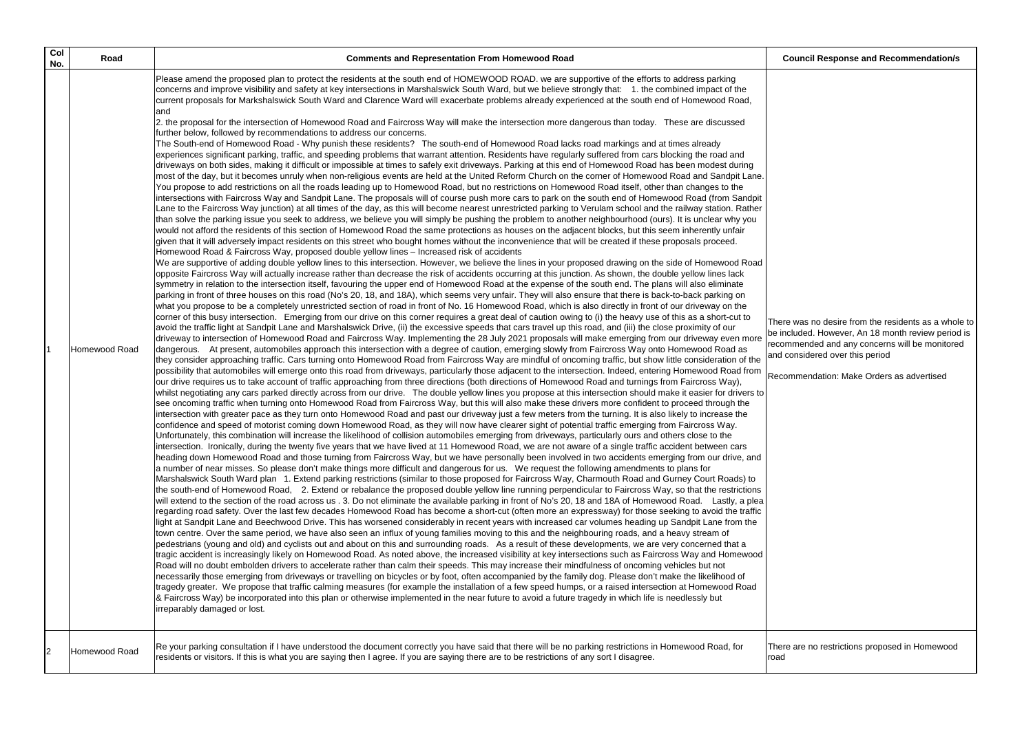| Col No. | Road | Comments and Representation From Homewood Road | Council Response and Recommendation/s |
|---|---|---|---|
| 1 | Homewood Road | Please amend the proposed plan to protect the residents at the south end of HOMEWOOD ROAD. we are supportive of the efforts to address parking concerns and improve visibility and safety at key intersections in Marshalswick South Ward, but we believe strongly that: 1. the combined impact of the current proposals for Markshalswick South Ward and Clarence Ward will exacerbate problems already experienced at the south end of Homewood Road, and<br>2. the proposal for the intersection of Homewood Road and Faircross Way will make the intersection more dangerous than today. These are discussed further below, followed by recommendations to address our concerns.<br>The South-end of Homewood Road - Why punish these residents? The south-end of Homewood Road lacks road markings and at times already experiences significant parking, traffic, and speeding problems that warrant attention. Residents have regularly suffered from cars blocking the road and driveways on both sides, making it difficult or impossible at times to safely exit driveways. Parking at this end of Homewood Road has been modest during most of the day, but it becomes unruly when non-religious events are held at the United Reform Church on the corner of Homewood Road and Sandpit Lane. You propose to add restrictions on all the roads leading up to Homewood Road, but no restrictions on Homewood Road itself, other than changes to the intersections with Faircross Way and Sandpit Lane. The proposals will of course push more cars to park on the south end of Homewood Road (from Sandpit Lane to the Faircross Way junction) at all times of the day, as this will become nearest unrestricted parking to Verulam school and the railway station. Rather than solve the parking issue you seek to address, we believe you will simply be pushing the problem to another neighbourhood (ours). It is unclear why you would not afford the residents of this section of Homewood Road the same protections as houses on the adjacent blocks, but this seem inherently unfair given that it will adversely impact residents on this street who bought homes without the inconvenience that will be created if these proposals proceed.<br>Homewood Road & Faircross Way, proposed double yellow lines – Increased risk of accidents<br>We are supportive of adding double yellow lines to this intersection. However, we believe the lines in your proposed drawing on the side of Homewood Road opposite Faircross Way will actually increase rather than decrease the risk of accidents occurring at this junction. As shown, the double yellow lines lack symmetry in relation to the intersection itself, favouring the upper end of Homewood Road at the expense of the south end. The plans will also eliminate parking in front of three houses on this road (No's 20, 18, and 18A), which seems very unfair. They will also ensure that there is back-to-back parking on what you propose to be a completely unrestricted section of road in front of No. 16 Homewood Road, which is also directly in front of our driveway on the corner of this busy intersection. Emerging from our drive on this corner requires a great deal of caution owing to (i) the heavy use of this as a short-cut to avoid the traffic light at Sandpit Lane and Marshalswick Drive, (ii) the excessive speeds that cars travel up this road, and (iii) the close proximity of our driveway to intersection of Homewood Road and Faircross Way. Implementing the 28 July 2021 proposals will make emerging from our driveway even more dangerous. At present, automobiles approach this intersection with a degree of caution, emerging slowly from Faircross Way onto Homewood Road as they consider approaching traffic. Cars turning onto Homewood Road from Faircross Way are mindful of oncoming traffic, but show little consideration of the possibility that automobiles will emerge onto this road from driveways, particularly those adjacent to the intersection. Indeed, entering Homewood Road from our drive requires us to take account of traffic approaching from three directions (both directions of Homewood Road and turnings from Faircross Way), whilst negotiating any cars parked directly across from our drive. The double yellow lines you propose at this intersection should make it easier for drivers to see oncoming traffic when turning onto Homewood Road from Faircross Way, but this will also make these drivers more confident to proceed through the intersection with greater pace as they turn onto Homewood Road and past our driveway just a few meters from the turning. It is also likely to increase the confidence and speed of motorist coming down Homewood Road, as they will now have clearer sight of potential traffic emerging from Faircross Way. Unfortunately, this combination will increase the likelihood of collision automobiles emerging from driveways, particularly ours and others close to the intersection. Ironically, during the twenty five years that we have lived at 11 Homewood Road, we are not aware of a single traffic accident between cars heading down Homewood Road and those turning from Faircross Way, but we have personally been involved in two accidents emerging from our drive, and a number of near misses. So please don't make things more difficult and dangerous for us. We request the following amendments to plans for Marshalswick South Ward plan 1. Extend parking restrictions (similar to those proposed for Faircross Way, Charmouth Road and Gurney Court Roads) to the south-end of Homewood Road, 2. Extend or rebalance the proposed double yellow line running perpendicular to Faircross Way, so that the restrictions will extend to the section of the road across us . 3. Do not eliminate the available parking in front of No's 20, 18 and 18A of Homewood Road. Lastly, a plea regarding road safety. Over the last few decades Homewood Road has become a short-cut (often more an expressway) for those seeking to avoid the traffic light at Sandpit Lane and Beechwood Drive. This has worsened considerably in recent years with increased car volumes heading up Sandpit Lane from the town centre. Over the same period, we have also seen an influx of young families moving to this and the neighbouring roads, and a heavy stream of pedestrians (young and old) and cyclists out and about on this and surrounding roads. As a result of these developments, we are very concerned that a tragic accident is increasingly likely on Homewood Road. As noted above, the increased visibility at key intersections such as Faircross Way and Homewood Road will no doubt embolden drivers to accelerate rather than calm their speeds. This may increase their mindfulness of oncoming vehicles but not necessarily those emerging from driveways or travelling on bicycles or by foot, often accompanied by the family dog. Please don't make the likelihood of tragedy greater. We propose that traffic calming measures (for example the installation of a few speed humps, or a raised intersection at Homewood Road & Faircross Way) be incorporated into this plan or otherwise implemented in the near future to avoid a future tragedy in which life is needlessly but irreparably damaged or lost. | There was no desire from the residents as a whole to be included. However, An 18 month review period is recommended and any concerns will be monitored and considered over this period<br><br>Recommendation: Make Orders as advertised |
| 2 | Homewood Road | Re your parking consultation if I have understood the document correctly you have said that there will be no parking restrictions in Homewood Road, for residents or visitors. If this is what you are saying then I agree. If you are saying there are to be restrictions of any sort I disagree. | There are no restrictions proposed in Homewood road |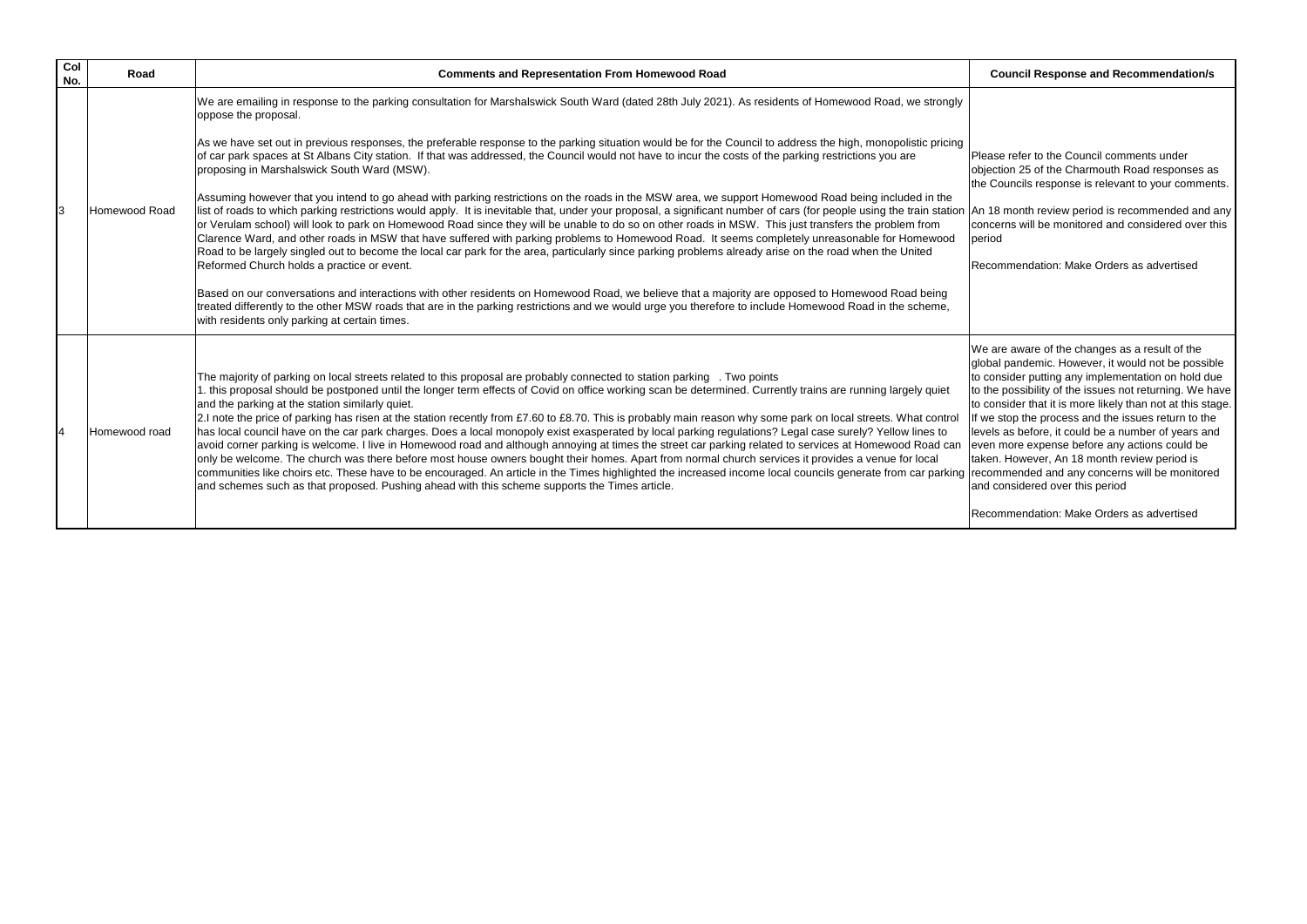| Col No. | Road | Comments and Representation From Homewood Road | Council Response and Recommendation/s |
|---|---|---|---|
| 3 | Homewood Road | We are emailing in response to the parking consultation for Marshalswick South Ward (dated 28th July 2021). As residents of Homewood Road, we strongly oppose the proposal.<br><br>As we have set out in previous responses, the preferable response to the parking situation would be for the Council to address the high, monopolistic pricing of car park spaces at St Albans City station. If that was addressed, the Council would not have to incur the costs of the parking restrictions you are proposing in Marshalswick South Ward (MSW).<br><br>Assuming however that you intend to go ahead with parking restrictions on the roads in the MSW area, we support Homewood Road being included in the list of roads to which parking restrictions would apply. It is inevitable that, under your proposal, a significant number of cars (for people using the train station or Verulam school) will look to park on Homewood Road since they will be unable to do so on other roads in MSW. This just transfers the problem from Clarence Ward, and other roads in MSW that have suffered with parking problems to Homewood Road. It seems completely unreasonable for Homewood Road to be largely singled out to become the local car park for the area, particularly since parking problems already arise on the road when the United Reformed Church holds a practice or event.<br><br>Based on our conversations and interactions with other residents on Homewood Road, we believe that a majority are opposed to Homewood Road being treated differently to the other MSW roads that are in the parking restrictions and we would urge you therefore to include Homewood Road in the scheme, with residents only parking at certain times. | Please refer to the Council comments under objection 25 of the Charmouth Road responses as the Councils response is relevant to your comments.<br><br>An 18 month review period is recommended and any concerns will be monitored and considered over this period<br><br>Recommendation: Make Orders as advertised |
| 4 | Homewood road | The majority of parking on local streets related to this proposal are probably connected to station parking . Two points<br>1. this proposal should be postponed until the longer term effects of Covid on office working scan be determined. Currently trains are running largely quiet and the parking at the station similarly quiet.<br>2.I note the price of parking has risen at the station recently from £7.60 to £8.70. This is probably main reason why some park on local streets. What control has local council have on the car park charges. Does a local monopoly exist exasperated by local parking regulations? Legal case surely? Yellow lines to avoid corner parking is welcome. I live in Homewood road and although annoying at times the street car parking related to services at Homewood Road can only be welcome. The church was there before most house owners bought their homes. Apart from normal church services it provides a venue for local communities like choirs etc. These have to be encouraged. An article in the Times highlighted the increased income local councils generate from car parking and schemes such as that proposed. Pushing ahead with this scheme supports the Times article. | We are aware of the changes as a result of the global pandemic. However, it would not be possible to consider putting any implementation on hold due to the possibility of the issues not returning. We have to consider that it is more likely than not at this stage. If we stop the process and the issues return to the levels as before, it could be a number of years and even more expense before any actions could be taken. However, An 18 month review period is recommended and any concerns will be monitored and considered over this period<br><br>Recommendation: Make Orders as advertised |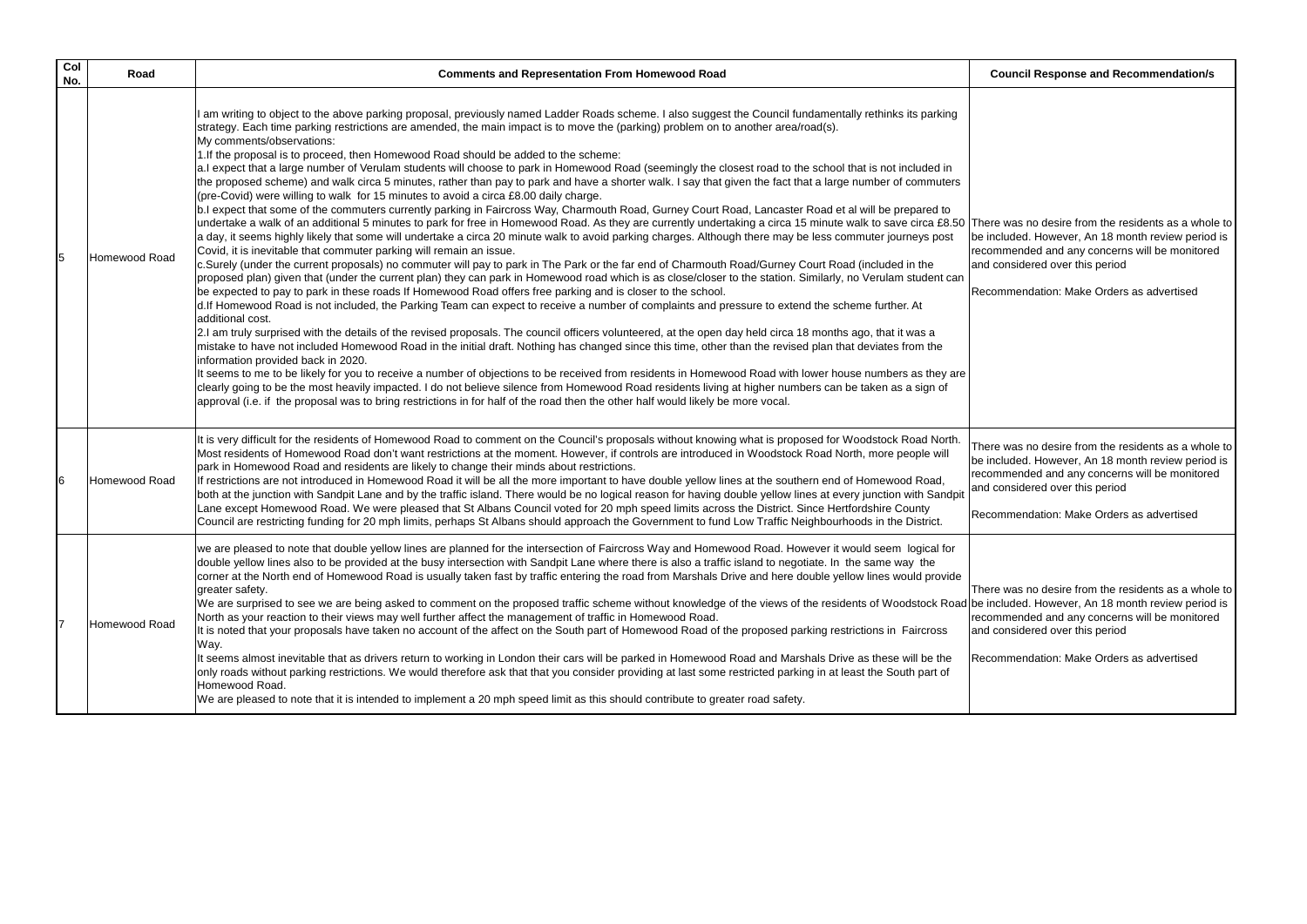| Col No. | Road | Comments and Representation From Homewood Road | Council Response and Recommendation/s |
|---|---|---|---|
| 5 | Homewood Road | I am writing to object to the above parking proposal, previously named Ladder Roads scheme. I also suggest the Council fundamentally rethinks its parking strategy. Each time parking restrictions are amended, the main impact is to move the (parking) problem on to another area/road(s).<br>My comments/observations:<br>1.If the proposal is to proceed, then Homewood Road should be added to the scheme:<br>a.I expect that a large number of Verulam students will choose to park in Homewood Road (seemingly the closest road to the school that is not included in the proposed scheme) and walk circa 5 minutes, rather than pay to park and have a shorter walk. I say that given the fact that a large number of commuters (pre-Covid) were willing to walk for 15 minutes to avoid a circa £8.00 daily charge.<br>b.I expect that some of the commuters currently parking in Faircross Way, Charmouth Road, Gurney Court Road, Lancaster Road et al will be prepared to undertake a walk of an additional 5 minutes to park for free in Homewood Road. As they are currently undertaking a circa 15 minute walk to save circa £8.50 a day, it seems highly likely that some will undertake a circa 20 minute walk to avoid parking charges. Although there may be less commuter journeys post Covid, it is inevitable that commuter parking will remain an issue.<br>c.Surely (under the current proposals) no commuter will pay to park in The Park or the far end of Charmouth Road/Gurney Court Road (included in the proposed plan) given that (under the current plan) they can park in Homewood road which is as close/closer to the station. Similarly, no Verulam student can be expected to pay to park in these roads If Homewood Road offers free parking and is closer to the school.<br>d.If Homewood Road is not included, the Parking Team can expect to receive a number of complaints and pressure to extend the scheme further. At additional cost.<br>2.I am truly surprised with the details of the revised proposals. The council officers volunteered, at the open day held circa 18 months ago, that it was a mistake to have not included Homewood Road in the initial draft. Nothing has changed since this time, other than the revised plan that deviates from the information provided back in 2020.<br>It seems to me to be likely for you to receive a number of objections to be received from residents in Homewood Road with lower house numbers as they are clearly going to be the most heavily impacted. I do not believe silence from Homewood Road residents living at higher numbers can be taken as a sign of approval (i.e. if the proposal was to bring restrictions in for half of the road then the other half would likely be more vocal. | There was no desire from the residents as a whole to be included. However, An 18 month review period is recommended and any concerns will be monitored and considered over this period<br><br>Recommendation: Make Orders as advertised |
| 6 | Homewood Road | It is very difficult for the residents of Homewood Road to comment on the Council's proposals without knowing what is proposed for Woodstock Road North. Most residents of Homewood Road don't want restrictions at the moment. However, if controls are introduced in Woodstock Road North, more people will park in Homewood Road and residents are likely to change their minds about restrictions.<br>If restrictions are not introduced in Homewood Road it will be all the more important to have double yellow lines at the southern end of Homewood Road, both at the junction with Sandpit Lane and by the traffic island. There would be no logical reason for having double yellow lines at every junction with Sandpit Lane except Homewood Road. We were pleased that St Albans Council voted for 20 mph speed limits across the District. Since Hertfordshire County Council are restricting funding for 20 mph limits, perhaps St Albans should approach the Government to fund Low Traffic Neighbourhoods in the District. | There was no desire from the residents as a whole to be included. However, An 18 month review period is recommended and any concerns will be monitored and considered over this period<br><br>Recommendation: Make Orders as advertised |
| 7 | Homewood Road | we are pleased to note that double yellow lines are planned for the intersection of Faircross Way and Homewood Road. However it would seem logical for double yellow lines also to be provided at the busy intersection with Sandpit Lane where there is also a traffic island to negotiate. In the same way the corner at the North end of Homewood Road is usually taken fast by traffic entering the road from Marshals Drive and here double yellow lines would provide greater safety.<br>We are surprised to see we are being asked to comment on the proposed traffic scheme without knowledge of the views of the residents of Woodstock Road North as your reaction to their views may well further affect the management of traffic in Homewood Road.<br>It is noted that your proposals have taken no account of the affect on the South part of Homewood Road of the proposed parking restrictions in Faircross Way.<br>It seems almost inevitable that as drivers return to working in London their cars will be parked in Homewood Road and Marshals Drive as these will be the only roads without parking restrictions. We would therefore ask that that you consider providing at last some restricted parking in at least the South part of Homewood Road.<br>We are pleased to note that it is intended to implement a 20 mph speed limit as this should contribute to greater road safety. | There was no desire from the residents as a whole to be included. However, An 18 month review period is recommended and any concerns will be monitored and considered over this period<br><br>Recommendation: Make Orders as advertised |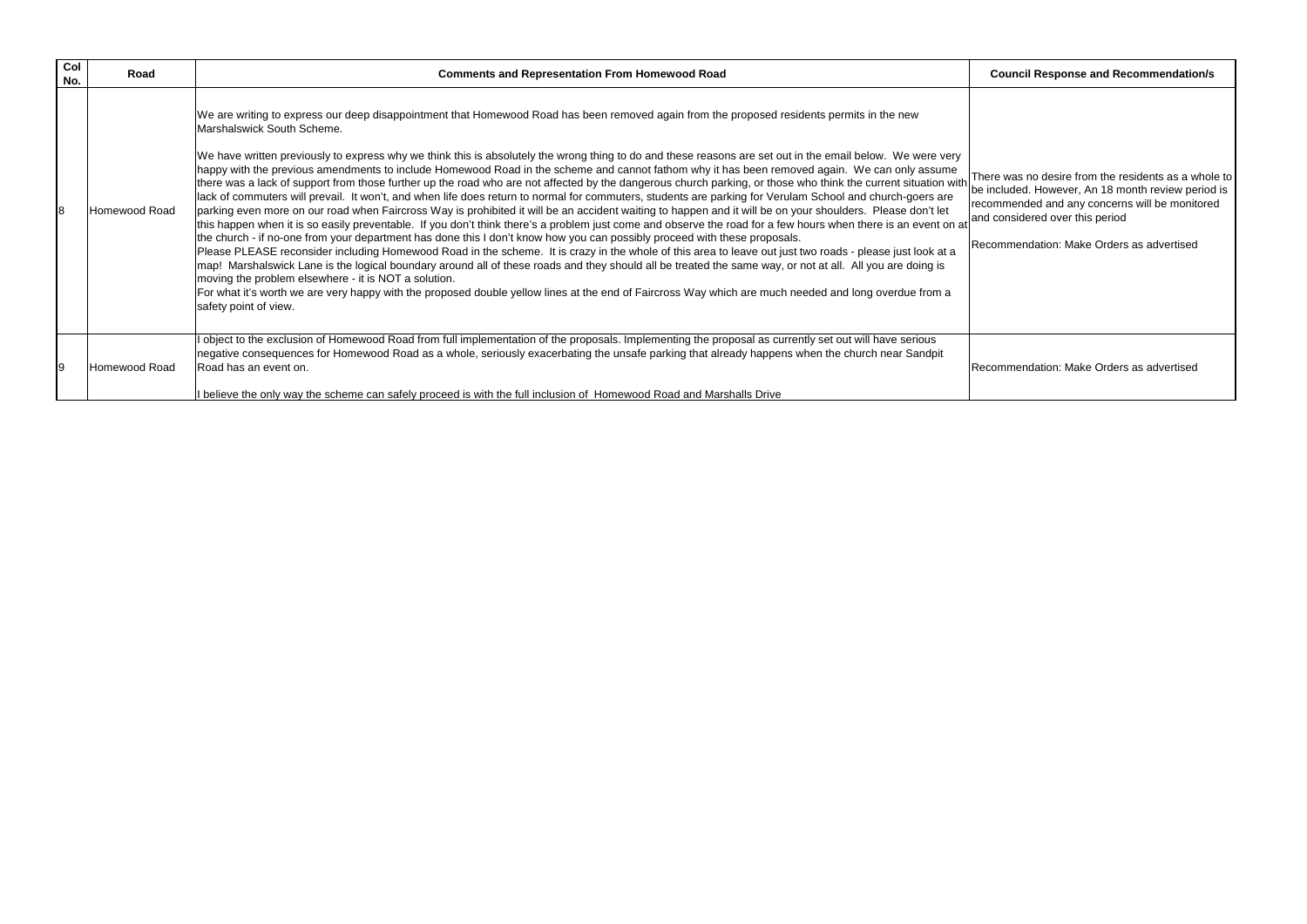| Col No. | Road | Comments and Representation From Homewood Road | Council Response and Recommendation/s |
|---|---|---|---|
| 8 | Homewood Road | We are writing to express our deep disappointment that Homewood Road has been removed again from the proposed residents permits in the new Marshalswick South Scheme.<br><br>We have written previously to express why we think this is absolutely the wrong thing to do and these reasons are set out in the email below. We were very happy with the previous amendments to include Homewood Road in the scheme and cannot fathom why it has been removed again. We can only assume there was a lack of support from those further up the road who are not affected by the dangerous church parking, or those who think the current situation with lack of commuters will prevail. It won't, and when life does return to normal for commuters, students are parking for Verulam School and church-goers are parking even more on our road when Faircross Way is prohibited it will be an accident waiting to happen and it will be on your shoulders. Please don't let this happen when it is so easily preventable. If you don't think there's a problem just come and observe the road for a few hours when there is an event on at the church - if no-one from your department has done this I don't know how you can possibly proceed with these proposals.<br>Please PLEASE reconsider including Homewood Road in the scheme. It is crazy in the whole of this area to leave out just two roads - please just look at a map! Marshalswick Lane is the logical boundary around all of these roads and they should all be treated the same way, or not at all. All you are doing is moving the problem elsewhere - it is NOT a solution.<br>For what it's worth we are very happy with the proposed double yellow lines at the end of Faircross Way which are much needed and long overdue from a safety point of view. | There was no desire from the residents as a whole to be included. However, An 18 month review period is recommended and any concerns will be monitored and considered over this period<br><br>Recommendation: Make Orders as advertised |
| 9 | Homewood Road | I object to the exclusion of Homewood Road from full implementation of the proposals. Implementing the proposal as currently set out will have serious negative consequences for Homewood Road as a whole, seriously exacerbating the unsafe parking that already happens when the church near Sandpit Road has an event on.<br><br>I believe the only way the scheme can safely proceed is with the full inclusion of Homewood Road and Marshalls Drive | Recommendation: Make Orders as advertised |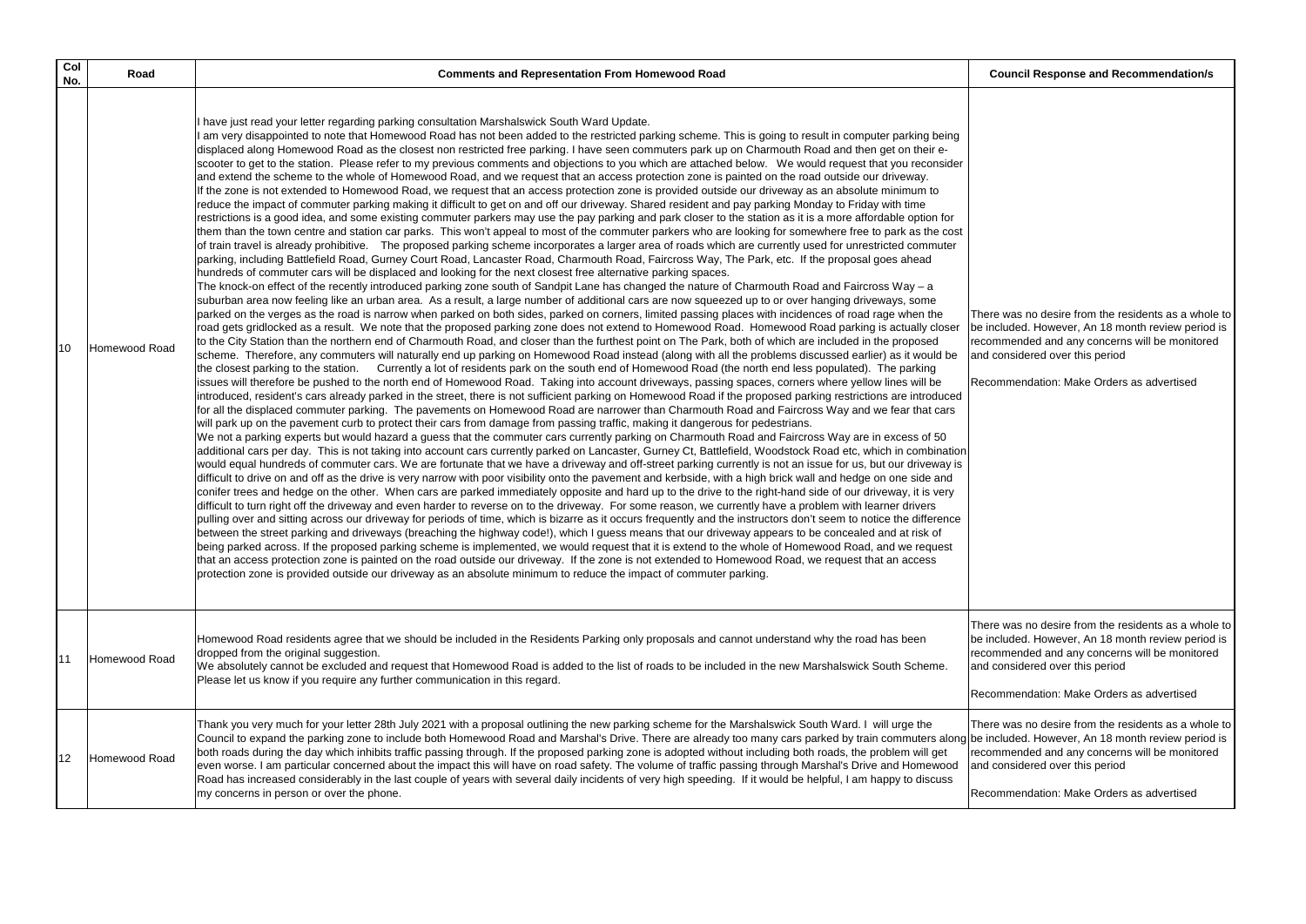| Col No. | Road | Comments and Representation From Homewood Road | Council Response and Recommendation/s |
|---|---|---|---|
| 10 | Homewood Road | I have just read your letter regarding parking consultation Marshalswick South Ward Update.<br>I am very disappointed to note that Homewood Road has not been added to the restricted parking scheme. This is going to result in computer parking being displaced along Homewood Road as the closest non restricted free parking. I have seen commuters park up on Charmouth Road and then get on their e-scooter to get to the station. Please refer to my previous comments and objections to you which are attached below. We would request that you reconsider and extend the scheme to the whole of Homewood Road, and we request that an access protection zone is painted on the road outside our driveway.<br>If the zone is not extended to Homewood Road, we request that an access protection zone is provided outside our driveway as an absolute minimum to reduce the impact of commuter parking making it difficult to get on and off our driveway. Shared resident and pay parking Monday to Friday with time restrictions is a good idea, and some existing commuter parkers may use the pay parking and park closer to the station as it is a more affordable option for them than the town centre and station car parks. This won't appeal to most of the commuter parkers who are looking for somewhere free to park as the cost of train travel is already prohibitive. The proposed parking scheme incorporates a larger area of roads which are currently used for unrestricted commuter parking, including Battlefield Road, Gurney Court Road, Lancaster Road, Charmouth Road, Faircross Way, The Park, etc. If the proposal goes ahead hundreds of commuter cars will be displaced and looking for the next closest free alternative parking spaces.<br>The knock-on effect of the recently introduced parking zone south of Sandpit Lane has changed the nature of Charmouth Road and Faircross Way – a suburban area now feeling like an urban area. As a result, a large number of additional cars are now squeezed up to or over hanging driveways, some parked on the verges as the road is narrow when parked on both sides, parked on corners, limited passing places with incidences of road rage when the road gets gridlocked as a result. We note that the proposed parking zone does not extend to Homewood Road. Homewood Road parking is actually closer to the City Station than the northern end of Charmouth Road, and closer than the furthest point on The Park, both of which are included in the proposed scheme. Therefore, any commuters will naturally end up parking on Homewood Road instead (along with all the problems discussed earlier) as it would be the closest parking to the station. Currently a lot of residents park on the south end of Homewood Road (the north end less populated). The parking issues will therefore be pushed to the north end of Homewood Road. Taking into account driveways, passing spaces, corners where yellow lines will be introduced, resident's cars already parked in the street, there is not sufficient parking on Homewood Road if the proposed parking restrictions are introduced for all the displaced commuter parking. The pavements on Homewood Road are narrower than Charmouth Road and Faircross Way and we fear that cars will park up on the pavement curb to protect their cars from damage from passing traffic, making it dangerous for pedestrians.<br>We not a parking experts but would hazard a guess that the commuter cars currently parking on Charmouth Road and Faircross Way are in excess of 50 additional cars per day. This is not taking into account cars currently parked on Lancaster, Gurney Ct, Battlefield, Woodstock Road etc, which in combination would equal hundreds of commuter cars. We are fortunate that we have a driveway and off-street parking currently is not an issue for us, but our driveway is difficult to drive on and off as the drive is very narrow with poor visibility onto the pavement and kerbside, with a high brick wall and hedge on one side and conifer trees and hedge on the other. When cars are parked immediately opposite and hard up to the drive to the right-hand side of our driveway, it is very difficult to turn right off the driveway and even harder to reverse on to the driveway. For some reason, we currently have a problem with learner drivers pulling over and sitting across our driveway for periods of time, which is bizarre as it occurs frequently and the instructors don't seem to notice the difference between the street parking and driveways (breaching the highway code!), which I guess means that our driveway appears to be concealed and at risk of being parked across. If the proposed parking scheme is implemented, we would request that it is extend to the whole of Homewood Road, and we request that an access protection zone is painted on the road outside our driveway. If the zone is not extended to Homewood Road, we request that an access protection zone is provided outside our driveway as an absolute minimum to reduce the impact of commuter parking. | There was no desire from the residents as a whole to be included. However, An 18 month review period is recommended and any concerns will be monitored and considered over this period<br><br>Recommendation: Make Orders as advertised |
| 11 | Homewood Road | Homewood Road residents agree that we should be included in the Residents Parking only proposals and cannot understand why the road has been dropped from the original suggestion.<br>We absolutely cannot be excluded and request that Homewood Road is added to the list of roads to be included in the new Marshalswick South Scheme. Please let us know if you require any further communication in this regard. | There was no desire from the residents as a whole to be included. However, An 18 month review period is recommended and any concerns will be monitored and considered over this period<br><br>Recommendation: Make Orders as advertised |
| 12 | Homewood Road | Thank you very much for your letter 28th July 2021 with a proposal outlining the new parking scheme for the Marshalswick South Ward. I will urge the Council to expand the parking zone to include both Homewood Road and Marshal's Drive. There are already too many cars parked by train commuters along both roads during the day which inhibits traffic passing through. If the proposed parking zone is adopted without including both roads, the problem will get even worse. I am particular concerned about the impact this will have on road safety. The volume of traffic passing through Marshal's Drive and Homewood Road has increased considerably in the last couple of years with several daily incidents of very high speeding. If it would be helpful, I am happy to discuss my concerns in person or over the phone. | There was no desire from the residents as a whole to be included. However, An 18 month review period is recommended and any concerns will be monitored and considered over this period<br><br>Recommendation: Make Orders as advertised |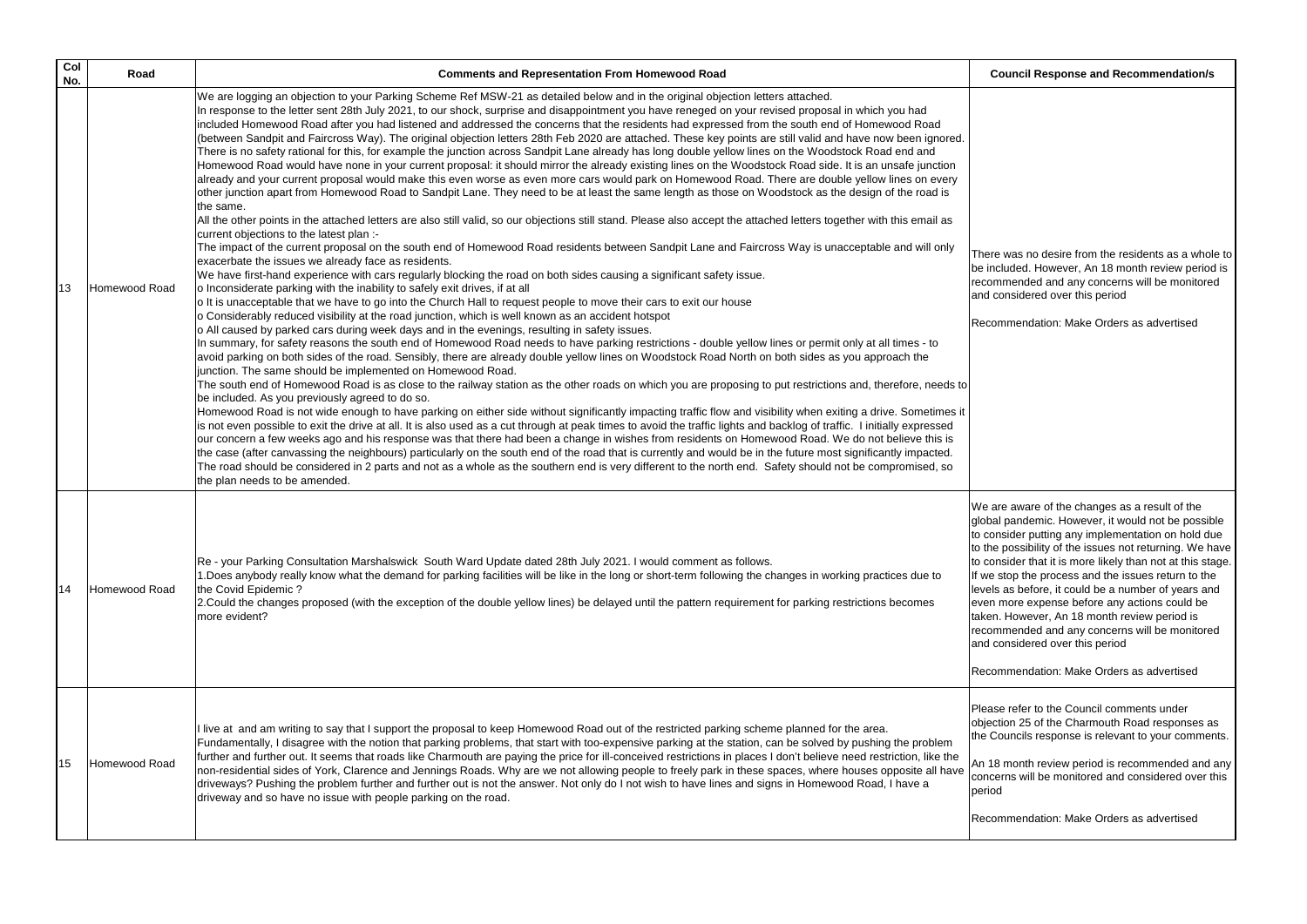| Col No. | Road | Comments and Representation From Homewood Road | Council Response and Recommendation/s |
|---|---|---|---|
| 13 | Homewood Road | We are logging an objection to your Parking Scheme Ref MSW-21 as detailed below and in the original objection letters attached.<br>In response to the letter sent 28th July 2021, to our shock, surprise and disappointment you have reneged on your revised proposal in which you had included Homewood Road after you had listened and addressed the concerns that the residents had expressed from the south end of Homewood Road (between Sandpit and Faircross Way). The original objection letters 28th Feb 2020 are attached. These key points are still valid and have now been ignored. There is no safety rational for this, for example the junction across Sandpit Lane already has long double yellow lines on the Woodstock Road end and Homewood Road would have none in your current proposal: it should mirror the already existing lines on the Woodstock Road side. It is an unsafe junction already and your current proposal would make this even worse as even more cars would park on Homewood Road. There are double yellow lines on every other junction apart from Homewood Road to Sandpit Lane. They need to be at least the same length as those on Woodstock as the design of the road is the same.<br>All the other points in the attached letters are also still valid, so our objections still stand. Please also accept the attached letters together with this email as current objections to the latest plan :-<br>The impact of the current proposal on the south end of Homewood Road residents between Sandpit Lane and Faircross Way is unacceptable and will only exacerbate the issues we already face as residents.<br>We have first-hand experience with cars regularly blocking the road on both sides causing a significant safety issue.<br>o Inconsiderate parking with the inability to safely exit drives, if at all<br>o It is unacceptable that we have to go into the Church Hall to request people to move their cars to exit our house<br>o Considerably reduced visibility at the road junction, which is well known as an accident hotspot<br>o All caused by parked cars during week days and in the evenings, resulting in safety issues.<br>In summary, for safety reasons the south end of Homewood Road needs to have parking restrictions - double yellow lines or permit only at all times - to avoid parking on both sides of the road. Sensibly, there are already double yellow lines on Woodstock Road North on both sides as you approach the junction. The same should be implemented on Homewood Road.<br>The south end of Homewood Road is as close to the railway station as the other roads on which you are proposing to put restrictions and, therefore, needs to be included. As you previously agreed to do so.<br>Homewood Road is not wide enough to have parking on either side without significantly impacting traffic flow and visibility when exiting a drive. Sometimes it is not even possible to exit the drive at all. It is also used as a cut through at peak times to avoid the traffic lights and backlog of traffic. I initially expressed our concern a few weeks ago and his response was that there had been a change in wishes from residents on Homewood Road. We do not believe this is the case (after canvassing the neighbours) particularly on the south end of the road that is currently and would be in the future most significantly impacted. The road should be considered in 2 parts and not as a whole as the southern end is very different to the north end. Safety should not be compromised, so the plan needs to be amended. | There was no desire from the residents as a whole to be included. However, An 18 month review period is recommended and any concerns will be monitored and considered over this period<br><br>Recommendation: Make Orders as advertised |
| 14 | Homewood Road | Re - your Parking Consultation Marshalswick South Ward Update dated 28th July 2021. I would comment as follows.<br>1.Does anybody really know what the demand for parking facilities will be like in the long or short-term following the changes in working practices due to the Covid Epidemic ?<br>2.Could the changes proposed (with the exception of the double yellow lines) be delayed until the pattern requirement for parking restrictions becomes more evident? | We are aware of the changes as a result of the global pandemic. However, it would not be possible to consider putting any implementation on hold due to the possibility of the issues not returning. We have to consider that it is more likely than not at this stage. If we stop the process and the issues return to the levels as before, it could be a number of years and even more expense before any actions could be taken. However, An 18 month review period is recommended and any concerns will be monitored and considered over this period<br><br>Recommendation: Make Orders as advertised |
| 15 | Homewood Road | I live at and am writing to say that I support the proposal to keep Homewood Road out of the restricted parking scheme planned for the area.<br>Fundamentally, I disagree with the notion that parking problems, that start with too-expensive parking at the station, can be solved by pushing the problem further and further out. It seems that roads like Charmouth are paying the price for ill-conceived restrictions in places I don't believe need restriction, like the non-residential sides of York, Clarence and Jennings Roads. Why are we not allowing people to freely park in these spaces, where houses opposite all have driveways? Pushing the problem further and further out is not the answer. Not only do I not wish to have lines and signs in Homewood Road, I have a driveway and so have no issue with people parking on the road. | Please refer to the Council comments under objection 25 of the Charmouth Road responses as the Councils response is relevant to your comments.<br><br>An 18 month review period is recommended and any concerns will be monitored and considered over this period<br><br>Recommendation: Make Orders as advertised |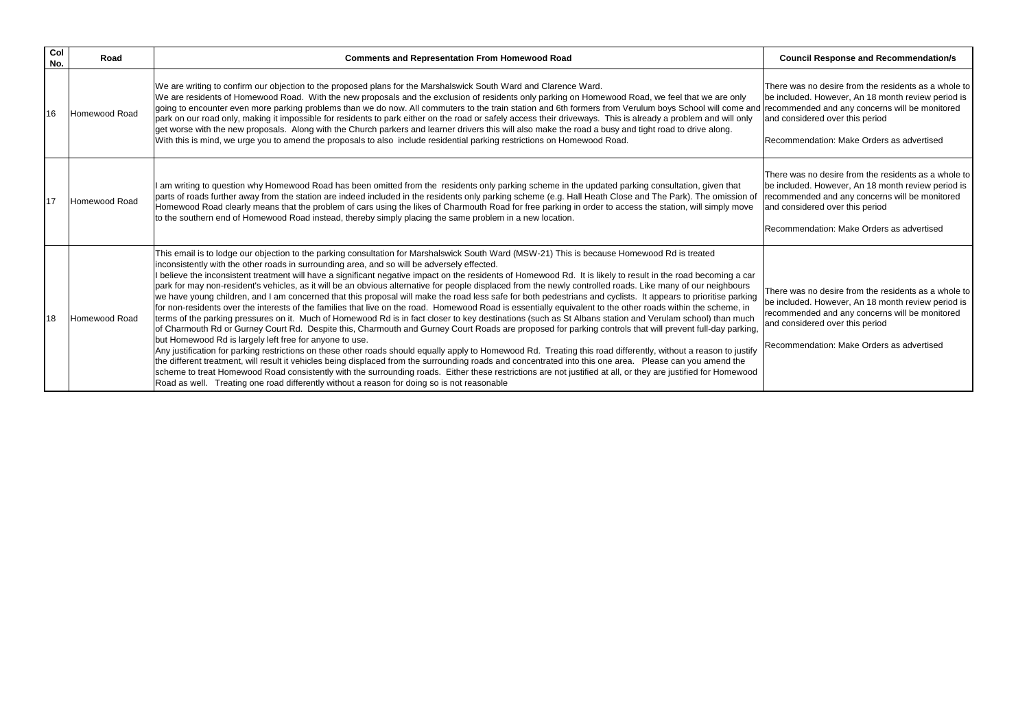| Col No. | Road | Comments and Representation From Homewood Road | Council Response and Recommendation/s |
|---|---|---|---|
| 16 | Homewood Road | We are writing to confirm our objection to the proposed plans for the Marshalswick South Ward and Clarence Ward.<br>We are residents of Homewood Road. With the new proposals and the exclusion of residents only parking on Homewood Road, we feel that we are only going to encounter even more parking problems than we do now. All commuters to the train station and 6th formers from Verulum boys School will come and park on our road only, making it impossible for residents to park either on the road or safely access their driveways. This is already a problem and will only get worse with the new proposals. Along with the Church parkers and learner drivers this will also make the road a busy and tight road to drive along.<br>With this is mind, we urge you to amend the proposals to also include residential parking restrictions on Homewood Road. | There was no desire from the residents as a whole to be included. However, An 18 month review period is recommended and any concerns will be monitored and considered over this period<br><br>Recommendation: Make Orders as advertised |
| 17 | Homewood Road | I am writing to question why Homewood Road has been omitted from the residents only parking scheme in the updated parking consultation, given that parts of roads further away from the station are indeed included in the residents only parking scheme (e.g. Hall Heath Close and The Park). The omission of Homewood Road clearly means that the problem of cars using the likes of Charmouth Road for free parking in order to access the station, will simply move to the southern end of Homewood Road instead, thereby simply placing the same problem in a new location. | There was no desire from the residents as a whole to be included. However, An 18 month review period is recommended and any concerns will be monitored and considered over this period<br><br>Recommendation: Make Orders as advertised |
| 18 | Homewood Road | This email is to lodge our objection to the parking consultation for Marshalswick South Ward (MSW-21) This is because Homewood Rd is treated inconsistently with the other roads in surrounding area, and so will be adversely effected.<br>I believe the inconsistent treatment will have a significant negative impact on the residents of Homewood Rd. It is likely to result in the road becoming a car park for may non-resident's vehicles, as it will be an obvious alternative for people displaced from the newly controlled roads. Like many of our neighbours we have young children, and I am concerned that this proposal will make the road less safe for both pedestrians and cyclists. It appears to prioritise parking for non-residents over the interests of the families that live on the road. Homewood Road is essentially equivalent to the other roads within the scheme, in terms of the parking pressures on it. Much of Homewood Rd is in fact closer to key destinations (such as St Albans station and Verulam school) than much of Charmouth Rd or Gurney Court Rd. Despite this, Charmouth and Gurney Court Roads are proposed for parking controls that will prevent full-day parking, but Homewood Rd is largely left free for anyone to use.<br>Any justification for parking restrictions on these other roads should equally apply to Homewood Rd. Treating this road differently, without a reason to justify the different treatment, will result it vehicles being displaced from the surrounding roads and concentrated into this one area. Please can you amend the scheme to treat Homewood Road consistently with the surrounding roads. Either these restrictions are not justified at all, or they are justified for Homewood Road as well. Treating one road differently without a reason for doing so is not reasonable | There was no desire from the residents as a whole to be included. However, An 18 month review period is recommended and any concerns will be monitored and considered over this period<br><br>Recommendation: Make Orders as advertised |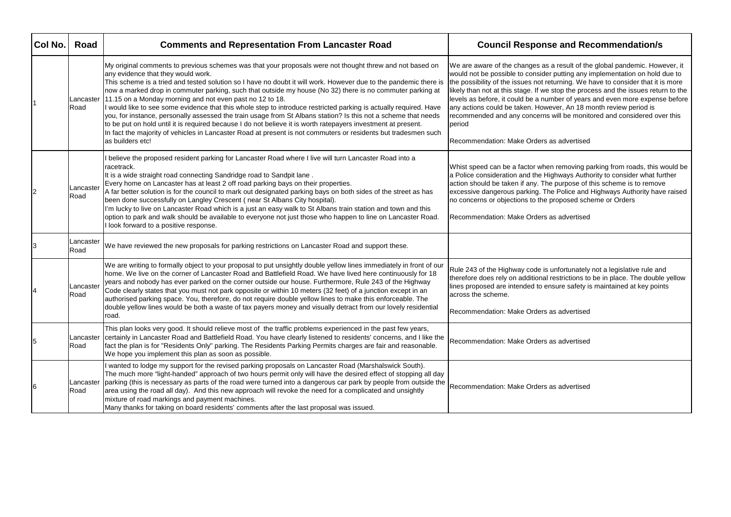| Col No. | Road | Comments and Representation From Lancaster Road | Council Response and Recommendation/s |
|---|---|---|---|
| 1 | Lancaster Road | My original comments to previous schemes was that your proposals were not thought threw and not based on any evidence that they would work.<br>This scheme is a tried and tested solution so I have no doubt it will work. However due to the pandemic there is now a marked drop in commuter parking, such that outside my house (No 32) there is no commuter parking at 11.15 on a Monday morning and not even past no 12 to 18.<br>I would like to see some evidence that this whole step to introduce restricted parking is actually required. Have you, for instance, personally assessed the train usage from St Albans station? Is this not a scheme that needs to be put on hold until it is required because I do not believe it is worth ratepayers investment at present.<br>In fact the majority of vehicles in Lancaster Road at present is not commuters or residents but tradesmen such as builders etc! | We are aware of the changes as a result of the global pandemic. However, it would not be possible to consider putting any implementation on hold due to the possibility of the issues not returning. We have to consider that it is more likely than not at this stage. If we stop the process and the issues return to the levels as before, it could be a number of years and even more expense before any actions could be taken. However, An 18 month review period is recommended and any concerns will be monitored and considered over this period<br><br>Recommendation: Make Orders as advertised |
| 2 | Lancaster Road | I believe the proposed resident parking for Lancaster Road where I live will turn Lancaster Road into a racetrack.<br>It is a wide straight road connecting Sandridge road to Sandpit lane .<br>Every home on Lancaster has at least 2 off road parking bays on their properties.<br>A far better solution is for the council to mark out designated parking bays on both sides of the street as has been done successfully on Langley Crescent ( near St Albans City hospital).<br>I'm lucky to live on Lancaster Road which is a just an easy walk to St Albans train station and town and this option to park and walk should be available to everyone not just those who happen to line on Lancaster Road.<br>I look forward to a positive response. | Whist speed can be a factor when removing parking from roads, this would be a Police consideration and the Highways Authority to consider what further action should be taken if any. The purpose of this scheme is to remove excessive dangerous parking. The Police and Highways Authority have raised no concerns or objections to the proposed scheme or Orders<br><br>Recommendation: Make Orders as advertised |
| 3 | Lancaster Road | We have reviewed the new proposals for parking restrictions on Lancaster Road and support these. | |
| 4 | Lancaster Road | We are writing to formally object to your proposal to put unsightly double yellow lines immediately in front of our home. We live on the corner of Lancaster Road and Battlefield Road. We have lived here continuously for 18 years and nobody has ever parked on the corner outside our house. Furthermore, Rule 243 of the Highway Code clearly states that you must not park opposite or within 10 meters (32 feet) of a junction except in an authorised parking space. You, therefore, do not require double yellow lines to make this enforceable. The double yellow lines would be both a waste of tax payers money and visually detract from our lovely residential road. | Rule 243 of the Highway code is unfortunately not a legislative rule and therefore does rely on additional restrictions to be in place. The double yellow lines proposed are intended to ensure safety is maintained at key points across the scheme.<br><br>Recommendation: Make Orders as advertised |
| 5 | Lancaster Road | This plan looks very good. It should relieve most of the traffic problems experienced in the past few years, certainly in Lancaster Road and Battlefield Road. You have clearly listened to residents' concerns, and I like the fact the plan is for "Residents Only" parking. The Residents Parking Permits charges are fair and reasonable. We hope you implement this plan as soon as possible. | Recommendation: Make Orders as advertised |
| 6 | Lancaster Road | I wanted to lodge my support for the revised parking proposals on Lancaster Road (Marshalswick South).<br>The much more "light-handed" approach of two hours permit only will have the desired effect of stopping all day parking (this is necessary as parts of the road were turned into a dangerous car park by people from outside the area using the road all day). And this new approach will revoke the need for a complicated and unsightly mixture of road markings and payment machines.<br>Many thanks for taking on board residents' comments after the last proposal was issued. | Recommendation: Make Orders as advertised |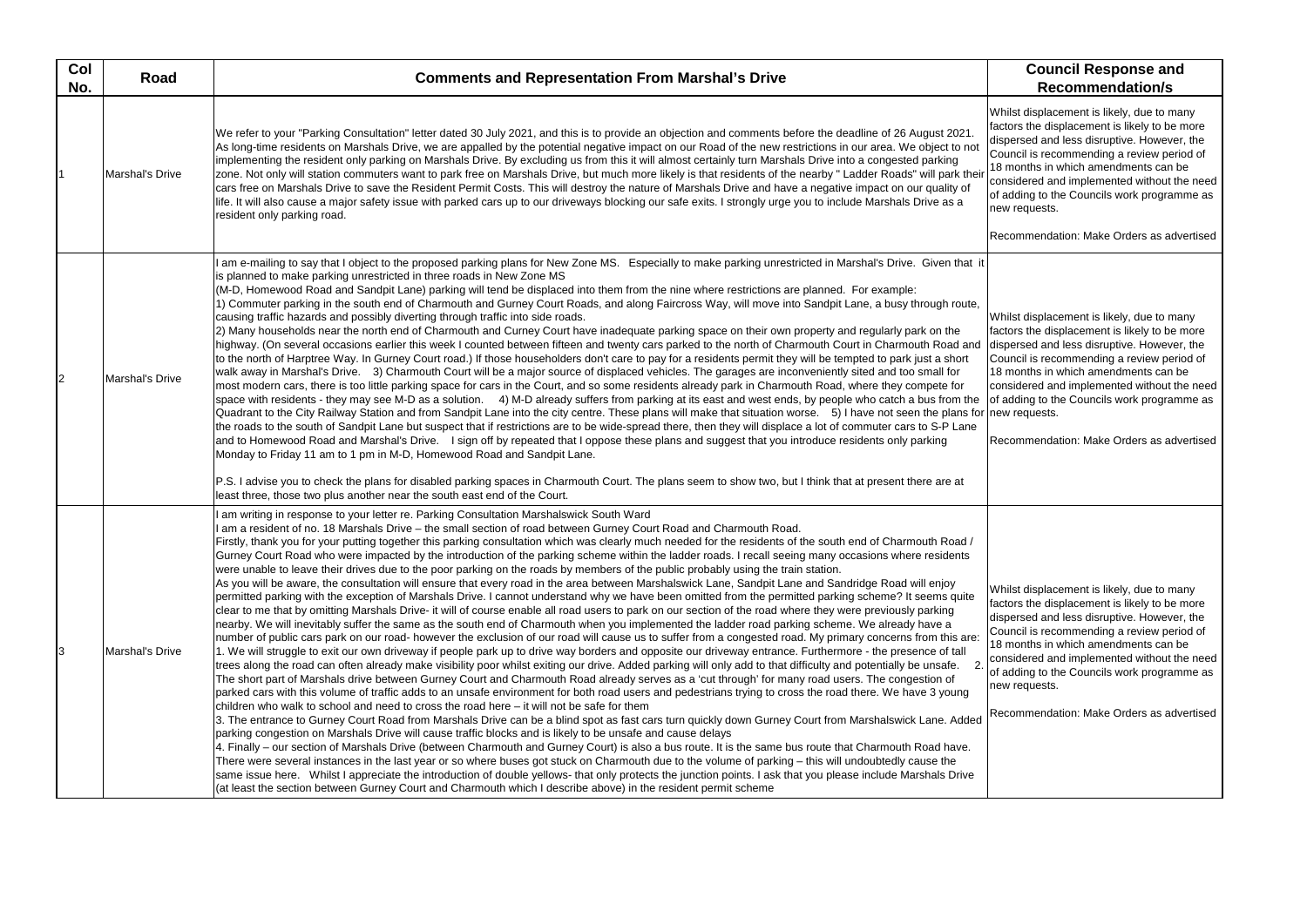| Col No. | Road | Comments and Representation From Marshal's Drive | Council Response and Recommendation/s |
|---|---|---|---|
| 1 | Marshal's Drive | We refer to your "Parking Consultation" letter dated 30 July 2021, and this is to provide an objection and comments before the deadline of 26 August 2021. As long-time residents on Marshals Drive, we are appalled by the potential negative impact on our Road of the new restrictions in our area. We object to not implementing the resident only parking on Marshals Drive. By excluding us from this it will almost certainly turn Marshals Drive into a congested parking zone. Not only will station commuters want to park free on Marshals Drive, but much more likely is that residents of the nearby " Ladder Roads" will park their cars free on Marshals Drive to save the Resident Permit Costs. This will destroy the nature of Marshals Drive and have a negative impact on our quality of life. It will also cause a major safety issue with parked cars up to our driveways blocking our safe exits. I strongly urge you to include Marshals Drive as a resident only parking road. | Whilst displacement is likely, due to many factors the displacement is likely to be more dispersed and less disruptive. However, the Council is recommending a review period of 18 months in which amendments can be considered and implemented without the need of adding to the Councils work programme as new requests.<br><br>Recommendation: Make Orders as advertised |
| 2 | Marshal's Drive | I am e-mailing to say that I object to the proposed parking plans for New Zone MS. Especially to make parking unrestricted in Marshal's Drive. Given that it is planned to make parking unrestricted in three roads in New Zone MS<br>(M-D, Homewood Road and Sandpit Lane) parking will tend be displaced into them from the nine where restrictions are planned. For example:<br>1) Commuter parking in the south end of Charmouth and Gurney Court Roads, and along Faircross Way, will move into Sandpit Lane, a busy through route, causing traffic hazards and possibly diverting through traffic into side roads.<br>2) Many households near the north end of Charmouth and Curney Court have inadequate parking space on their own property and regularly park on the highway. (On several occasions earlier this week I counted between fifteen and twenty cars parked to the north of Charmouth Court in Charmouth Road and to the north of Harptree Way. In Gurney Court road.) If those householders don't care to pay for a residents permit they will be tempted to park just a short walk away in Marshal's Drive. 3) Charmouth Court will be a major source of displaced vehicles. The garages are inconveniently sited and too small for most modern cars, there is too little parking space for cars in the Court, and so some residents already park in Charmouth Road, where they compete for space with residents - they may see M-D as a solution. 4) M-D already suffers from parking at its east and west ends, by people who catch a bus from the Quadrant to the City Railway Station and from Sandpit Lane into the city centre. These plans will make that situation worse. 5) I have not seen the plans for the roads to the south of Sandpit Lane but suspect that if restrictions are to be wide-spread there, then they will displace a lot of commuter cars to S-P Lane and to Homewood Road and Marshal's Drive. I sign off by repeated that I oppose these plans and suggest that you introduce residents only parking Monday to Friday 11 am to 1 pm in M-D, Homewood Road and Sandpit Lane.<br><br>P.S. I advise you to check the plans for disabled parking spaces in Charmouth Court. The plans seem to show two, but I think that at present there are at least three, those two plus another near the south east end of the Court. | Whilst displacement is likely, due to many factors the displacement is likely to be more dispersed and less disruptive. However, the Council is recommending a review period of 18 months in which amendments can be considered and implemented without the need of adding to the Councils work programme as new requests.<br><br>Recommendation: Make Orders as advertised |
| 3 | Marshal's Drive | I am writing in response to your letter re. Parking Consultation Marshalswick South Ward<br>I am a resident of no. 18 Marshals Drive – the small section of road between Gurney Court Road and Charmouth Road.<br>Firstly, thank you for your putting together this parking consultation which was clearly much needed for the residents of the south end of Charmouth Road / Gurney Court Road who were impacted by the introduction of the parking scheme within the ladder roads. I recall seeing many occasions where residents were unable to leave their drives due to the poor parking on the roads by members of the public probably using the train station.<br>As you will be aware, the consultation will ensure that every road in the area between Marshalswick Lane, Sandpit Lane and Sandridge Road will enjoy permitted parking with the exception of Marshals Drive. I cannot understand why we have been omitted from the permitted parking scheme? It seems quite clear to me that by omitting Marshals Drive- it will of course enable all road users to park on our section of the road where they were previously parking nearby. We will inevitably suffer the same as the south end of Charmouth when you implemented the ladder road parking scheme. We already have a number of public cars park on our road- however the exclusion of our road will cause us to suffer from a congested road. My primary concerns from this are:<br>1. We will struggle to exit our own driveway if people park up to drive way borders and opposite our driveway entrance. Furthermore - the presence of tall trees along the road can often already make visibility poor whilst exiting our drive. Added parking will only add to that difficulty and potentially be unsafe. 2. The short part of Marshals drive between Gurney Court and Charmouth Road already serves as a 'cut through' for many road users. The congestion of parked cars with this volume of traffic adds to an unsafe environment for both road users and pedestrians trying to cross the road there. We have 3 young children who walk to school and need to cross the road here – it will not be safe for them<br>3. The entrance to Gurney Court Road from Marshals Drive can be a blind spot as fast cars turn quickly down Gurney Court from Marshalswick Lane. Added parking congestion on Marshals Drive will cause traffic blocks and is likely to be unsafe and cause delays<br>4. Finally – our section of Marshals Drive (between Charmouth and Gurney Court) is also a bus route. It is the same bus route that Charmouth Road have. There were several instances in the last year or so where buses got stuck on Charmouth due to the volume of parking – this will undoubtedly cause the same issue here. Whilst I appreciate the introduction of double yellows- that only protects the junction points. I ask that you please include Marshals Drive (at least the section between Gurney Court and Charmouth which I describe above) in the resident permit scheme | Whilst displacement is likely, due to many factors the displacement is likely to be more dispersed and less disruptive. However, the Council is recommending a review period of 18 months in which amendments can be considered and implemented without the need of adding to the Councils work programme as new requests.<br><br>Recommendation: Make Orders as advertised |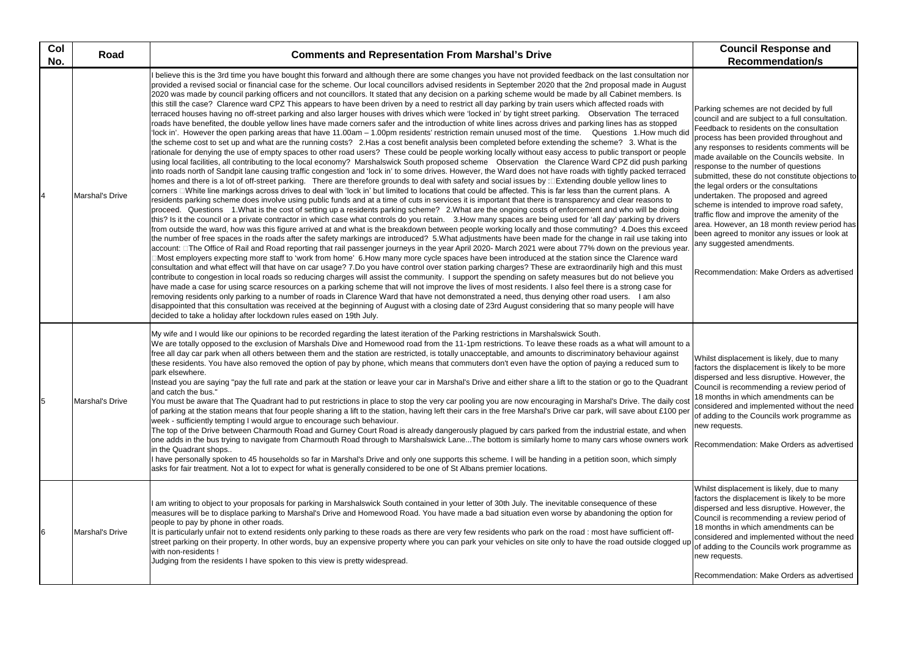| Col No. | Road | Comments and Representation From Marshal's Drive | Council Response and Recommendation/s |
|---|---|---|---|
| 4 | Marshal's Drive | I believe this is the 3rd time you have bought this forward and although there are some changes you have not provided feedback on the last consultation nor provided a revised social or financial case for the scheme. Our local councillors advised residents in September 2020 that the 2nd proposal made in August 2020 was made by council parking officers and not councillors. It stated that any decision on a parking scheme would be made by all Cabinet members. Is this still the case? Clarence ward CPZ This appears to have been driven by a need to restrict all day parking by train users which affected roads with terraced houses having no off-street parking and also larger houses with drives which were 'locked in' by tight street parking. Observation The terraced roads have benefited, the double yellow lines have made corners safer and the introduction of white lines across drives and parking lines has as stopped 'lock in'. However the open parking areas that have 11.00am – 1.00pm residents' restriction remain unused most of the time. Questions 1.How much did the scheme cost to set up and what are the running costs? 2.Has a cost benefit analysis been completed before extending the scheme? 3. What is the rationale for denying the use of empty spaces to other road users? These could be people working locally without easy access to public transport or people using local facilities, all contributing to the local economy? Marshalswick South proposed scheme Observation the Clarence Ward CPZ did push parking into roads north of Sandpit lane causing traffic congestion and 'lock in' to some drives. However, the Ward does not have roads with tightly packed terraced homes and there is a lot of off-street parking. There are therefore grounds to deal with safety and social issues by : Extending double yellow lines to corners White line markings across drives to deal with 'lock in' but limited to locations that could be affected. This is far less than the current plans. A residents parking scheme does involve using public funds and at a time of cuts in services it is important that there is transparency and clear reasons to proceed. Questions 1.What is the cost of setting up a residents parking scheme? 2.What are the ongoing costs of enforcement and who will be doing this? Is it the council or a private contractor in which case what controls do you retain. 3.How many spaces are being used for 'all day' parking by drivers from outside the ward, how was this figure arrived at and what is the breakdown between people working locally and those commuting? 4.Does this exceed the number of free spaces in the roads after the safety markings are introduced? 5.What adjustments have been made for the change in rail use taking into account: The Office of Rail and Road reporting that rail passenger journeys in the year April 2020- March 2021 were about 77% down on the previous year. Most employers expecting more staff to 'work from home' 6.How many more cycle spaces have been introduced at the station since the Clarence ward consultation and what effect will that have on car usage? 7.Do you have control over station parking charges? These are extraordinarily high and this must contribute to congestion in local roads so reducing charges will assist the community. I support the spending on safety measures but do not believe you have made a case for using scarce resources on a parking scheme that will not improve the lives of most residents. I also feel there is a strong case for removing residents only parking to a number of roads in Clarence Ward that have not demonstrated a need, thus denying other road users. I am also disappointed that this consultation was received at the beginning of August with a closing date of 23rd August considering that so many people will have decided to take a holiday after lockdown rules eased on 19th July. | Parking schemes are not decided by full council and are subject to a full consultation. Feedback to residents on the consultation process has been provided throughout and any responses to residents comments will be made available on the Councils website. In response to the number of questions submitted, these do not constitute objections to the legal orders or the consultations undertaken. The proposed and agreed scheme is intended to improve road safety, traffic flow and improve the amenity of the area. However, an 18 month review period has been agreed to monitor any issues or look at any suggested amendments.<br><br>Recommendation: Make Orders as advertised |
| 5 | Marshal's Drive | My wife and I would like our opinions to be recorded regarding the latest iteration of the Parking restrictions in Marshalswick South.<br>We are totally opposed to the exclusion of Marshals Dive and Homewood road from the 11-1pm restrictions. To leave these roads as a what will amount to a free all day car park when all others between them and the station are restricted, is totally unacceptable, and amounts to discriminatory behaviour against these residents. You have also removed the option of pay by phone, which means that commuters don't even have the option of paying a reduced sum to park elsewhere.<br>Instead you are saying "pay the full rate and park at the station or leave your car in Marshal's Drive and either share a lift to the station or go to the Quadrant and catch the bus."<br>You must be aware that The Quadrant had to put restrictions in place to stop the very car pooling you are now encouraging in Marshal's Drive. The daily cost of parking at the station means that four people sharing a lift to the station, having left their cars in the free Marshal's Drive car park, will save about £100 per week - sufficiently tempting I would argue to encourage such behaviour.<br>The top of the Drive between Charmouth Road and Gurney Court Road is already dangerously plagued by cars parked from the industrial estate, and when one adds in the bus trying to navigate from Charmouth Road through to Marshalswick Lane...The bottom is similarly home to many cars whose owners work in the Quadrant shops..<br>I have personally spoken to 45 households so far in Marshal's Drive and only one supports this scheme. I will be handing in a petition soon, which simply asks for fair treatment. Not a lot to expect for what is generally considered to be one of St Albans premier locations. | Whilst displacement is likely, due to many factors the displacement is likely to be more dispersed and less disruptive. However, the Council is recommending a review period of 18 months in which amendments can be considered and implemented without the need of adding to the Councils work programme as new requests.<br><br>Recommendation: Make Orders as advertised |
| 6 | Marshal's Drive | I am writing to object to your proposals for parking in Marshalswick South contained in your letter of 30th July. The inevitable consequence of these measures will be to displace parking to Marshal's Drive and Homewood Road. You have made a bad situation even worse by abandoning the option for people to pay by phone in other roads.<br>It is particularly unfair not to extend residents only parking to these roads as there are very few residents who park on the road : most have sufficient off-street parking on their property. In other words, buy an expensive property where you can park your vehicles on site only to have the road outside clogged up with non-residents !<br>Judging from the residents I have spoken to this view is pretty widespread. | Whilst displacement is likely, due to many factors the displacement is likely to be more dispersed and less disruptive. However, the Council is recommending a review period of 18 months in which amendments can be considered and implemented without the need of adding to the Councils work programme as new requests.<br><br>Recommendation: Make Orders as advertised |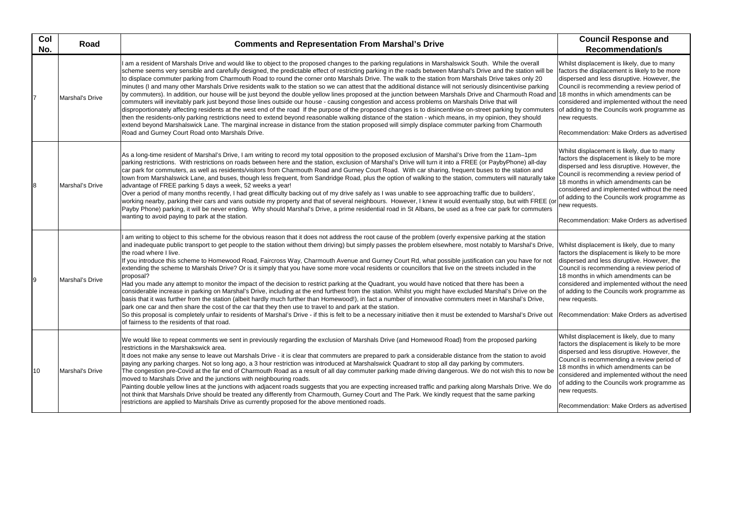| Col No. | Road | Comments and Representation From Marshal's Drive | Council Response and Recommendation/s |
|---|---|---|---|
| 7 | Marshal's Drive | I am a resident of Marshals Drive and would like to object to the proposed changes to the parking regulations in Marshalswick South. While the overall scheme seems very sensible and carefully designed, the predictable effect of restricting parking in the roads between Marshal's Drive and the station will be to displace commuter parking from Charmouth Road to round the corner onto Marshals Drive. The walk to the station from Marshals Drive takes only 20 minutes (I and many other Marshals Drive residents walk to the station so we can attest that the additional distance will not seriously disincentivise parking by commuters). In addition, our house will be just beyond the double yellow lines proposed at the junction between Marshals Drive and Charmouth Road and commuters will inevitably park just beyond those lines outside our house - causing congestion and access problems on Marshals Drive that will disproportionately affecting residents at the west end of the road If the purpose of the proposed changes is to disincentivise on-street parking by commuters then the residents-only parking restrictions need to extend beyond reasonable walking distance of the station - which means, in my opinion, they should extend beyond Marshalswick Lane. The marginal increase in distance from the station proposed will simply displace commuter parking from Charmouth Road and Gurney Court Road onto Marshals Drive. | Whilst displacement is likely, due to many factors the displacement is likely to be more dispersed and less disruptive. However, the Council is recommending a review period of 18 months in which amendments can be considered and implemented without the need of adding to the Councils work programme as new requests.<br><br>Recommendation: Make Orders as advertised |
| 8 | Marshal's Drive | As a long-time resident of Marshal's Drive, I am writing to record my total opposition to the proposed exclusion of Marshal's Drive from the 11am–1pm parking restrictions. With restrictions on roads between here and the station, exclusion of Marshal's Drive will turn it into a FREE (or PaybyPhone) all-day car park for commuters, as well as residents/visitors from Charmouth Road and Gurney Court Road. With car sharing, frequent buses to the station and town from Marshalswick Lane, and buses, though less frequent, from Sandridge Road, plus the option of walking to the station, commuters will naturally take advantage of FREE parking 5 days a week, 52 weeks a year!<br>Over a period of many months recently, I had great difficulty backing out of my drive safely as I was unable to see approaching traffic due to builders', working nearby, parking their cars and vans outside my property and that of several neighbours. However, I knew it would eventually stop, but with FREE (or Payby Phone) parking, it will be never ending. Why should Marshal's Drive, a prime residential road in St Albans, be used as a free car park for commuters wanting to avoid paying to park at the station. | Whilst displacement is likely, due to many factors the displacement is likely to be more dispersed and less disruptive. However, the Council is recommending a review period of 18 months in which amendments can be considered and implemented without the need of adding to the Councils work programme as new requests.<br><br>Recommendation: Make Orders as advertised |
| 9 | Marshal's Drive | I am writing to object to this scheme for the obvious reason that it does not address the root cause of the problem (overly expensive parking at the station and inadequate public transport to get people to the station without them driving) but simply passes the problem elsewhere, most notably to Marshal's Drive, the road where I live.<br>If you introduce this scheme to Homewood Road, Faircross Way, Charmouth Avenue and Gurney Court Rd, what possible justification can you have for not extending the scheme to Marshals Drive? Or is it simply that you have some more vocal residents or councillors that live on the streets included in the proposal?<br>Had you made any attempt to monitor the impact of the decision to restrict parking at the Quadrant, you would have noticed that there has been a considerable increase in parking on Marshal's Drive, including at the end furthest from the station. Whilst you might have excluded Marshal's Drive on the basis that it was further from the station (albeit hardly much further than Homewood!), in fact a number of innovative commuters meet in Marshal's Drive, park one car and then share the cost of the car that they then use to travel to and park at the station.<br>So this proposal is completely unfair to residents of Marshal's Drive - if this is felt to be a necessary initiative then it must be extended to Marshal's Drive out of fairness to the residents of that road. | Whilst displacement is likely, due to many factors the displacement is likely to be more dispersed and less disruptive. However, the Council is recommending a review period of 18 months in which amendments can be considered and implemented without the need of adding to the Councils work programme as new requests.<br><br>Recommendation: Make Orders as advertised |
| 10 | Marshal's Drive | We would like to repeat comments we sent in previously regarding the exclusion of Marshals Drive (and Homewood Road) from the proposed parking restrictions in the Marshakswick area.<br>It does not make any sense to leave out Marshals Drive - it is clear that commuters are prepared to park a considerable distance from the station to avoid paying any parking charges. Not so long ago, a 3 hour restriction was introduced at Marshalswick Quadrant to stop all day parking by commuters.<br>The congestion pre-Covid at the far end of Charmouth Road as a result of all day commuter parking made driving dangerous. We do not wish this to now be moved to Marshals Drive and the junctions with neighbouring roads.<br>Painting double yellow lines at the junctions with adjacent roads suggests that you are expecting increased traffic and parking along Marshals Drive. We do not think that Marshals Drive should be treated any differently from Charmouth, Gurney Court and The Park. We kindly request that the same parking restrictions are applied to Marshals Drive as currently proposed for the above mentioned roads. | Whilst displacement is likely, due to many factors the displacement is likely to be more dispersed and less disruptive. However, the Council is recommending a review period of 18 months in which amendments can be considered and implemented without the need of adding to the Councils work programme as new requests.<br><br>Recommendation: Make Orders as advertised |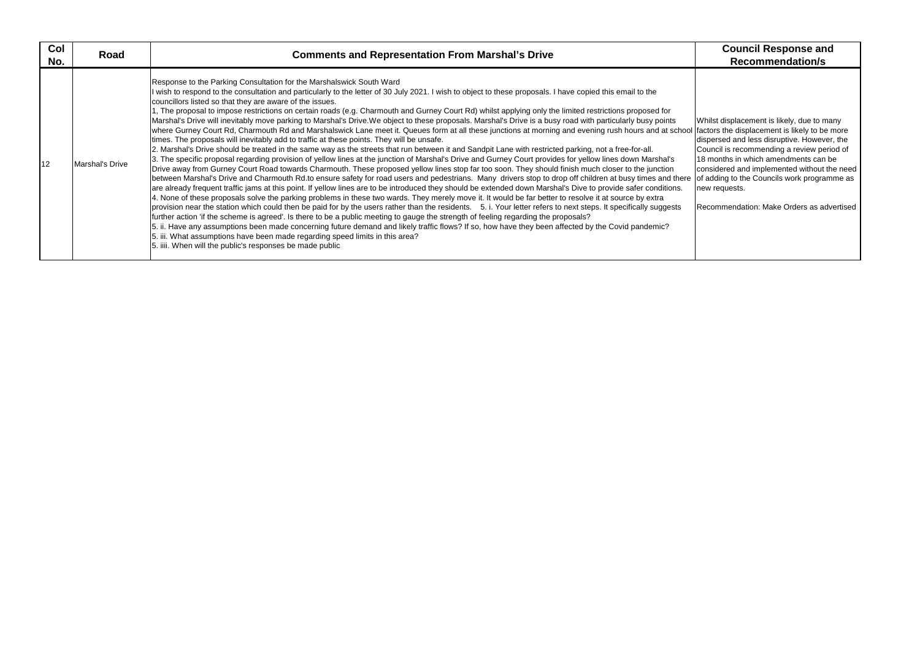| Col No. | Road | Comments and Representation From Marshal's Drive | Council Response and Recommendation/s |
|---|---|---|---|
| 12 | Marshal's Drive | Response to the Parking Consultation for the Marshalswick South Ward<br>I wish to respond to the consultation and particularly to the letter of 30 July 2021. I wish to object to these proposals. I have copied this email to the councillors listed so that they are aware of the issues.<br>1, The proposal to impose restrictions on certain roads (e.g. Charmouth and Gurney Court Rd) whilst applying only the limited restrictions proposed for Marshal's Drive will inevitably move parking to Marshal's Drive.We object to these proposals. Marshal's Drive is a busy road with particularly busy points where Gurney Court Rd, Charmouth Rd and Marshalswick Lane meet it. Queues form at all these junctions at morning and evening rush hours and at school times. The proposals will inevitably add to traffic at these points. They will be unsafe.<br>2. Marshal's Drive should be treated in the same way as the streets that run between it and Sandpit Lane with restricted parking, not a free-for-all.<br>3. The specific proposal regarding provision of yellow lines at the junction of Marshal's Drive and Gurney Court provides for yellow lines down Marshal's Drive away from Gurney Court Road towards Charmouth. These proposed yellow lines stop far too soon. They should finish much closer to the junction between Marshal's Drive and Charmouth Rd.to ensure safety for road users and pedestrians. Many drivers stop to drop off children at busy times and there are already frequent traffic jams at this point. If yellow lines are to be introduced they should be extended down Marshal's Dive to provide safer conditions.<br>4. None of these proposals solve the parking problems in these two wards. They merely move it. It would be far better to resolve it at source by extra provision near the station which could then be paid for by the users rather than the residents. 5. i. Your letter refers to next steps. It specifically suggests further action 'if the scheme is agreed'. Is there to be a public meeting to gauge the strength of feeling regarding the proposals?<br>5. ii. Have any assumptions been made concerning future demand and likely traffic flows? If so, how have they been affected by the Covid pandemic?<br>5. iii. What assumptions have been made regarding speed limits in this area?<br>5. iiii. When will the public's responses be made public | Whilst displacement is likely, due to many factors the displacement is likely to be more dispersed and less disruptive. However, the Council is recommending a review period of 18 months in which amendments can be considered and implemented without the need of adding to the Councils work programme as new requests.<br><br>Recommendation: Make Orders as advertised |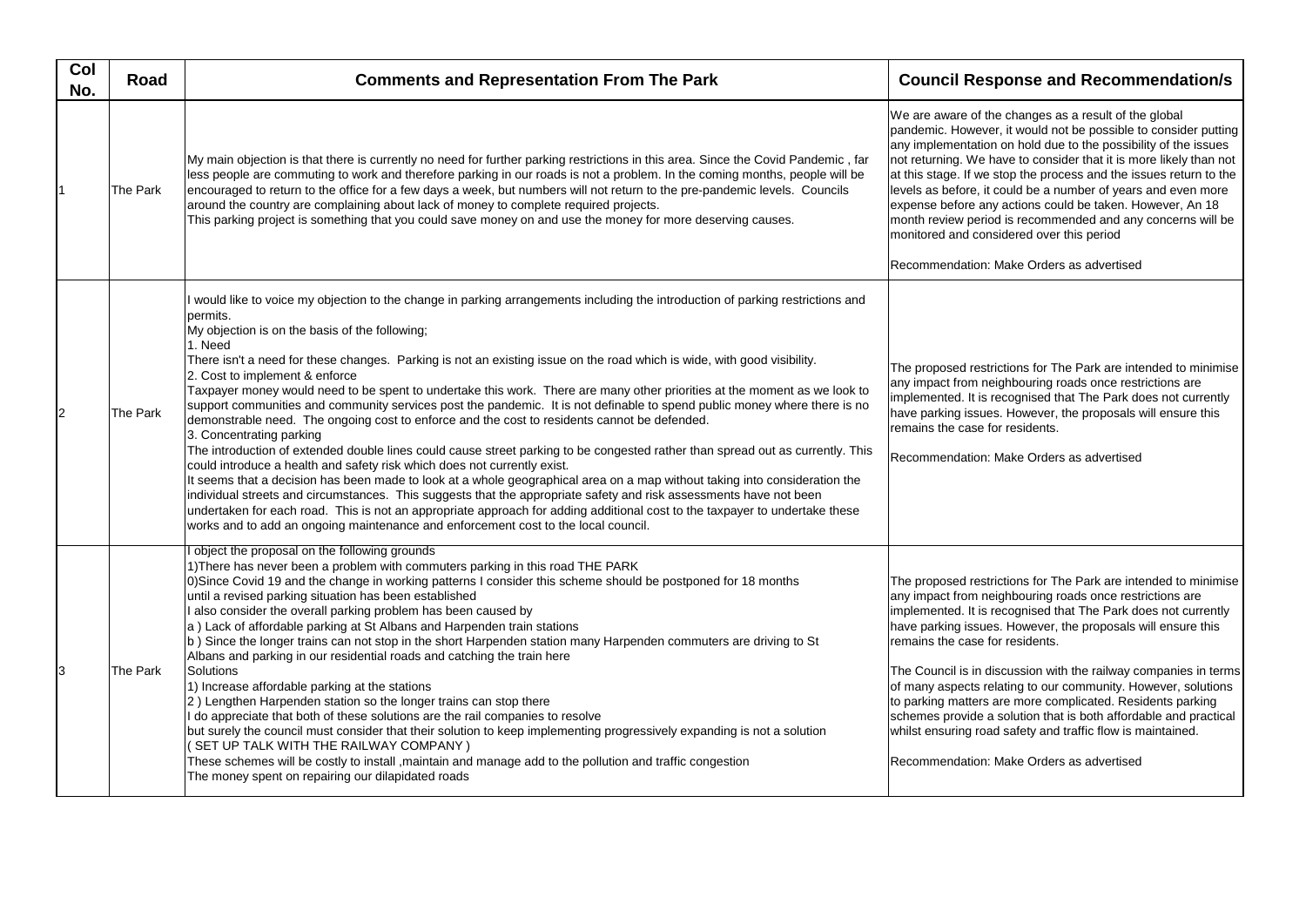| Col No. | Road | Comments and Representation From The Park | Council Response and Recommendation/s |
|---|---|---|---|
| 1 | The Park | My main objection is that there is currently no need for further parking restrictions in this area. Since the Covid Pandemic , far less people are commuting to work and therefore parking in our roads is not a problem. In the coming months, people will be encouraged to return to the office for a few days a week, but numbers will not return to the pre-pandemic levels. Councils around the country are complaining about lack of money to complete required projects.<br>This parking project is something that you could save money on and use the money for more deserving causes. | We are aware of the changes as a result of the global pandemic. However, it would not be possible to consider putting any implementation on hold due to the possibility of the issues not returning. We have to consider that it is more likely than not at this stage. If we stop the process and the issues return to the levels as before, it could be a number of years and even more expense before any actions could be taken. However, An 18 month review period is recommended and any concerns will be monitored and considered over this period<br><br>Recommendation: Make Orders as advertised |
| 2 | The Park | I would like to voice my objection to the change in parking arrangements including the introduction of parking restrictions and permits.<br>My objection is on the basis of the following;<br>1. Need<br>There isn't a need for these changes. Parking is not an existing issue on the road which is wide, with good visibility.<br>2. Cost to implement & enforce<br>Taxpayer money would need to be spent to undertake this work. There are many other priorities at the moment as we look to support communities and community services post the pandemic. It is not definable to spend public money where there is no demonstrable need. The ongoing cost to enforce and the cost to residents cannot be defended.<br>3. Concentrating parking<br>The introduction of extended double lines could cause street parking to be congested rather than spread out as currently. This could introduce a health and safety risk which does not currently exist.<br>It seems that a decision has been made to look at a whole geographical area on a map without taking into consideration the individual streets and circumstances. This suggests that the appropriate safety and risk assessments have not been undertaken for each road. This is not an appropriate approach for adding additional cost to the taxpayer to undertake these works and to add an ongoing maintenance and enforcement cost to the local council. | The proposed restrictions for The Park are intended to minimise any impact from neighbouring roads once restrictions are implemented. It is recognised that The Park does not currently have parking issues. However, the proposals will ensure this remains the case for residents.<br><br>Recommendation: Make Orders as advertised |
| 3 | The Park | I object the proposal on the following grounds<br>1)There has never been a problem with commuters parking in this road THE PARK<br>0)Since Covid 19 and the change in working patterns I consider this scheme should be postponed for 18 months until a revised parking situation has been established<br>I also consider the overall parking problem has been caused by<br>a ) Lack of affordable parking at St Albans and Harpenden train stations<br>b ) Since the longer trains can not stop in the short Harpenden station many Harpenden commuters are driving to St Albans and parking in our residential roads and catching the train here<br>Solutions<br>1) Increase affordable parking at the stations<br>2 ) Lengthen Harpenden station so the longer trains can stop there<br>I do appreciate that both of these solutions are the rail companies to resolve<br>but surely the council must consider that their solution to keep implementing progressively expanding is not a solution<br>( SET UP TALK WITH THE RAILWAY COMPANY )<br>These schemes will be costly to install ,maintain and manage add to the pollution and traffic congestion<br>The money spent on repairing our dilapidated roads | The proposed restrictions for The Park are intended to minimise any impact from neighbouring roads once restrictions are implemented. It is recognised that The Park does not currently have parking issues. However, the proposals will ensure this remains the case for residents.<br><br>The Council is in discussion with the railway companies in terms of many aspects relating to our community. However, solutions to parking matters are more complicated. Residents parking schemes provide a solution that is both affordable and practical whilst ensuring road safety and traffic flow is maintained.<br><br>Recommendation: Make Orders as advertised |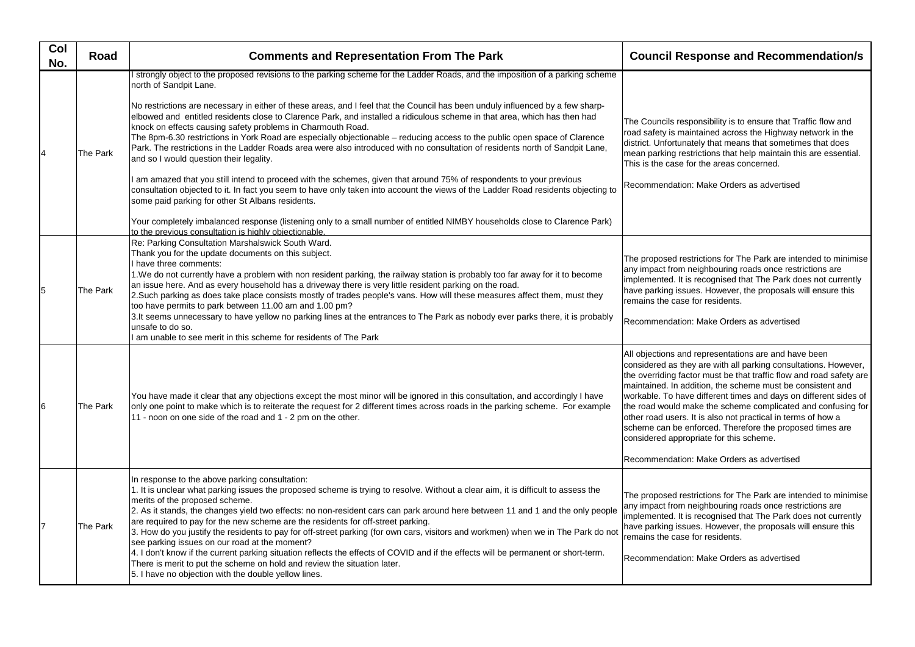| Col No. | Road | Comments and Representation From The Park | Council Response and Recommendation/s |
|---|---|---|---|
| 4 | The Park | I strongly object to the proposed revisions to the parking scheme for the Ladder Roads, and the imposition of a parking scheme north of Sandpit Lane.<br><br>No restrictions are necessary in either of these areas, and I feel that the Council has been unduly influenced by a few sharp-elbowed and entitled residents close to Clarence Park, and installed a ridiculous scheme in that area, which has then had knock on effects causing safety problems in Charmouth Road.<br>The 8pm-6.30 restrictions in York Road are especially objectionable – reducing access to the public open space of Clarence Park. The restrictions in the Ladder Roads area were also introduced with no consultation of residents north of Sandpit Lane, and so I would question their legality.<br><br>I am amazed that you still intend to proceed with the schemes, given that around 75% of respondents to your previous consultation objected to it. In fact you seem to have only taken into account the views of the Ladder Road residents objecting to some paid parking for other St Albans residents.<br><br>Your completely imbalanced response (listening only to a small number of entitled NIMBY households close to Clarence Park) to the previous consultation is highly objectionable. | The Councils responsibility is to ensure that Traffic flow and road safety is maintained across the Highway network in the district. Unfortunately that means that sometimes that does mean parking restrictions that help maintain this are essential. This is the case for the areas concerned.<br><br>Recommendation: Make Orders as advertised |
| 5 | The Park | Re: Parking Consultation Marshalswick South Ward.<br>Thank you for the update documents on this subject.<br>I have three comments:<br>1.We do not currently have a problem with non resident parking, the railway station is probably too far away for it to become an issue here. And as every household has a driveway there is very little resident parking on the road.<br>2.Such parking as does take place consists mostly of trades people's vans. How will these measures affect them, must they too have permits to park between 11.00 am and 1.00 pm?<br>3.It seems unnecessary to have yellow no parking lines at the entrances to The Park as nobody ever parks there, it is probably unsafe to do so.<br>I am unable to see merit in this scheme for residents of The Park | The proposed restrictions for The Park are intended to minimise any impact from neighbouring roads once restrictions are implemented. It is recognised that The Park does not currently have parking issues. However, the proposals will ensure this remains the case for residents.<br><br>Recommendation: Make Orders as advertised |
| 6 | The Park | You have made it clear that any objections except the most minor will be ignored in this consultation, and accordingly I have only one point to make which is to reiterate the request for 2 different times across roads in the parking scheme. For example 11 - noon on one side of the road and 1 - 2 pm on the other. | All objections and representations are and have been considered as they are with all parking consultations. However, the overriding factor must be that traffic flow and road safety are maintained. In addition, the scheme must be consistent and workable. To have different times and days on different sides of the road would make the scheme complicated and confusing for other road users. It is also not practical in terms of how a scheme can be enforced. Therefore the proposed times are considered appropriate for this scheme.<br><br>Recommendation: Make Orders as advertised |
| 7 | The Park | In response to the above parking consultation:<br>1. It is unclear what parking issues the proposed scheme is trying to resolve. Without a clear aim, it is difficult to assess the merits of the proposed scheme.<br>2. As it stands, the changes yield two effects: no non-resident cars can park around here between 11 and 1 and the only people are required to pay for the new scheme are the residents for off-street parking.<br>3. How do you justify the residents to pay for off-street parking (for own cars, visitors and workmen) when we in The Park do not see parking issues on our road at the moment?<br>4. I don't know if the current parking situation reflects the effects of COVID and if the effects will be permanent or short-term. There is merit to put the scheme on hold and review the situation later.<br>5. I have no objection with the double yellow lines. | The proposed restrictions for The Park are intended to minimise any impact from neighbouring roads once restrictions are implemented. It is recognised that The Park does not currently have parking issues. However, the proposals will ensure this remains the case for residents.<br><br>Recommendation: Make Orders as advertised |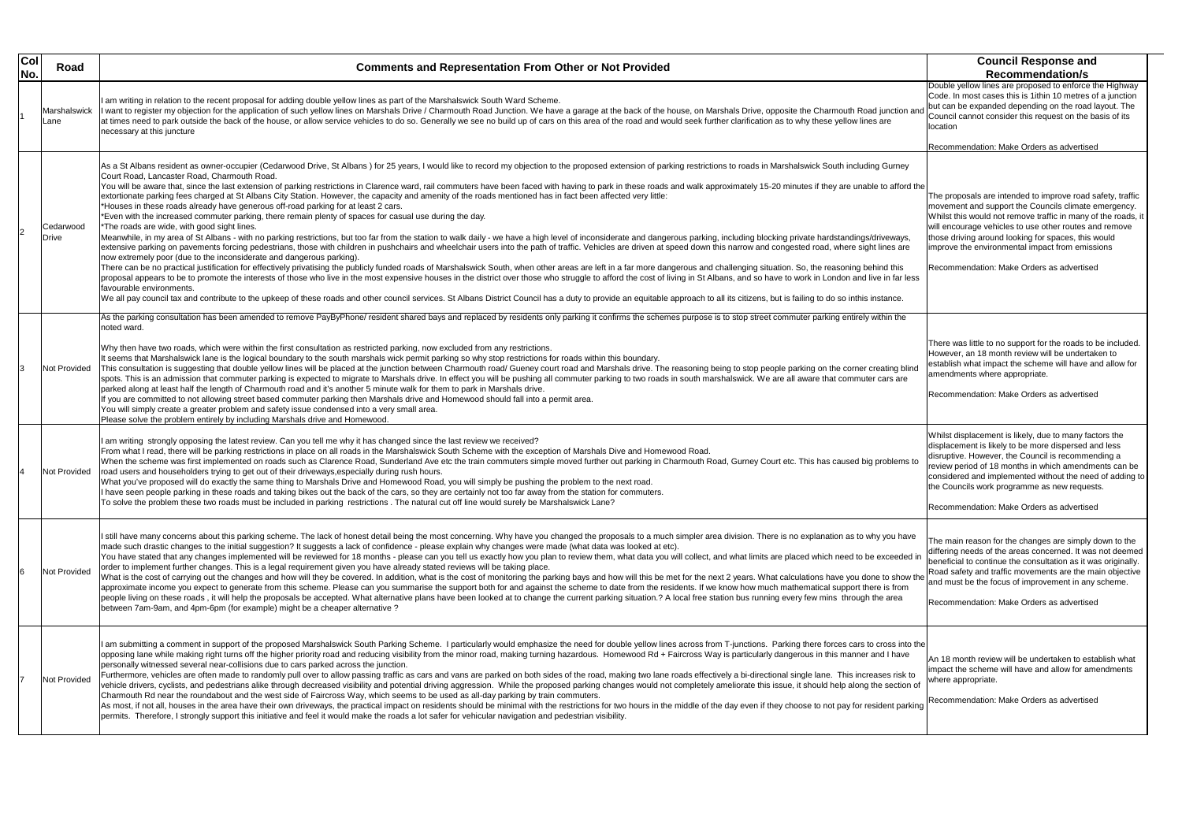| Col No. | Road | Comments and Representation From Other or Not Provided | Council Response and Recommendation/s |
|---|---|---|---|
| 1 | Marshalswick Lane | I am writing in relation to the recent proposal for adding double yellow lines as part of the Marshalswick South Ward Scheme.<br>I want to register my objection for the application of such yellow lines on Marshals Drive / Charmouth Road Junction. We have a garage at the back of the house, on Marshals Drive, opposite the Charmouth Road junction and at times need to park outside the back of the house, or allow service vehicles to do so. Generally we see no build up of cars on this area of the road and would seek further clarification as to why these yellow lines are necessary at this juncture | Double yellow lines are proposed to enforce the Highway Code. In most cases this is 1ithin 10 metres of a junction but can be expanded depending on the road layout. The Council cannot consider this request on the basis of its location<br><br>Recommendation: Make Orders as advertised |
| 2 | Cedarwood Drive | As a St Albans resident as owner-occupier (Cedarwood Drive, St Albans ) for 25 years, I would like to record my objection to the proposed extension of parking restrictions to roads in Marshalswick South including Gurney Court Road, Lancaster Road, Charmouth Road.<br>You will be aware that, since the last extension of parking restrictions in Clarence ward, rail commuters have been faced with having to park in these roads and walk approximately 15-20 minutes if they are unable to afford the extortionate parking fees charged at St Albans City Station. However, the capacity and amenity of the roads mentioned has in fact been affected very little:<br>*Houses in these roads already have generous off-road parking for at least 2 cars.<br>*Even with the increased commuter parking, there remain plenty of spaces for casual use during the day.<br>*The roads are wide, with good sight lines.<br>Meanwhile, in my area of St Albans - with no parking restrictions, but too far from the station to walk daily - we have a high level of inconsiderate and dangerous parking, including blocking private hardstandings/driveways, extensive parking on pavements forcing pedestrians, those with children in pushchairs and wheelchair users into the path of traffic. Vehicles are driven at speed down this narrow and congested road, where sight lines are now extremely poor (due to the inconsiderate and dangerous parking).<br>There can be no practical justification for effectively privatising the publicly funded roads of Marshalswick South, when other areas are left in a far more dangerous and challenging situation. So, the reasoning behind this proposal appears to be to promote the interests of those who live in the most expensive houses in the district over those who struggle to afford the cost of living in St Albans, and so have to work in London and live in far less favourable environments.<br>We all pay council tax and contribute to the upkeep of these roads and other council services. St Albans District Council has a duty to provide an equitable approach to all its citizens, but is failing to do so inthis instance. | The proposals are intended to improve road safety, traffic movement and support the Councils climate emergency. Whilst this would not remove traffic in many of the roads, it will encourage vehicles to use other routes and remove those driving around looking for spaces, this would improve the environmental impact from emissions<br><br>Recommendation: Make Orders as advertised |
| 3 | Not Provided | As the parking consultation has been amended to remove PayByPhone/ resident shared bays and replaced by residents only parking it confirms the schemes purpose is to stop street commuter parking entirely within the noted ward.<br><br>Why then have two roads, which were within the first consultation as restricted parking, now excluded from any restrictions.<br>It seems that Marshalswick lane is the logical boundary to the south marshals wick permit parking so why stop restrictions for roads within this boundary.<br>This consultation is suggesting that double yellow lines will be placed at the junction between Charmouth road/ Gueney court road and Marshals drive. The reasoning being to stop people parking on the corner creating blind spots. This is an admission that commuter parking is expected to migrate to Marshals drive. In effect you will be pushing all commuter parking to two roads in south marshalswick. We are all aware that commuter cars are parked along at least half the length of Charmouth road and it's another 5 minute walk for them to park in Marshals drive.<br>If you are committed to not allowing street based commuter parking then Marshals drive and Homewood should fall into a permit area.<br>You will simply create a greater problem and safety issue condensed into a very small area.<br>Please solve the problem entirely by including Marshals drive and Homewood. | There was little to no support for the roads to be included. However, an 18 month review will be undertaken to establish what impact the scheme will have and allow for amendments where appropriate.<br><br>Recommendation: Make Orders as advertised |
| 4 | Not Provided | I am writing strongly opposing the latest review. Can you tell me why it has changed since the last review we received?<br>From what I read, there will be parking restrictions in place on all roads in the Marshalswick South Scheme with the exception of Marshals Dive and Homewood Road.<br>When the scheme was first implemented on roads such as Clarence Road, Sunderland Ave etc the train commuters simple moved further out parking in Charmouth Road, Gurney Court etc. This has caused big problems to road users and householders trying to get out of their driveways,especially during rush hours.<br>What you've proposed will do exactly the same thing to Marshals Drive and Homewood Road, you will simply be pushing the problem to the next road.<br>I have seen people parking in these roads and taking bikes out the back of the cars, so they are certainly not too far away from the station for commuters.<br>To solve the problem these two roads must be included in parking restrictions . The natural cut off line would surely be Marshalswick Lane? | Whilst displacement is likely, due to many factors the displacement is likely to be more dispersed and less disruptive. However, the Council is recommending a review period of 18 months in which amendments can be considered and implemented without the need of adding to the Councils work programme as new requests.<br><br>Recommendation: Make Orders as advertised |
| 6 | Not Provided | I still have many concerns about this parking scheme. The lack of honest detail being the most concerning. Why have you changed the proposals to a much simpler area division. There is no explanation as to why you have made such drastic changes to the initial suggestion? It suggests a lack of confidence - please explain why changes were made (what data was looked at etc).<br>You have stated that any changes implemented will be reviewed for 18 months - please can you tell us exactly how you plan to review them, what data you will collect, and what limits are placed which need to be exceeded in order to implement further changes. This is a legal requirement given you have already stated reviews will be taking place.<br>What is the cost of carrying out the changes and how will they be covered. In addition, what is the cost of monitoring the parking bays and how will this be met for the next 2 years. What calculations have you done to show the approximate income you expect to generate from this scheme. Please can you summarise the support both for and against the scheme to date from the residents. If we know how much mathematical support there is from people living on these roads , it will help the proposals be accepted. What alternative plans have been looked at to change the current parking situation.? A local free station bus running every few mins through the area between 7am-9am, and 4pm-6pm (for example) might be a cheaper alternative ? | The main reason for the changes are simply down to the differing needs of the areas concerned. It was not deemed beneficial to continue the consultation as it was originally. Road safety and traffic movements are the main objective and must be the focus of improvement in any scheme.<br><br>Recommendation: Make Orders as advertised |
| 7 | Not Provided | I am submitting a comment in support of the proposed Marshalswick South Parking Scheme. I particularly would emphasize the need for double yellow lines across from T-junctions. Parking there forces cars to cross into the opposing lane while making right turns off the higher priority road and reducing visibility from the minor road, making turning hazardous. Homewood Rd + Faircross Way is particularly dangerous in this manner and I have personally witnessed several near-collisions due to cars parked across the junction.<br>Furthermore, vehicles are often made to randomly pull over to allow passing traffic as cars and vans are parked on both sides of the road, making two lane roads effectively a bi-directional single lane. This increases risk to vehicle drivers, cyclists, and pedestrians alike through decreased visibility and potential driving aggression. While the proposed parking changes would not completely ameliorate this issue, it should help along the section of Charmouth Rd near the roundabout and the west side of Faircross Way, which seems to be used as all-day parking by train commuters.<br>As most, if not all, houses in the area have their own driveways, the practical impact on residents should be minimal with the restrictions for two hours in the middle of the day even if they choose to not pay for resident parking permits. Therefore, I strongly support this initiative and feel it would make the roads a lot safer for vehicular navigation and pedestrian visibility. | An 18 month review will be undertaken to establish what impact the scheme will have and allow for amendments where appropriate.<br><br>Recommendation: Make Orders as advertised |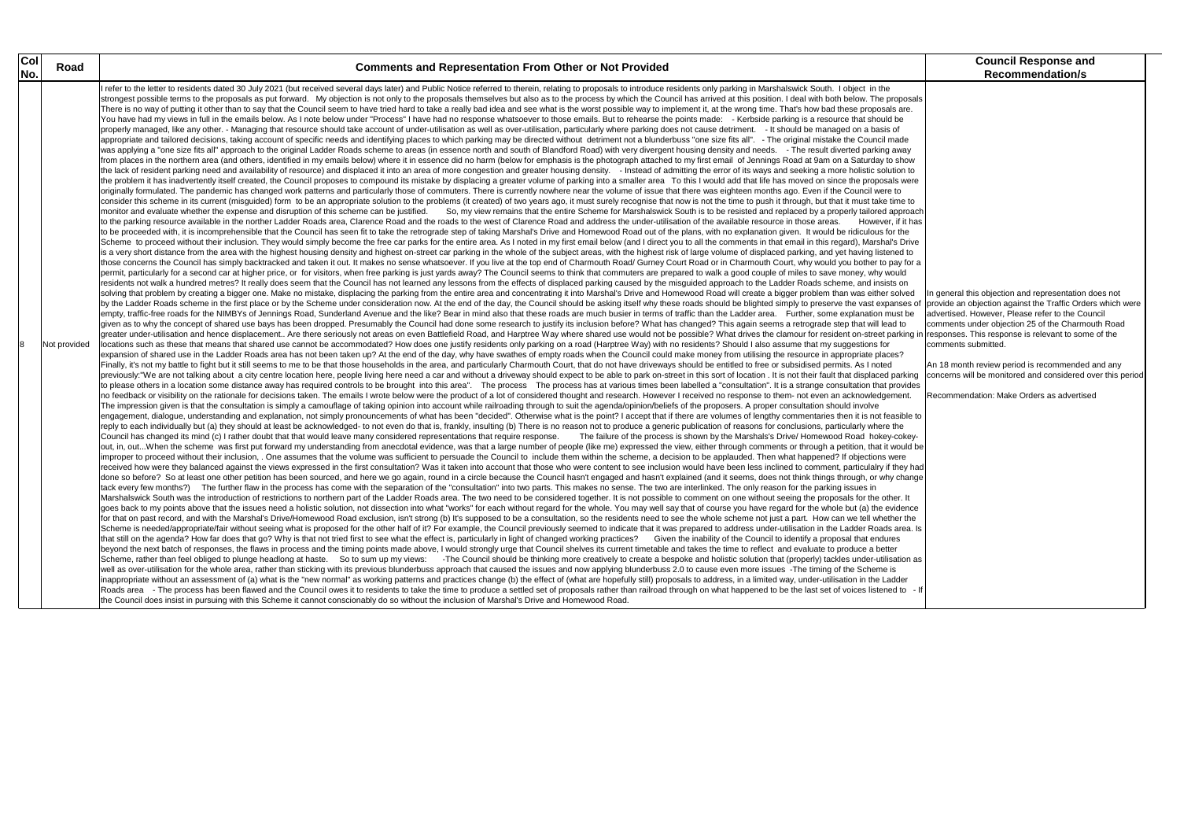| Col No. | Road | Comments and Representation From Other or Not Provided | Council Response and Recommendation/s |
|---|---|---|---|
| 8 | Not provided | I refer to the letter to residents dated 30 July 2021 (but received several days later) and Public Notice referred to therein, relating to proposals to introduce residents only parking in Marshalswick South. I object in the strongest possible terms to the proposals as put forward. My objection is not only to the proposals themselves but also as to the process by which the Council has arrived at this position. I deal with both below. The proposals There is no way of putting it other than to say that the Council seem to have tried hard to take a really bad idea and see what is the worst possible way to implement it, at the wrong time. That's how bad these proposals are. You have had my views in full in the emails below. As I note below under "Process" I have had no response whatsoever to those emails. But to rehearse the points made: - Kerbside parking is a resource that should be properly managed, like any other. - Managing that resource should take account of under-utilisation as well as over-utilisation, particularly where parking does not cause detriment. - It should be managed on a basis of appropriate and tailored decisions, taking account of specific needs and identifying places to which parking may be directed without detriment not a blunderbuss "one size fits all". - The original mistake the Council made was applying a "one size fits all" approach to the original Ladder Roads scheme to areas (in essence north and south of Blandford Road) with very divergent housing density and needs. - The result diverted parking away from places in the northern area (and others, identified in my emails below) where it in essence did no harm (below for emphasis is the photograph attached to my first email of Jennings Road at 9am on a Saturday to show the lack of resident parking need and availability of resource) and displaced it into an area of more congestion and greater housing density. - Instead of admitting the error of its ways and seeking a more holistic solution to the problem it has inadvertently itself created, the Council proposes to compound its mistake by displacing a greater volume of parking into a smaller area To this I would add that life has moved on since the proposals were originally formulated. The pandemic has changed work patterns and particularly those of commuters. There is currently nowhere near the volume of issue that there was eighteen months ago. Even if the Council were to consider this scheme in its current (misguided) form to be an appropriate solution to the problems (it created) of two years ago, it must surely recognise that now is not the time to push it through, but that it must take time to monitor and evaluate whether the expense and disruption of this scheme can be justified. So, my view remains that the entire Scheme for Marshalswick South is to be resisted and replaced by a properly tailored approach to the parking resource available in the norther Ladder Roads area, Clarence Road and the roads to the west of Clarence Road and address the under-utilisation of the available resource in those areas. However, if it has to be proceeded with, it is incomprehensible that the Council has seen fit to take the retrograde step of taking Marshal's Drive and Homewood Road out of the plans, with no explanation given. It would be ridiculous for the Scheme to proceed without their inclusion. They would simply become the free car parks for the entire area. As I noted in my first email below (and I direct you to all the comments in that email in this regard), Marshal's Drive is a very short distance from the area with the highest housing density and highest on-street car parking in the whole of the subject areas, with the highest risk of large volume of displaced parking, and yet having listened to those concerns the Council has simply backtracked and taken it out. It makes no sense whatsoever. If you live at the top end of Charmouth Road/ Gurney Court Road or in Charmouth Court, why would you bother to pay for a permit, particularly for a second car at higher price, or for visitors, when free parking is just yards away? The Council seems to think that commuters are prepared to walk a good couple of miles to save money, why would residents not walk a hundred metres? It really does seem that the Council has not learned any lessons from the effects of displaced parking caused by the misguided approach to the Ladder Roads scheme, and insists on solving that problem by creating a bigger one. Make no mistake, displacing the parking from the entire area and concentrating it into Marshal's Drive and Homewood Road will create a bigger problem than was either solved by the Ladder Roads scheme in the first place or by the Scheme under consideration now. At the end of the day, the Council should be asking itself why these roads should be blighted simply to preserve the vast expanses of empty, traffic-free roads for the NIMBYs of Jennings Road, Sunderland Avenue and the like? Bear in mind also that these roads are much busier in terms of traffic than the Ladder area. Further, some explanation must be given as to why the concept of shared use bays has been dropped. Presumably the Council had done some research to justify its inclusion before? What has changed? This again seems a retrograde step that will lead to greater under-utilisation and hence displacement.. Are there seriously not areas on even Battlefield Road, and Harptree Way where shared use would not be possible? What drives the clamour for resident on-street parking in locations such as these that means that shared use cannot be accommodated? How does one justify residents only parking on a road (Harptree Way) with no residents? Should I also assume that my suggestions for expansion of shared use in the Ladder Roads area has not been taken up? At the end of the day, why have swathes of empty roads when the Council could make money from utilising the resource in appropriate places? Finally, it's not my battle to fight but it still seems to me to be that those households in the area, and particularly Charmouth Court, that do not have driveways should be entitled to free or subsidised permits. As I noted previously:"We are not talking about a city centre location here, people living here need a car and without a driveway should expect to be able to park on-street in this sort of location . It is not their fault that displaced parking to please others in a location some distance away has required controls to be brought into this area". The process The process has at various times been labelled a "consultation". It is a strange consultation that provides no feedback or visibility on the rationale for decisions taken. The emails I wrote below were the product of a lot of considered thought and research. However I received no response to them- not even an acknowledgement. The impression given is that the consultation is simply a camouflage of taking opinion into account while railroading through to suit the agenda/opinion/beliefs of the proposers. A proper consultation should involve engagement, dialogue, understanding and explanation, not simply pronouncements of what has been "decided". Otherwise what is the point? I accept that if there are volumes of lengthy commentaries then it is not feasible to reply to each individually but (a) they should at least be acknowledged- to not even do that is, frankly, insulting (b) There is no reason not to produce a generic publication of reasons for conclusions, particularly where the Council has changed its mind (c) I rather doubt that that would leave many considered representations that require response. The failure of the process is shown by the Marshals's Drive/ Homewood Road hokey-cokey-out, in, out...When the scheme was first put forward my understanding from anecdotal evidence, was that a large number of people (like me) expressed the view, either through comments or through a petition, that it would be improper to proceed without their inclusion, . One assumes that the volume was sufficient to persuade the Council to include them within the scheme, a decision to be applauded. Then what happened? If objections were received how were they balanced against the views expressed in the first consultation? Was it taken into account that those who were content to see inclusion would have been less inclined to comment, particulalry if they had done so before? So at least one other petition has been sourced, and here we go again, round in a circle because the Council hasn't engaged and hasn't explained (and it seems, does not think things through, or why change tack every few months?) The further flaw in the process has come with the separation of the "consultation" into two parts. This makes no sense. The two are interlinked. The only reason for the parking issues in Marshalswick South was the introduction of restrictions to northern part of the Ladder Roads area. The two need to be considered together. It is not possible to comment on one without seeing the proposals for the other. It goes back to my points above that the issues need a holistic solution, not dissection into what "works" for each without regard for the whole. You may well say that of course you have regard for the whole but (a) the evidence for that on past record, and with the Marshal's Drive/Homewood Road exclusion, isn't strong (b) It's supposed to be a consultation, so the residents need to see the whole scheme not just a part. How can we tell whether the Scheme is needed/appropriate/fair without seeing what is proposed for the other half of it? For example, the Council previously seemed to indicate that it was prepared to address under-utilisation in the Ladder Roads area. Is that still on the agenda? How far does that go? Why is that not tried first to see what the effect is, particularly in light of changed working practices? Given the inability of the Council to identify a proposal that endures beyond the next batch of responses, the flaws in process and the timing points made above, I would strongly urge that Council shelves its current timetable and takes the time to reflect and evaluate to produce a better Scheme, rather than feel obliged to plunge headlong at haste. So to sum up my views: -The Council should be thinking more creatively to create a bespoke and holistic solution that (properly) tackles under-utilisation as well as over-utilisation for the whole area, rather than sticking with its previous blunderbuss approach that caused the issues and now applying blunderbuss 2.0 to cause even more issues -The timing of the Scheme is inappropriate without an assessment of (a) what is the "new normal" as working patterns and practices change (b) the effect of (what are hopefully still) proposals to address, in a limited way, under-utilisation in the Ladder Roads area - The process has been flawed and the Council owes it to residents to take the time to produce a settled set of proposals rather than railroad through on what happened to be the last set of voices listened to - If the Council does insist in pursuing with this Scheme it cannot conscionably do so without the inclusion of Marshal's Drive and Homewood Road. | In general this objection and representation does not provide an objection against the Traffic Orders which were advertised. However, Please refer to the Council comments under objection 25 of the Charmouth Road responses. This response is relevant to some of the comments submitted.<br><br>An 18 month review period is recommended and any concerns will be monitored and considered over this period<br><br>Recommendation: Make Orders as advertised |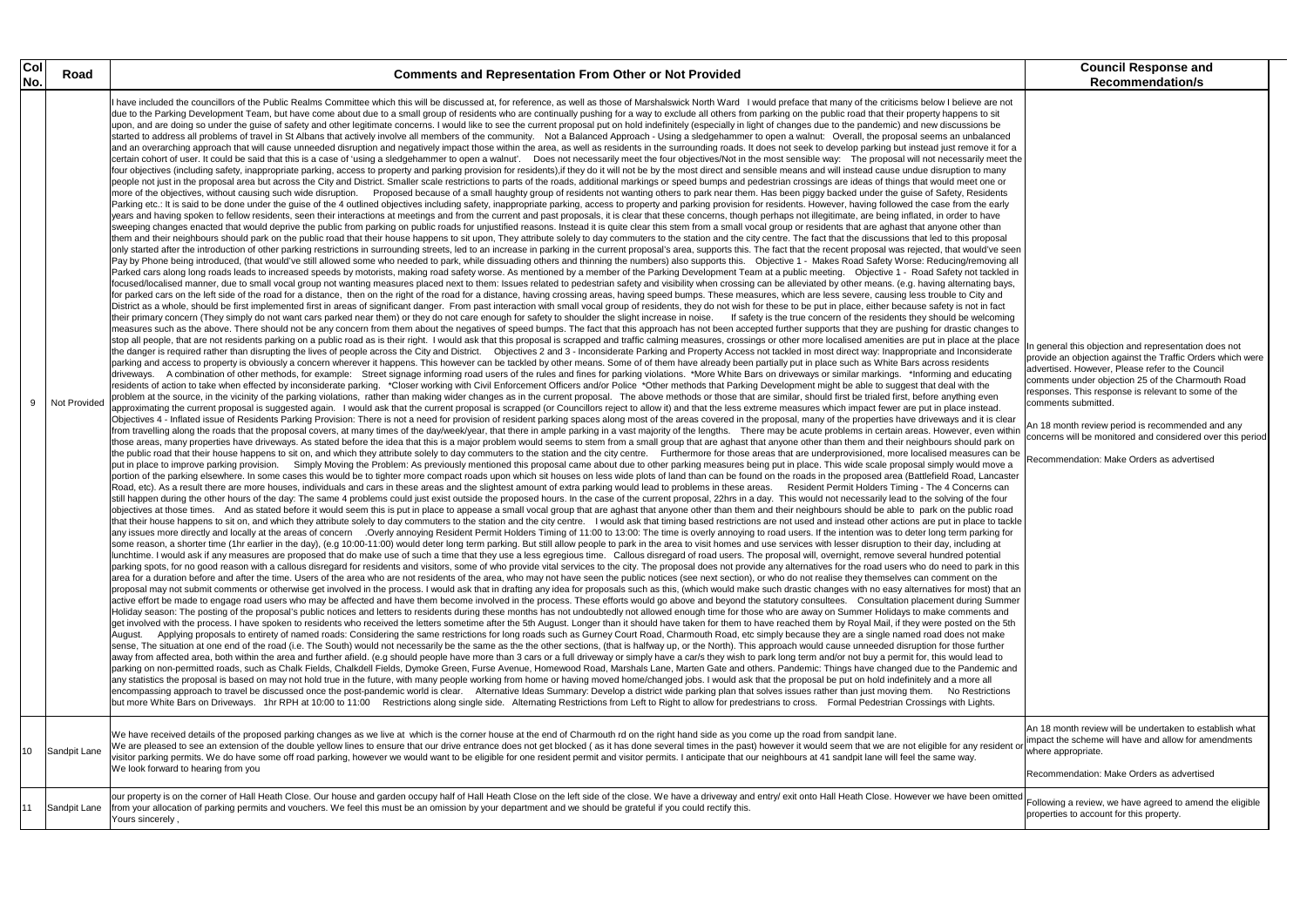| Col No. | Road | Comments and Representation From Other or Not Provided | Council Response and Recommendation/s |
|---|---|---|---|
| 9 | Not Provided | I have included the councillors of the Public Realms Committee which this will be discussed at, for reference, as well as those of Marshalswick North Ward I would preface that many of the criticisms below I believe are not due to the Parking Development Team, but have come about due to a small group of residents who are continually pushing for a way to exclude all others from parking on the public road that their property happens to sit upon, and are doing so under the guise of safety and other legitimate concerns. I would like to see the current proposal put on hold indefinitely (especially in light of changes due to the pandemic) and new discussions be started to address all problems of travel in St Albans that actively involve all members of the community. Not a Balanced Approach - Using a sledgehammer to open a walnut: Overall, the proposal seems an unbalanced and an overarching approach that will cause unneeded disruption and negatively impact those within the area, as well as residents in the surrounding roads. It does not seek to develop parking but instead just remove it for a certain cohort of user. It could be said that this is a case of 'using a sledgehammer to open a walnut'. Does not necessarily meet the four objectives/Not in the most sensible way: The proposal will not necessarily meet the four objectives (including safety, inappropriate parking, access to property and parking provision for residents),if they do it will not be by the most direct and sensible means and will instead cause undue disruption to many people not just in the proposal area but across the City and District. Smaller scale restrictions to parts of the roads, additional markings or speed bumps and pedestrian crossings are ideas of things that would meet one or more of the objectives, without causing such wide disruption. Proposed because of a small haughty group of residents not wanting others to park near them. Has been piggy backed under the guise of Safety, Residents Parking etc.: It is said to be done under the guise of the 4 outlined objectives including safety, inappropriate parking, access to property and parking provision for residents. However, having followed the case from the early years and having spoken to fellow residents, seen their interactions at meetings and from the current and past proposals, it is clear that these concerns, though perhaps not illegitimate, are being inflated, in order to have sweeping changes enacted that would deprive the public from parking on public roads for unjustified reasons. Instead it is quite clear this stem from a small vocal group or residents that are aghast that anyone other than them and their neighbours should park on the public road that their house happens to sit upon, They attribute solely to day commuters to the station and the city centre. The fact that the discussions that led to this proposal only started after the introduction of other parking restrictions in surrounding streets, led to an increase in parking in the current proposal's area, supports this. The fact that the recent proposal was rejected, that would've seen Pay by Phone being introduced, (that would've still allowed some who needed to park, while dissuading others and thinning the numbers) also supports this. Objective 1 - Makes Road Safety Worse: Reducing/removing all Parked cars along long roads leads to increased speeds by motorists, making road safety worse. As mentioned by a member of the Parking Development Team at a public meeting. Objective 1 - Road Safety not tackled in focused/localised manner, due to small vocal group not wanting measures placed next to them: Issues related to pedestrian safety and visibility when crossing can be alleviated by other means. (e.g. having alternating bays, for parked cars on the left side of the road for a distance, then on the right of the road for a distance, having crossing areas, having speed bumps. These measures, which are less severe, causing less trouble to City and District as a whole, should be first implemented first in areas of significant danger. From past interaction with small vocal group of residents, they do not wish for these to be put in place, either because safety is not in fact their primary concern (They simply do not want cars parked near them) or they do not care enough for safety to shoulder the slight increase in noise. If safety is the true concern of the residents they should be welcoming measures such as the above. There should not be any concern from them about the negatives of speed bumps. The fact that this approach has not been accepted further supports that they are pushing for drastic changes to stop all people, that are not residents parking on a public road as is their right. I would ask that this proposal is scrapped and traffic calming measures, crossings or other more localised amenities are put in place at the place the danger is required rather than disrupting the lives of people across the City and District. Objectives 2 and 3 - Inconsiderate Parking and Property Access not tackled in most direct way: Inappropriate and Inconsiderate parking and access to property is obviously a concern wherever it happens. This however can be tackled by other means. Some of them have already been partially put in place such as White Bars across residents driveways. A combination of other methods, for example: Street signage informing road users of the rules and fines for parking violations. \*More White Bars on driveways or similar markings. \*Informing and educating residents of action to take when effected by inconsiderate parking. \*Closer working with Civil Enforcement Officers and/or Police \*Other methods that Parking Development might be able to suggest that deal with the problem at the source, in the vicinity of the parking violations, rather than making wider changes as in the current proposal. The above methods or those that are similar, should first be trialed first, before anything even approximating the current proposal is suggested again. I would ask that the current proposal is scrapped (or Councillors reject to allow it) and that the less extreme measures which impact fewer are put in place instead. Objectives 4 - Inflated issue of Residents Parking Provision: There is not a need for provision of resident parking spaces along most of the areas covered in the proposal, many of the properties have driveways and it is clear from travelling along the roads that the proposal covers, at many times of the day/week/year, that there in ample parking in a vast majority of the lengths. There may be acute problems in certain areas. However, even within those areas, many properties have driveways. As stated before the idea that this is a major problem would seems to stem from a small group that are aghast that anyone other than them and their neighbours should park on the public road that their house happens to sit on, and which they attribute solely to day commuters to the station and the city centre. Furthermore for those areas that are underprovisioned, more localised measures can be put in place to improve parking provision. Simply Moving the Problem: As previously mentioned this proposal came about due to other parking measures being put in place. This wide scale proposal simply would move a portion of the parking elsewhere. In some cases this would be to tighter more compact roads upon which sit houses on less wide plots of land than can be found on the roads in the proposed area (Battlefield Road, Lancaster Road, etc). As a result there are more houses, individuals and cars in these areas and the slightest amount of extra parking would lead to problems in these areas. Resident Permit Holders Timing - The 4 Concerns can still happen during the other hours of the day: The same 4 problems could just exist outside the proposed hours. In the case of the current proposal, 22hrs in a day. This would not necessarily lead to the solving of the four objectives at those times. And as stated before it would seem this is put in place to appease a small vocal group that are aghast that anyone other than them and their neighbours should be able to park on the public road that their house happens to sit on, and which they attribute solely to day commuters to the station and the city centre. I would ask that timing based restrictions are not used and instead other actions are put in place to tackle any issues more directly and locally at the areas of concern .Overly annoying Resident Permit Holders Timing of 11:00 to 13:00: The time is overly annoying to road users. If the intention was to deter long term parking for some reason, a shorter time (1hr earlier in the day), (e.g 10:00-11:00) would deter long term parking. But still allow people to park in the area to visit homes and use services with lesser disruption to their day, including at lunchtime. I would ask if any measures are proposed that do make use of such a time that they use a less egregious time. Callous disregard of road users. The proposal will, overnight, remove several hundred potential parking spots, for no good reason with a callous disregard for residents and visitors, some of who provide vital services to the city. The proposal does not provide any alternatives for the road users who do need to park in this area for a duration before and after the time. Users of the area who are not residents of the area, who may not have seen the public notices (see next section), or who do not realise they themselves can comment on the proposal may not submit comments or otherwise get involved in the process. I would ask that in drafting any idea for proposals such as this, (which would make such drastic changes with no easy alternatives for most) that an active effort be made to engage road users who may be affected and have them become involved in the process. These efforts would go above and beyond the statutory consultees. Consultation placement during Summer Holiday season: The posting of the proposal's public notices and letters to residents during these months has not undoubtedly not allowed enough time for those who are away on Summer Holidays to make comments and get involved with the process. I have spoken to residents who received the letters sometime after the 5th August. Longer than it should have taken for them to have reached them by Royal Mail, if they were posted on the 5th August. Applying proposals to entirety of named roads: Considering the same restrictions for long roads such as Gurney Court Road, Charmouth Road, etc simply because they are a single named road does not make sense, The situation at one end of the road (i.e. The South) would not necessarily be the same as the other sections, (that is halfway up, or the North). This approach would cause unneeded disruption for those further away from affected area, both within the area and further afield. (e.g should people have more than 3 cars or a full driveway or simply have a car/s they wish to park long term and/or not buy a permit for, this would lead to parking on non-permitted roads, such as Chalk Fields, Chalkdell Fields, Dymoke Green, Furse Avenue, Homewood Road, Marshals Lane, Marten Gate and others. Pandemic: Things have changed due to the Pandemic and any statistics the proposal is based on may not hold true in the future, with many people working from home or having moved home/changed jobs. I would ask that the proposal be put on hold indefinitely and a more all encompassing approach to travel be discussed once the post-pandemic world is clear. Alternative Ideas Summary: Develop a district wide parking plan that solves issues rather than just moving them. No Restrictions but more White Bars on Driveways. 1hr RPH at 10:00 to 11:00 Restrictions along single side. Alternating Restrictions from Left to Right to allow for predestrians to cross. Formal Pedestrian Crossings with Lights. | In general this objection and representation does not provide an objection against the Traffic Orders which were advertised. However, Please refer to the Council comments under objection 25 of the Charmouth Road responses. This response is relevant to some of the comments submitted.<br><br>An 18 month review period is recommended and any concerns will be monitored and considered over this period<br><br>Recommendation: Make Orders as advertised |
| 10 | Sandpit Lane | We have received details of the proposed parking changes as we live at which is the corner house at the end of Charmouth rd on the right hand side as you come up the road from sandpit lane.<br>We are pleased to see an extension of the double yellow lines to ensure that our drive entrance does not get blocked ( as it has done several times in the past) however it would seem that we are not eligible for any resident or visitor parking permits. We do have some off road parking, however we would want to be eligible for one resident permit and visitor permits. I anticipate that our neighbours at 41 sandpit lane will feel the same way.<br>We look forward to hearing from you | An 18 month review will be undertaken to establish what impact the scheme will have and allow for amendments where appropriate.<br><br>Recommendation: Make Orders as advertised |
| 11 | Sandpit Lane | our property is on the corner of Hall Heath Close. Our house and garden occupy half of Hall Heath Close on the left side of the close. We have a driveway and entry/ exit onto Hall Heath Close. However we have been omitted from your allocation of parking permits and vouchers. We feel this must be an omission by your department and we should be grateful if you could rectify this.<br>Yours sincerely , | Following a review, we have agreed to amend the eligible properties to account for this property. |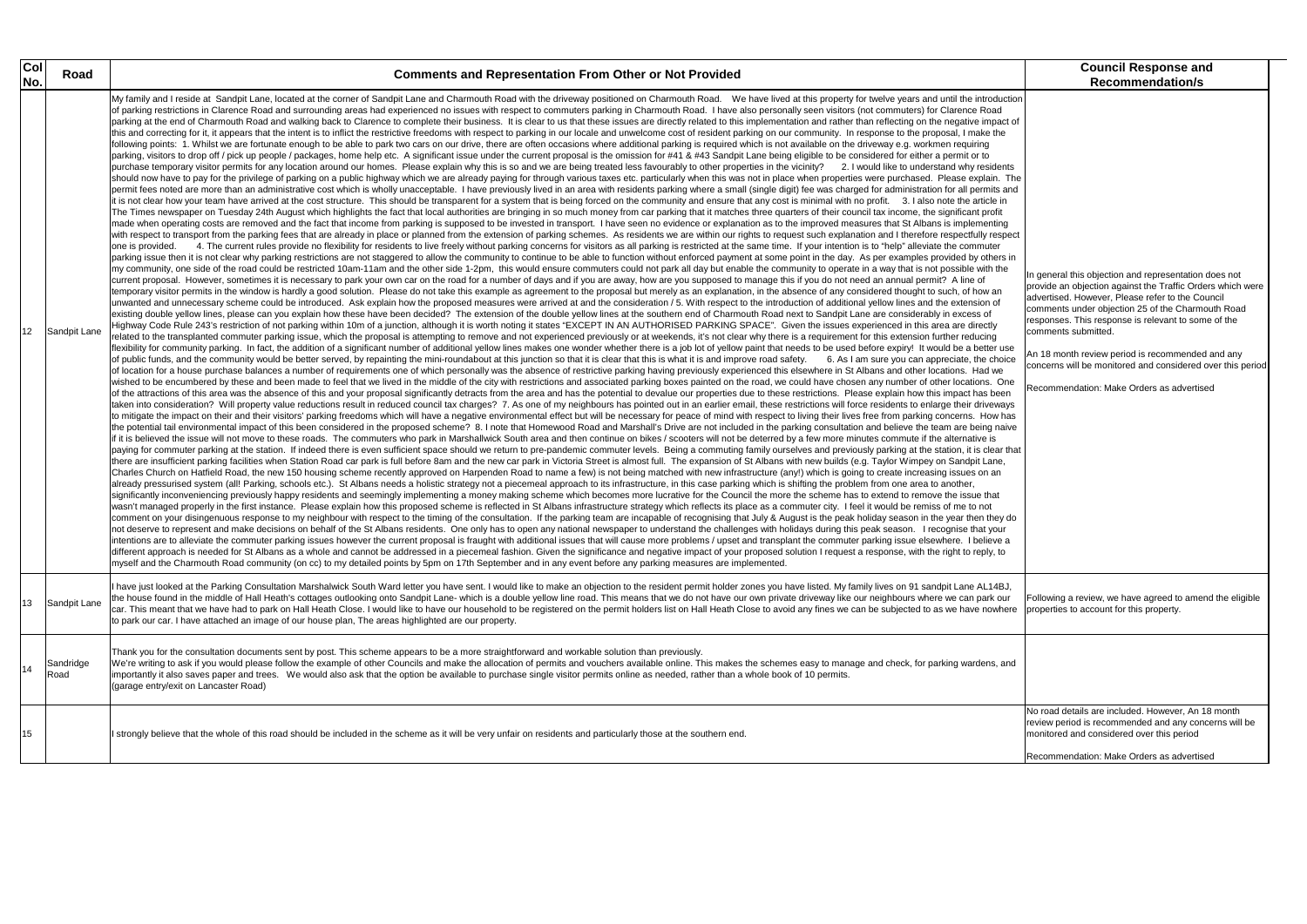| Col No. | Road | Comments and Representation From Other or Not Provided | Council Response and Recommendation/s |
|---|---|---|---|
| 12 | Sandpit Lane | My family and I reside at Sandpit Lane, located at the corner of Sandpit Lane and Charmouth Road with the driveway positioned on Charmouth Road. We have lived at this property for twelve years and until the introduction of parking restrictions in Clarence Road and surrounding areas had experienced no issues with respect to commuters parking in Charmouth Road. I have also personally seen visitors (not commuters) for Clarence Road parking at the end of Charmouth Road and walking back to Clarence to complete their business. It is clear to us that these issues are directly related to this implementation and rather than reflecting on the negative impact of this and correcting for it, it appears that the intent is to inflict the restrictive freedoms with respect to parking in our locale and unwelcome cost of resident parking on our community. In response to the proposal, I make the following points: 1. Whilst we are fortunate enough to be able to park two cars on our drive, there are often occasions where additional parking is required which is not available on the driveway e.g. workmen requiring parking, visitors to drop off / pick up people / packages, home help etc. A significant issue under the current proposal is the omission for #41 & #43 Sandpit Lane being eligible to be considered for either a permit or to purchase temporary visitor permits for any location around our homes. Please explain why this is so and we are being treated less favourably to other properties in the vicinity? 2. I would like to understand why residents should now have to pay for the privilege of parking on a public highway which we are already paying for through various taxes etc. particularly when this was not in place when properties were purchased. Please explain. The permit fees noted are more than an administrative cost which is wholly unacceptable. I have previously lived in an area with residents parking where a small (single digit) fee was charged for administration for all permits and it is not clear how your team have arrived at the cost structure. This should be transparent for a system that is being forced on the community and ensure that any cost is minimal with no profit. 3. I also note the article in The Times newspaper on Tuesday 24th August which highlights the fact that local authorities are bringing in so much money from car parking that it matches three quarters of their council tax income, the significant profit made when operating costs are removed and the fact that income from parking is supposed to be invested in transport. I have seen no evidence or explanation as to the improved measures that St Albans is implementing with respect to transport from the parking fees that are already in place or planned from the extension of parking schemes. As residents we are within our rights to request such explanation and I therefore respectfully respect one is provided. 4. The current rules provide no flexibility for residents to live freely without parking concerns for visitors as all parking is restricted at the same time. If your intention is to "help" alleviate the commuter parking issue then it is not clear why parking restrictions are not staggered to allow the community to continue to be able to function without enforced payment at some point in the day. As per examples provided by others in my community, one side of the road could be restricted 10am-11am and the other side 1-2pm, this would ensure commuters could not park all day but enable the community to operate in a way that is not possible with the current proposal. However, sometimes it is necessary to park your own car on the road for a number of days and if you are away, how are you supposed to manage this if you do not need an annual permit? A line of temporary visitor permits in the window is hardly a good solution. Please do not take this example as agreement to the proposal but merely as an explanation, in the absence of any considered thought to such, of how an unwanted and unnecessary scheme could be introduced. Ask explain how the proposed measures were arrived at and the consideration / 5. With respect to the introduction of additional yellow lines and the extension of existing double yellow lines, please can you explain how these have been decided? The extension of the double yellow lines at the southern end of Charmouth Road next to Sandpit Lane are considerably in excess of Highway Code Rule 243's restriction of not parking within 10m of a junction, although it is worth noting it states "EXCEPT IN AN AUTHORISED PARKING SPACE". Given the issues experienced in this area are directly related to the transplanted commuter parking issue, which the proposal is attempting to remove and not experienced previously or at weekends, it's not clear why there is a requirement for this extension further reducing flexibility for community parking. In fact, the addition of a significant number of additional yellow lines makes one wonder whether there is a job lot of yellow paint that needs to be used before expiry! It would be a better use of public funds, and the community would be better served, by repainting the mini-roundabout at this junction so that it is clear that this is what it is and improve road safety. 6. As I am sure you can appreciate, the choice of location for a house purchase balances a number of requirements one of which personally was the absence of restrictive parking having previously experienced this elsewhere in St Albans and other locations. Had we wished to be encumbered by these and been made to feel that we lived in the middle of the city with restrictions and associated parking boxes painted on the road, we could have chosen any number of other locations. One of the attractions of this area was the absence of this and your proposal significantly detracts from the area and has the potential to devalue our properties due to these restrictions. Please explain how this impact has been taken into consideration? Will property value reductions result in reduced council tax charges? 7. As one of my neighbours has pointed out in an earlier email, these restrictions will force residents to enlarge their driveways to mitigate the impact on their and their visitors' parking freedoms which will have a negative environmental effect but will be necessary for peace of mind with respect to living their lives free from parking concerns. How has the potential tail environmental impact of this been considered in the proposed scheme? 8. I note that Homewood Road and Marshall's Drive are not included in the parking consultation and believe the team are being naive if it is believed the issue will not move to these roads. The commuters who park in Marshallwick South area and then continue on bikes / scooters will not be deterred by a few more minutes commute if the alternative is paying for commuter parking at the station. If indeed there is even sufficient space should we return to pre-pandemic commuter levels. Being a commuting family ourselves and previously parking at the station, it is clear that there are insufficient parking facilities when Station Road car park is full before 8am and the new car park in Victoria Street is almost full. The expansion of St Albans with new builds (e.g. Taylor Wimpey on Sandpit Lane, Charles Church on Hatfield Road, the new 150 housing scheme recently approved on Harpenden Road to name a few) is not being matched with new infrastructure (any!) which is going to create increasing issues on an already pressurised system (all! Parking, schools etc.). St Albans needs a holistic strategy not a piecemeal approach to its infrastructure, in this case parking which is shifting the problem from one area to another, significantly inconveniencing previously happy residents and seemingly implementing a money making scheme which becomes more lucrative for the Council the more the scheme has to extend to remove the issue that wasn't managed properly in the first instance. Please explain how this proposed scheme is reflected in St Albans infrastructure strategy which reflects its place as a commuter city. I feel it would be remiss of me to not comment on your disingenuous response to my neighbour with respect to the timing of the consultation. If the parking team are incapable of recognising that July & August is the peak holiday season in the year then they do not deserve to represent and make decisions on behalf of the St Albans residents. One only has to open any national newspaper to understand the challenges with holidays during this peak season. I recognise that your intentions are to alleviate the commuter parking issues however the current proposal is fraught with additional issues that will cause more problems / upset and transplant the commuter parking issue elsewhere. I believe a different approach is needed for St Albans as a whole and cannot be addressed in a piecemeal fashion. Given the significance and negative impact of your proposed solution I request a response, with the right to reply, to myself and the Charmouth Road community (on cc) to my detailed points by 5pm on 17th September and in any event before any parking measures are implemented. | In general this objection and representation does not provide an objection against the Traffic Orders which were advertised. However, Please refer to the Council comments under objection 25 of the Charmouth Road responses. This response is relevant to some of the comments submitted.<br><br>An 18 month review period is recommended and any concerns will be monitored and considered over this period<br><br>Recommendation: Make Orders as advertised |
| 13 | Sandpit Lane | I have just looked at the Parking Consultation Marshalwick South Ward letter you have sent. I would like to make an objection to the resident permit holder zones you have listed. My family lives on 91 sandpit Lane AL14BJ, the house found in the middle of Hall Heath's cottages outlooking onto Sandpit Lane- which is a double yellow line road. This means that we do not have our own private driveway like our neighbours where we can park our car. This meant that we have had to park on Hall Heath Close. I would like to have our household to be registered on the permit holders list on Hall Heath Close to avoid any fines we can be subjected to as we have nowhere to park our car. I have attached an image of our house plan, The areas highlighted are our property. | Following a review, we have agreed to amend the eligible properties to account for this property. |
| 14 | Sandridge Road | Thank you for the consultation documents sent by post. This scheme appears to be a more straightforward and workable solution than previously.<br>We're writing to ask if you would please follow the example of other Councils and make the allocation of permits and vouchers available online. This makes the schemes easy to manage and check, for parking wardens, and importantly it also saves paper and trees. We would also ask that the option be available to purchase single visitor permits online as needed, rather than a whole book of 10 permits.<br>(garage entry/exit on Lancaster Road) | |
| 15 | | I strongly believe that the whole of this road should be included in the scheme as it will be very unfair on residents and particularly those at the southern end. | No road details are included. However, An 18 month review period is recommended and any concerns will be monitored and considered over this period<br><br>Recommendation: Make Orders as advertised |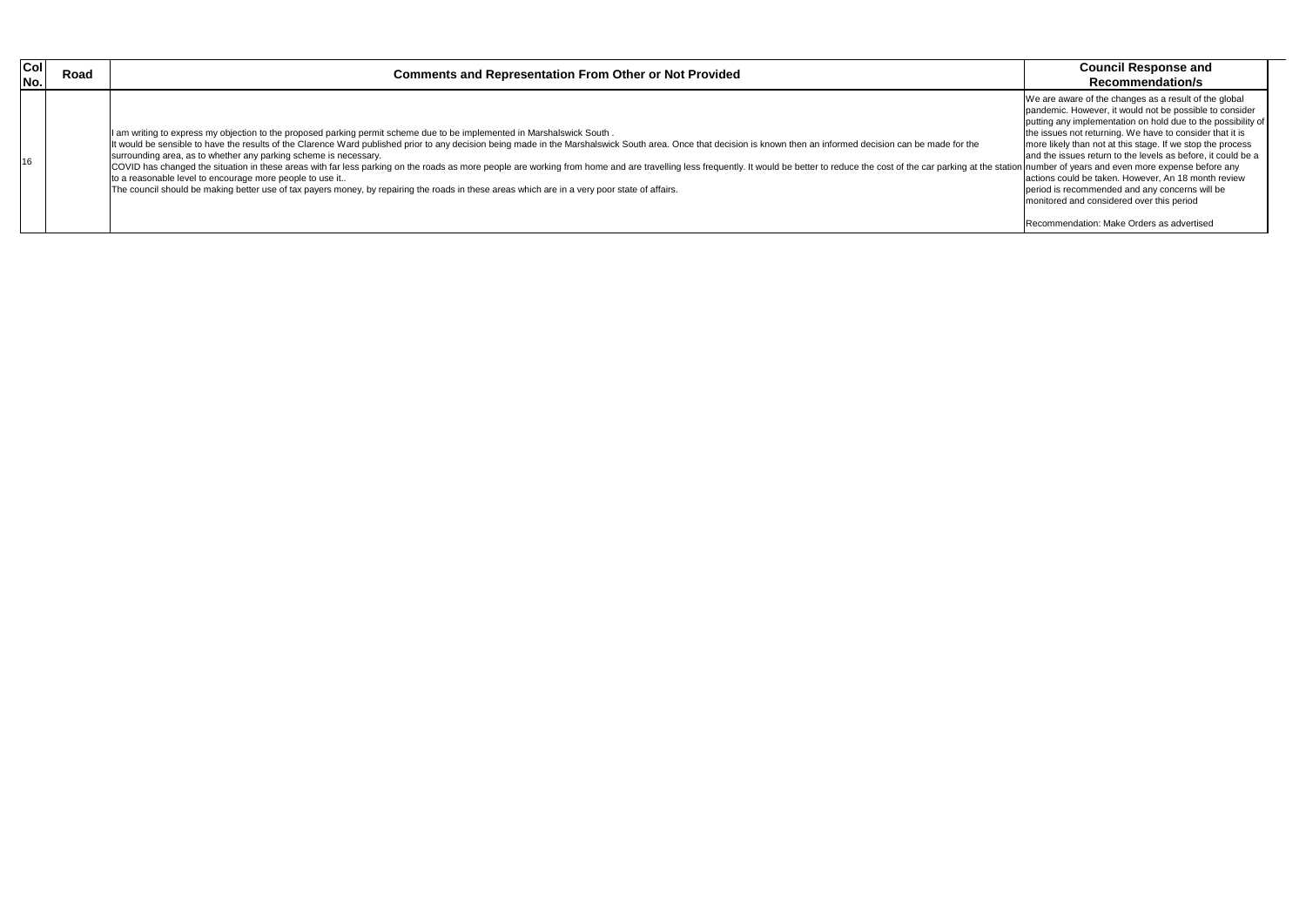| Col No. | Road | Comments and Representation From Other or Not Provided | Council Response and Recommendation/s |
|---|---|---|---|
| 16 | | I am writing to express my objection to the proposed parking permit scheme due to be implemented in Marshalswick South .<br>It would be sensible to have the results of the Clarence Ward published prior to any decision being made in the Marshalswick South area. Once that decision is known then an informed decision can be made for the surrounding area, as to whether any parking scheme is necessary.<br>COVID has changed the situation in these areas with far less parking on the roads as more people are working from home and are travelling less frequently. It would be better to reduce the cost of the car parking at the station to a reasonable level to encourage more people to use it..<br>The council should be making better use of tax payers money, by repairing the roads in these areas which are in a very poor state of affairs. | We are aware of the changes as a result of the global pandemic. However, it would not be possible to consider putting any implementation on hold due to the possibility of the issues not returning. We have to consider that it is more likely than not at this stage. If we stop the process and the issues return to the levels as before, it could be a number of years and even more expense before any actions could be taken. However, An 18 month review period is recommended and any concerns will be monitored and considered over this period<br><br>Recommendation: Make Orders as advertised |